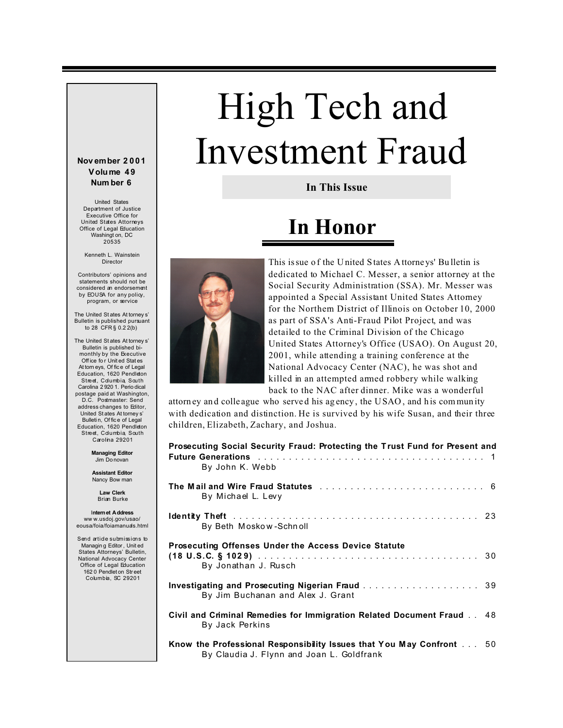# High Tech and Investment Fraud

**November 2001**
**Volume 49**
**Number 6**

United States
Department of Justice
Executive Office for
United States Attorneys
Office of Legal Education
Washington, DC
20535

Kenneth L. Wainstein
Director

Contributors' opinions and statements should not be considered an endorsement by EOUSA for any policy, program, or service

The United States Attorneys' Bulletin is published pursuant to 28 CFR § 0.22(b)

The United States Attorneys' Bulletin is published bi-monthly by the Executive Office for United States Attorneys, Office of Legal Education, 1620 Pendleton Street, Columbia, South Carolina 29201. Periodical postage paid at Washington, D.C. Postmaster: Send address changes to Editor, United States Attorneys' Bulletin, Office of Legal Education, 1620 Pendleton Street, Columbia, South Carolina 29201

**Managing Editor**
Jim Donovan

**Assistant Editor**
Nancy Bowman

**Law Clerk**
Brian Burke

**Internet Address**
www.usdoj.gov/usao/eousa/foia/foiamanuals.html

Send article submissions to Managing Editor, United States Attorneys' Bulletin, National Advocacy Center Office of Legal Education 1620 Pendleton Street Columbia, SC 29201

**In This Issue**

## In Honor

This issue of the United States Attorneys' Bulletin is dedicated to Michael C. Messer, a senior attorney at the Social Security Administration (SSA). Mr. Messer was appointed a Special Assistant United States Attorney for the Northern District of Illinois on October 10, 2000 as part of SSA's Anti-Fraud Pilot Project, and was detailed to the Criminal Division of the Chicago United States Attorney's Office (USAO). On August 20, 2001, while attending a training conference at the National Advocacy Center (NAC), he was shot and killed in an attempted armed robbery while walking back to the NAC after dinner. Mike was a wonderful attorney and colleague who served his agency, the USAO, and his community with dedication and distinction. He is survived by his wife Susan, and their three children, Elizabeth, Zachary, and Joshua.

**Prosecuting Social Security Fraud: Protecting the Trust Fund for Present and Future Generations** . . . . . . . . . . 1
By John K. Webb

**The Mail and Wire Fraud Statutes** . . . . . . . . . . 6
By Michael L. Levy

**Identity Theft** . . . . . . . . . . 23
By Beth Moskow-Schnoll

**Prosecuting Offenses Under the Access Device Statute (18 U.S.C. § 1029)** . . . . . . . . . . 30
By Jonathan J. Rusch

**Investigating and Prosecuting Nigerian Fraud** . . . . . . . . . . 39
By Jim Buchanan and Alex J. Grant

**Civil and Criminal Remedies for Immigration Related Document Fraud** . . 48
By Jack Perkins

**Know the Professional Responsibility Issues that You May Confront** . . . 50
By Claudia J. Flynn and Joan L. Goldfrank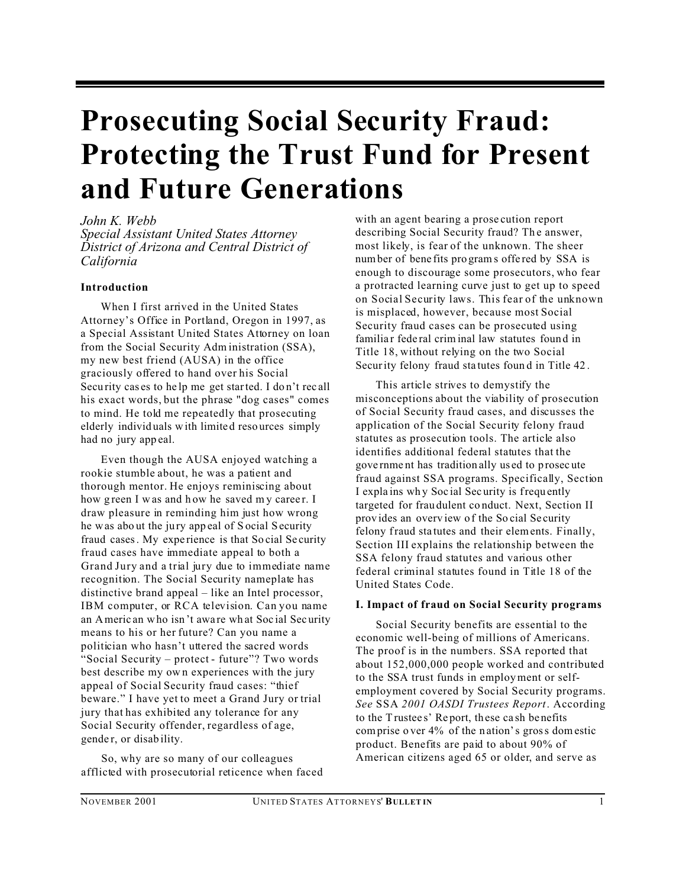# Prosecuting Social Security Fraud: Protecting the Trust Fund for Present and Future Generations

*John K. Webb*
*Special Assistant United States Attorney*
*District of Arizona and Central District of California*

**Introduction**

When I first arrived in the United States Attorney's Office in Portland, Oregon in 1997, as a Special Assistant United States Attorney on loan from the Social Security Administration (SSA), my new best friend (AUSA) in the office graciously offered to hand over his Social Security cases to help me get started. I don't recall his exact words, but the phrase "dog cases" comes to mind. He told me repeatedly that prosecuting elderly individuals with limited resources simply had no jury appeal.

Even though the AUSA enjoyed watching a rookie stumble about, he was a patient and thorough mentor. He enjoys reminiscing about how green I was and how he saved my career. I draw pleasure in reminding him just how wrong he was about the jury appeal of Social Security fraud cases. My experience is that Social Security fraud cases have immediate appeal to both a Grand Jury and a trial jury due to immediate name recognition. The Social Security nameplate has distinctive brand appeal – like an Intel processor, IBM computer, or RCA television. Can you name an American who isn't aware what Social Security means to his or her future? Can you name a politician who hasn't uttered the sacred words "Social Security – protect - future"? Two words best describe my own experiences with the jury appeal of Social Security fraud cases: "thief beware." I have yet to meet a Grand Jury or trial jury that has exhibited any tolerance for any Social Security offender, regardless of age, gender, or disability.

So, why are so many of our colleagues afflicted with prosecutorial reticence when faced with an agent bearing a prosecution report describing Social Security fraud? The answer, most likely, is fear of the unknown. The sheer number of benefits programs offered by SSA is enough to discourage some prosecutors, who fear a protracted learning curve just to get up to speed on Social Security laws. This fear of the unknown is misplaced, however, because most Social Security fraud cases can be prosecuted using familiar federal criminal law statutes found in Title 18, without relying on the two Social Security felony fraud statutes found in Title 42.

This article strives to demystify the misconceptions about the viability of prosecution of Social Security fraud cases, and discusses the application of the Social Security felony fraud statutes as prosecution tools. The article also identifies additional federal statutes that the government has traditionally used to prosecute fraud against SSA programs. Specifically, Section I explains why Social Security is frequently targeted for fraudulent conduct. Next, Section II provides an overview of the Social Security felony fraud statutes and their elements. Finally, Section III explains the relationship between the SSA felony fraud statutes and various other federal criminal statutes found in Title 18 of the United States Code.

**I. Impact of fraud on Social Security programs**

Social Security benefits are essential to the economic well-being of millions of Americans. The proof is in the numbers. SSA reported that about 152,000,000 people worked and contributed to the SSA trust funds in employment or self-employment covered by Social Security programs. *See* SSA *2001 OASDI Trustees Report*. According to the Trustees' Report, these cash benefits comprise over 4% of the nation's gross domestic product. Benefits are paid to about 90% of American citizens aged 65 or older, and serve as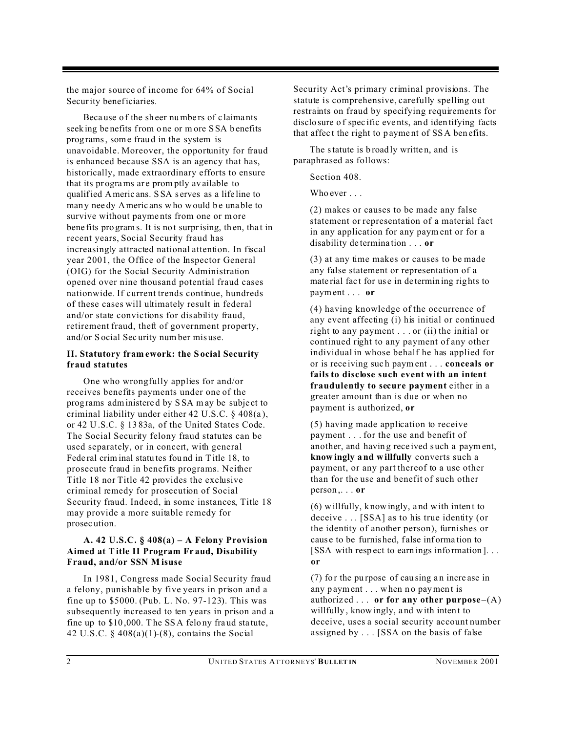the major source of income for 64% of Social Security beneficiaries.

Because of the sheer numbers of claimants seeking benefits from one or more SSA benefits programs, some fraud in the system is unavoidable. Moreover, the opportunity for fraud is enhanced because SSA is an agency that has, historically, made extraordinary efforts to ensure that its programs are promptly available to qualified Americans. SSA serves as a lifeline to many needy Americans who would be unable to survive without payments from one or more benefits programs. It is not surprising, then, that in recent years, Social Security fraud has increasingly attracted national attention. In fiscal year 2001, the Office of the Inspector General (OIG) for the Social Security Administration opened over nine thousand potential fraud cases nationwide. If current trends continue, hundreds of these cases will ultimately result in federal and/or state convictions for disability fraud, retirement fraud, theft of government property, and/or Social Security number misuse.

## II. Statutory framework: the Social Security fraud statutes

One who wrongfully applies for and/or receives benefits payments under one of the programs administered by SSA may be subject to criminal liability under either 42 U.S.C. § 408(a), or 42 U.S.C. § 1383a, of the United States Code. The Social Security felony fraud statutes can be used separately, or in concert, with general Federal criminal statutes found in Title 18, to prosecute fraud in benefits programs. Neither Title 18 nor Title 42 provides the exclusive criminal remedy for prosecution of Social Security fraud. Indeed, in some instances, Title 18 may provide a more suitable remedy for prosecution.

### A. 42 U.S.C. § 408(a) – A Felony Provision Aimed at Title II Program Fraud, Disability Fraud, and/or SSN Misuse

In 1981, Congress made Social Security fraud a felony, punishable by five years in prison and a fine up to $5000. (Pub. L. No. 97-123). This was subsequently increased to ten years in prison and a fine up to $10,000. The SSA felony fraud statute, 42 U.S.C. § 408(a)(1)-(8), contains the Social Security Act's primary criminal provisions. The statute is comprehensive, carefully spelling out restraints on fraud by specifying requirements for disclosure of specific events, and identifying facts that affect the right to payment of SSA benefits.

The statute is broadly written, and is paraphrased as follows:

> Section 408.
>
> Whoever . . .
>
> (2) makes or causes to be made any false statement or representation of a material fact in any application for any payment or for a disability determination . . . **or**
>
> (3) at any time makes or causes to be made any false statement or representation of a material fact for use in determining rights to payment . . . **or**
>
> (4) having knowledge of the occurrence of any event affecting (i) his initial or continued right to any payment . . . or (ii) the initial or continued right to any payment of any other individual in whose behalf he has applied for or is receiving such payment . . . **conceals or fails to disclose such event with an intent fraudulently to secure payment** either in a greater amount than is due or when no payment is authorized, **or**
>
> (5) having made application to receive payment . . . for the use and benefit of another, and having received such a payment, **knowingly and willfully** converts such a payment, or any part thereof to a use other than for the use and benefit of such other person,. . . **or**
>
> (6) willfully, knowingly, and with intent to deceive . . . [SSA] as to his true identity (or the identity of another person), furnishes or cause to be furnished, false information to [SSA with respect to earnings information]. . . **or**
>
> (7) for the purpose of causing an increase in any payment . . . when no payment is authorized . . . **or for any other purpose**–(A) willfully, knowingly, and with intent to deceive, uses a social security account number assigned by . . . [SSA on the basis of false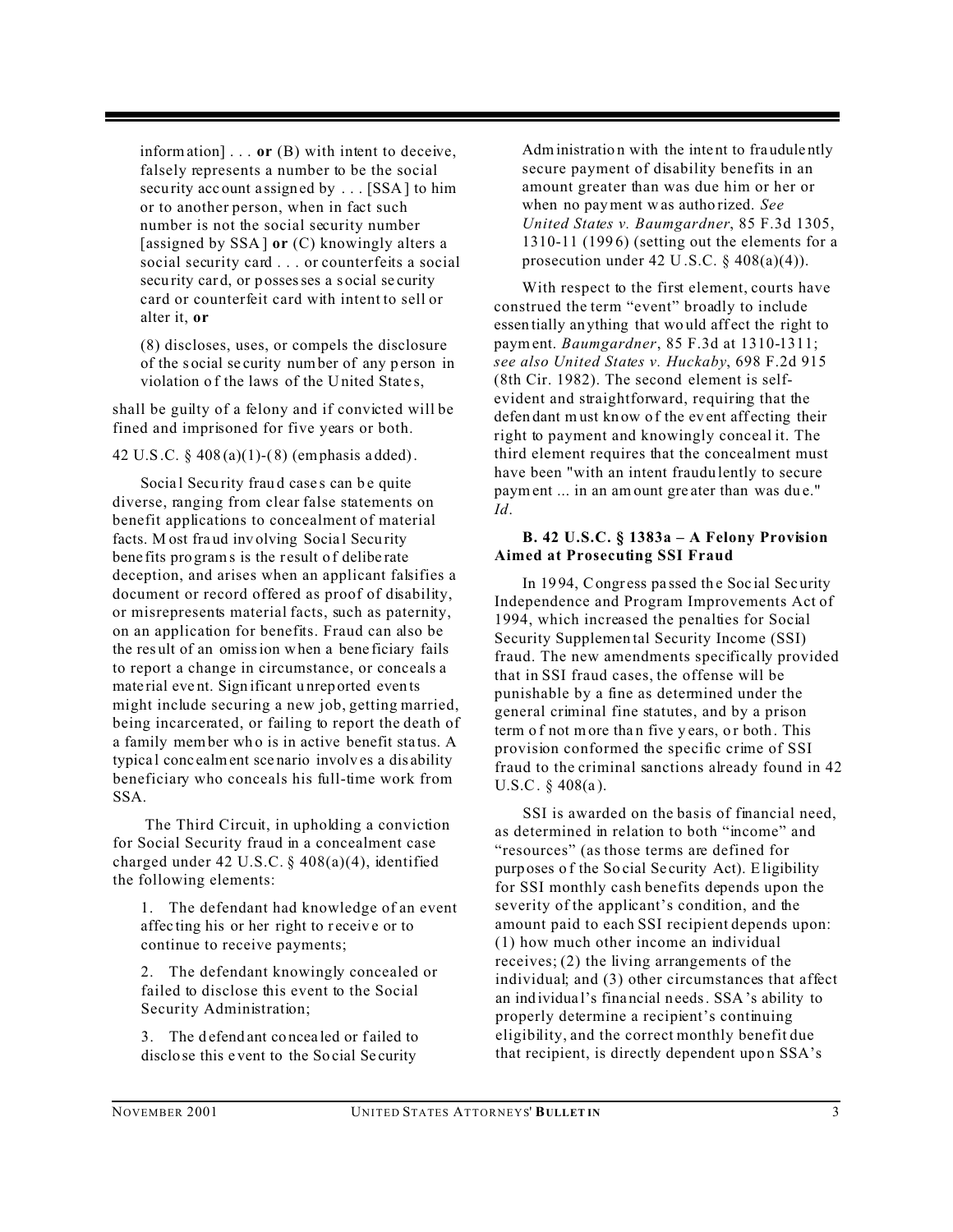information] . . . **or** (B) with intent to deceive, falsely represents a number to be the social security account assigned by . . . [SSA] to him or to another person, when in fact such number is not the social security number [assigned by SSA] **or** (C) knowingly alters a social security card . . . or counterfeits a social security card, or possesses a social security card or counterfeit card with intent to sell or alter it, **or**

> (8) discloses, uses, or compels the disclosure of the social security number of any person in violation of the laws of the United States,

shall be guilty of a felony and if convicted will be fined and imprisoned for five years or both.

42 U.S.C. § 408(a)(1)-(8) (emphasis added).

Social Security fraud cases can be quite diverse, ranging from clear false statements on benefit applications to concealment of material facts. Most fraud involving Social Security benefits programs is the result of deliberate deception, and arises when an applicant falsifies a document or record offered as proof of disability, or misrepresents material facts, such as paternity, on an application for benefits. Fraud can also be the result of an omission when a beneficiary fails to report a change in circumstance, or conceals a material event. Significant unreported events might include securing a new job, getting married, being incarcerated, or failing to report the death of a family member who is in active benefit status. A typical concealment scenario involves a disability beneficiary who conceals his full-time work from SSA.

The Third Circuit, in upholding a conviction for Social Security fraud in a concealment case charged under 42 U.S.C. § 408(a)(4), identified the following elements:

1. The defendant had knowledge of an event affecting his or her right to receive or to continue to receive payments;

2. The defendant knowingly concealed or failed to disclose this event to the Social Security Administration;

3. The defendant concealed or failed to disclose this event to the Social Security Administration with the intent to fraudulently secure payment of disability benefits in an amount greater than was due him or her or when no payment was authorized. *See United States v. Baumgardner*, 85 F.3d 1305, 1310-11 (1996) (setting out the elements for a prosecution under 42 U.S.C. § 408(a)(4)).

With respect to the first element, courts have construed the term "event" broadly to include essentially anything that would affect the right to payment. *Baumgardner*, 85 F.3d at 1310-1311; *see also United States v. Huckaby*, 698 F.2d 915 (8th Cir. 1982). The second element is self-evident and straightforward, requiring that the defendant must know of the event affecting their right to payment and knowingly conceal it. The third element requires that the concealment must have been "with an intent fraudulently to secure payment ... in an amount greater than was due." *Id*.

### B. 42 U.S.C. § 1383a – A Felony Provision Aimed at Prosecuting SSI Fraud

In 1994, Congress passed the Social Security Independence and Program Improvements Act of 1994, which increased the penalties for Social Security Supplemental Security Income (SSI) fraud. The new amendments specifically provided that in SSI fraud cases, the offense will be punishable by a fine as determined under the general criminal fine statutes, and by a prison term of not more than five years, or both. This provision conformed the specific crime of SSI fraud to the criminal sanctions already found in 42 U.S.C. § 408(a).

SSI is awarded on the basis of financial need, as determined in relation to both "income" and "resources" (as those terms are defined for purposes of the Social Security Act). Eligibility for SSI monthly cash benefits depends upon the severity of the applicant's condition, and the amount paid to each SSI recipient depends upon: (1) how much other income an individual receives; (2) the living arrangements of the individual; and (3) other circumstances that affect an individual's financial needs. SSA's ability to properly determine a recipient's continuing eligibility, and the correct monthly benefit due that recipient, is directly dependent upon SSA's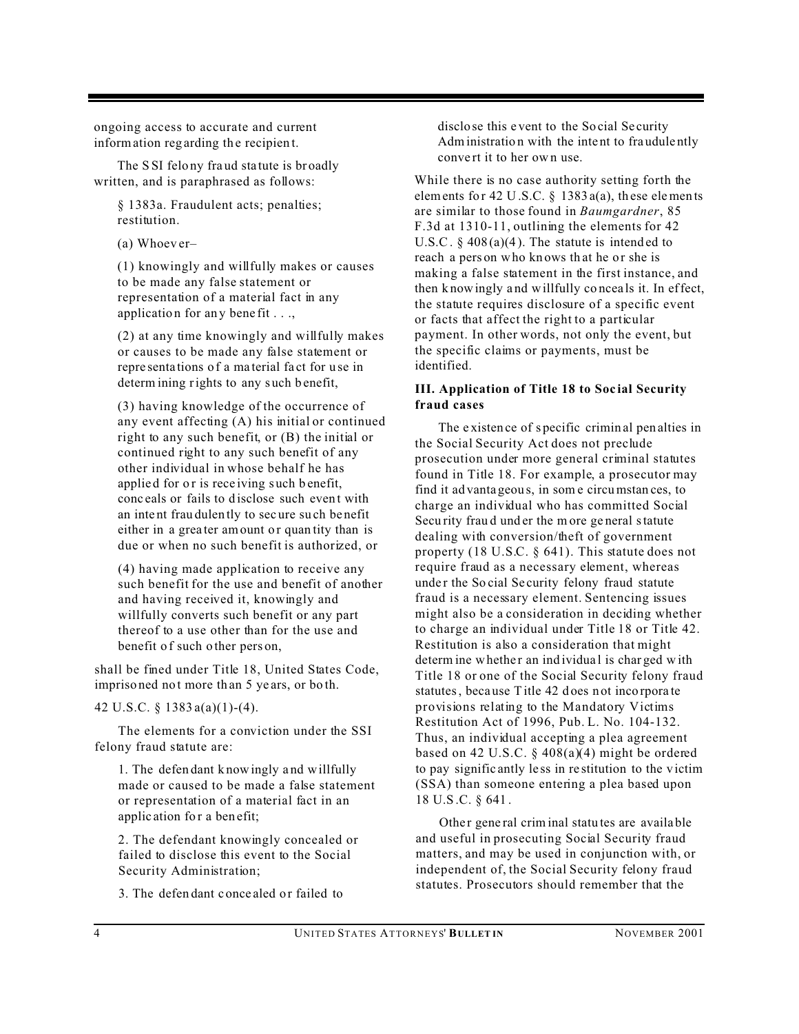ongoing access to accurate and current information regarding the recipient.

The SSI felony fraud statute is broadly written, and is paraphrased as follows:

> § 1383a. Fraudulent acts; penalties; restitution.
>
> (a) Whoever–
>
> (1) knowingly and willfully makes or causes to be made any false statement or representation of a material fact in any application for any benefit . . .,
>
> (2) at any time knowingly and willfully makes or causes to be made any false statement or representations of a material fact for use in determining rights to any such benefit,
>
> (3) having knowledge of the occurrence of any event affecting (A) his initial or continued right to any such benefit, or (B) the initial or continued right to any such benefit of any other individual in whose behalf he has applied for or is receiving such benefit, conceals or fails to disclose such event with an intent fraudulently to secure such benefit either in a greater amount or quantity than is due or when no such benefit is authorized, or
>
> (4) having made application to receive any such benefit for the use and benefit of another and having received it, knowingly and willfully converts such benefit or any part thereof to a use other than for the use and benefit of such other person,

shall be fined under Title 18, United States Code, imprisoned not more than 5 years, or both.

42 U.S.C. § 1383a(a)(1)-(4).

The elements for a conviction under the SSI felony fraud statute are:

> 1. The defendant knowingly and willfully made or caused to be made a false statement or representation of a material fact in an application for a benefit;
>
> 2. The defendant knowingly concealed or failed to disclose this event to the Social Security Administration;
>
> 3. The defendant concealed or failed to disclose this event to the Social Security Administration with the intent to fraudulently convert it to her own use.

While there is no case authority setting forth the elements for 42 U.S.C. § 1383a(a), these elements are similar to those found in *Baumgardner*, 85 F.3d at 1310-11, outlining the elements for 42 U.S.C. § 408(a)(4). The statute is intended to reach a person who knows that he or she is making a false statement in the first instance, and then knowingly and willfully conceals it. In effect, the statute requires disclosure of a specific event or facts that affect the right to a particular payment. In other words, not only the event, but the specific claims or payments, must be identified.

**III. Application of Title 18 to Social Security fraud cases**

The existence of specific criminal penalties in the Social Security Act does not preclude prosecution under more general criminal statutes found in Title 18. For example, a prosecutor may find it advantageous, in some circumstances, to charge an individual who has committed Social Security fraud under the more general statute dealing with conversion/theft of government property (18 U.S.C. § 641). This statute does not require fraud as a necessary element, whereas under the Social Security felony fraud statute fraud is a necessary element. Sentencing issues might also be a consideration in deciding whether to charge an individual under Title 18 or Title 42. Restitution is also a consideration that might determine whether an individual is charged with Title 18 or one of the Social Security felony fraud statutes, because Title 42 does not incorporate provisions relating to the Mandatory Victims Restitution Act of 1996, Pub. L. No. 104-132. Thus, an individual accepting a plea agreement based on 42 U.S.C. § 408(a)(4) might be ordered to pay significantly less in restitution to the victim (SSA) than someone entering a plea based upon 18 U.S.C. § 641.

Other general criminal statutes are available and useful in prosecuting Social Security fraud matters, and may be used in conjunction with, or independent of, the Social Security felony fraud statutes. Prosecutors should remember that the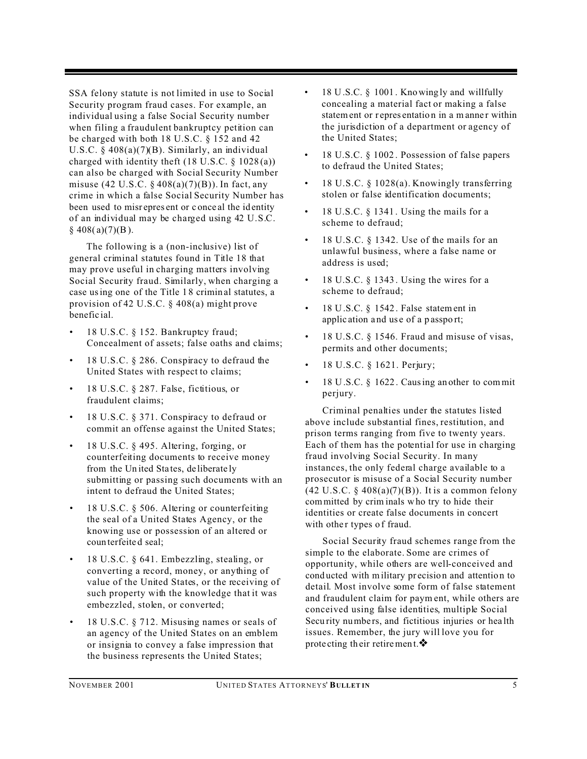SSA felony statute is not limited in use to Social Security program fraud cases. For example, an individual using a false Social Security number when filing a fraudulent bankruptcy petition can be charged with both 18 U.S.C. § 152 and 42 U.S.C. § 408(a)(7)(B). Similarly, an individual charged with identity theft (18 U.S.C. § 1028(a)) can also be charged with Social Security Number misuse (42 U.S.C. § 408(a)(7)(B)). In fact, any crime in which a false Social Security Number has been used to misrepresent or conceal the identity of an individual may be charged using 42 U.S.C. § 408(a)(7)(B).

The following is a (non-inclusive) list of general criminal statutes found in Title 18 that may prove useful in charging matters involving Social Security fraud. Similarly, when charging a case using one of the Title 18 criminal statutes, a provision of 42 U.S.C. § 408(a) might prove beneficial.

- 18 U.S.C. § 152. Bankruptcy fraud; Concealment of assets; false oaths and claims;
- 18 U.S.C. § 286. Conspiracy to defraud the United States with respect to claims;
- 18 U.S.C. § 287. False, fictitious, or fraudulent claims;
- 18 U.S.C. § 371. Conspiracy to defraud or commit an offense against the United States;
- 18 U.S.C. § 495. Altering, forging, or counterfeiting documents to receive money from the United States, deliberately submitting or passing such documents with an intent to defraud the United States;
- 18 U.S.C. § 506. Altering or counterfeiting the seal of a United States Agency, or the knowing use or possession of an altered or counterfeited seal;
- 18 U.S.C. § 641. Embezzling, stealing, or converting a record, money, or anything of value of the United States, or the receiving of such property with the knowledge that it was embezzled, stolen, or converted;
- 18 U.S.C. § 712. Misusing names or seals of an agency of the United States on an emblem or insignia to convey a false impression that the business represents the United States;
- 18 U.S.C. § 1001. Knowingly and willfully concealing a material fact or making a false statement or representation in a manner within the jurisdiction of a department or agency of the United States;
- 18 U.S.C. § 1002. Possession of false papers to defraud the United States;
- 18 U.S.C. § 1028(a). Knowingly transferring stolen or false identification documents;
- 18 U.S.C. § 1341. Using the mails for a scheme to defraud;
- 18 U.S.C. § 1342. Use of the mails for an unlawful business, where a false name or address is used;
- 18 U.S.C. § 1343. Using the wires for a scheme to defraud;
- 18 U.S.C. § 1542. False statement in application and use of a passport;
- 18 U.S.C. § 1546. Fraud and misuse of visas, permits and other documents;
- 18 U.S.C. § 1621. Perjury;
- 18 U.S.C. § 1622. Causing another to commit perjury.

Criminal penalties under the statutes listed above include substantial fines, restitution, and prison terms ranging from five to twenty years. Each of them has the potential for use in charging fraud involving Social Security. In many instances, the only federal charge available to a prosecutor is misuse of a Social Security number (42 U.S.C. § 408(a)(7)(B)). It is a common felony committed by criminals who try to hide their identities or create false documents in concert with other types of fraud.

Social Security fraud schemes range from the simple to the elaborate. Some are crimes of opportunity, while others are well-conceived and conducted with military precision and attention to detail. Most involve some form of false statement and fraudulent claim for payment, while others are conceived using false identities, multiple Social Security numbers, and fictitious injuries or health issues. Remember, the jury will love you for protecting their retirement.❖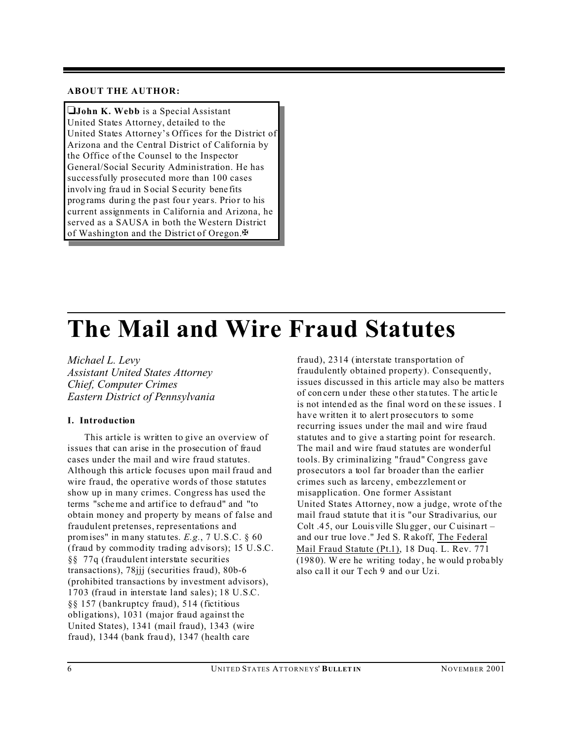**ABOUT THE AUTHOR:**

❑**John K. Webb** is a Special Assistant United States Attorney, detailed to the United States Attorney's Offices for the District of Arizona and the Central District of California by the Office of the Counsel to the Inspector General/Social Security Administration. He has successfully prosecuted more than 100 cases involving fraud in Social Security benefits programs during the past four years. Prior to his current assignments in California and Arizona, he served as a SAUSA in both the Western District of Washington and the District of Oregon.✠

# The Mail and Wire Fraud Statutes

*Michael L. Levy*
*Assistant United States Attorney*
*Chief, Computer Crimes*
*Eastern District of Pennsylvania*

## I. Introduction

This article is written to give an overview of issues that can arise in the prosecution of fraud cases under the mail and wire fraud statutes. Although this article focuses upon mail fraud and wire fraud, the operative words of those statutes show up in many crimes. Congress has used the terms "scheme and artifice to defraud" and "to obtain money and property by means of false and fraudulent pretenses, representations and promises" in many statutes. *E.g.*, 7 U.S.C. § 60 (fraud by commodity trading advisors); 15 U.S.C. §§ 77q (fraudulent interstate securities transactions), 78jjj (securities fraud), 80b-6 (prohibited transactions by investment advisors), 1703 (fraud in interstate land sales); 18 U.S.C. §§ 157 (bankruptcy fraud), 514 (fictitious obligations), 1031 (major fraud against the United States), 1341 (mail fraud), 1343 (wire fraud), 1344 (bank fraud), 1347 (health care fraud), 2314 (interstate transportation of fraudulently obtained property). Consequently, issues discussed in this article may also be matters of concern under these other statutes. The article is not intended as the final word on these issues. I have written it to alert prosecutors to some recurring issues under the mail and wire fraud statutes and to give a starting point for research. The mail and wire fraud statutes are wonderful tools. By criminalizing "fraud" Congress gave prosecutors a tool far broader than the earlier crimes such as larceny, embezzlement or misapplication. One former Assistant United States Attorney, now a judge, wrote of the mail fraud statute that it is "our Stradivarius, our Colt .45, our Louisville Slugger, our Cuisinart – and our true love." Jed S. Rakoff, The Federal Mail Fraud Statute (Pt.1), 18 Duq. L. Rev. 771 (1980). Were he writing today, he would probably also call it our Tech 9 and our Uzi.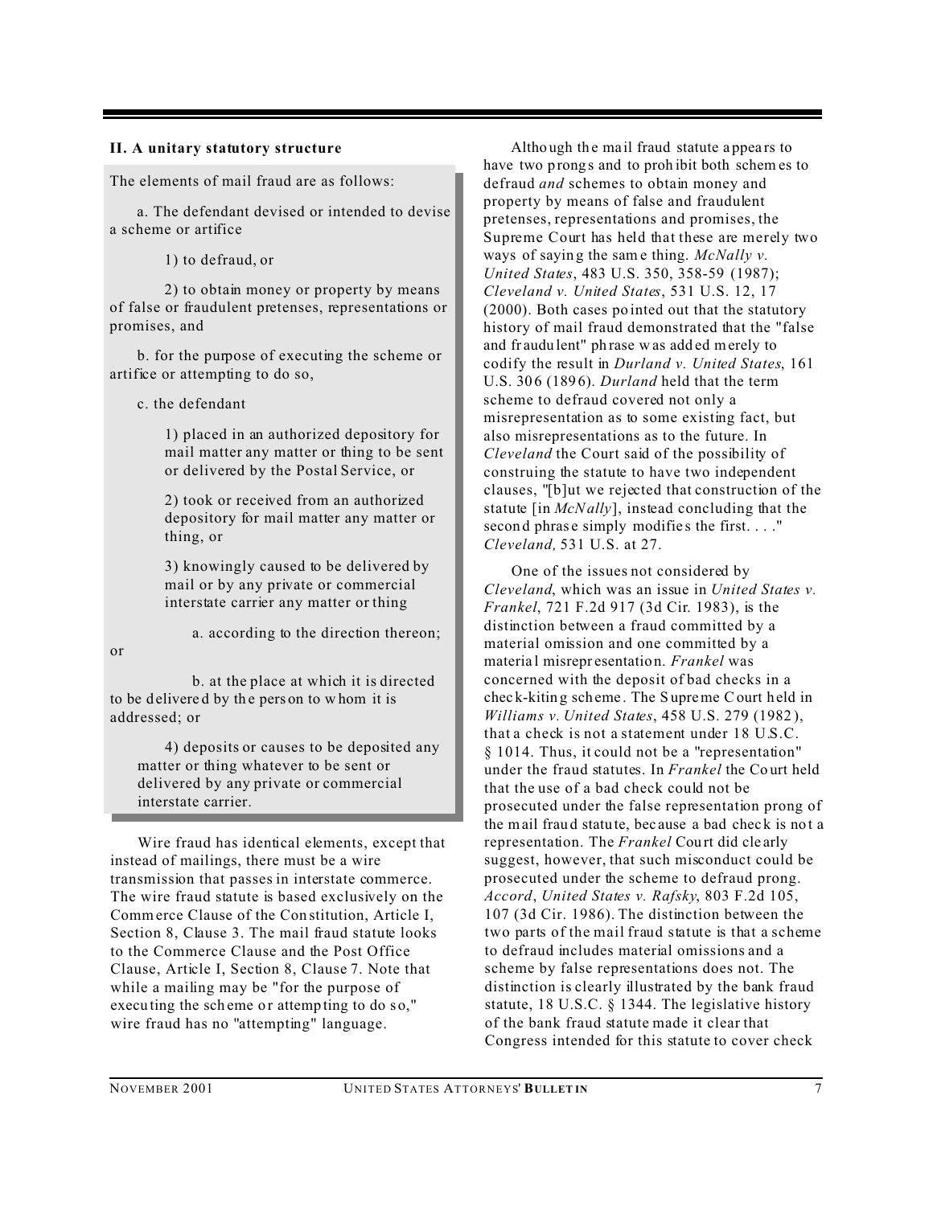## II. A unitary statutory structure

The elements of mail fraud are as follows:

a. The defendant devised or intended to devise a scheme or artifice

1) to defraud, or

2) to obtain money or property by means of false or fraudulent pretenses, representations or promises, and

b. for the purpose of executing the scheme or artifice or attempting to do so,

c. the defendant

1) placed in an authorized depository for mail matter any matter or thing to be sent or delivered by the Postal Service, or

2) took or received from an authorized depository for mail matter any matter or thing, or

3) knowingly caused to be delivered by mail or by any private or commercial interstate carrier any matter or thing

a. according to the direction thereon; or

b. at the place at which it is directed to be delivered by the person to whom it is addressed; or

4) deposits or causes to be deposited any matter or thing whatever to be sent or delivered by any private or commercial interstate carrier.

Wire fraud has identical elements, except that instead of mailings, there must be a wire transmission that passes in interstate commerce. The wire fraud statute is based exclusively on the Commerce Clause of the Constitution, Article I, Section 8, Clause 3. The mail fraud statute looks to the Commerce Clause and the Post Office Clause, Article I, Section 8, Clause 7. Note that while a mailing may be "for the purpose of executing the scheme or attempting to do so," wire fraud has no "attempting" language.

Although the mail fraud statute appears to have two prongs and to prohibit both schemes to defraud *and* schemes to obtain money and property by means of false and fraudulent pretenses, representations and promises, the Supreme Court has held that these are merely two ways of saying the same thing. *McNally v. United States*, 483 U.S. 350, 358-59 (1987); *Cleveland v. United States*, 531 U.S. 12, 17 (2000). Both cases pointed out that the statutory history of mail fraud demonstrated that the "false and fraudulent" phrase was added merely to codify the result in *Durland v. United States*, 161 U.S. 306 (1896). *Durland* held that the term scheme to defraud covered not only a misrepresentation as to some existing fact, but also misrepresentations as to the future. In *Cleveland* the Court said of the possibility of construing the statute to have two independent clauses, "[b]ut we rejected that construction of the statute [in *McNally*], instead concluding that the second phrase simply modifies the first. . . ." *Cleveland,* 531 U.S. at 27.

One of the issues not considered by *Cleveland*, which was an issue in *United States v. Frankel*, 721 F.2d 917 (3d Cir. 1983), is the distinction between a fraud committed by a material omission and one committed by a material misrepresentation. *Frankel* was concerned with the deposit of bad checks in a check-kiting scheme. The Supreme Court held in *Williams v. United States*, 458 U.S. 279 (1982), that a check is not a statement under 18 U.S.C. § 1014. Thus, it could not be a "representation" under the fraud statutes. In *Frankel* the Court held that the use of a bad check could not be prosecuted under the false representation prong of the mail fraud statute, because a bad check is not a representation. The *Frankel* Court did clearly suggest, however, that such misconduct could be prosecuted under the scheme to defraud prong. *Accord*, *United States v. Rafsky*, 803 F.2d 105, 107 (3d Cir. 1986). The distinction between the two parts of the mail fraud statute is that a scheme to defraud includes material omissions and a scheme by false representations does not. The distinction is clearly illustrated by the bank fraud statute, 18 U.S.C. § 1344. The legislative history of the bank fraud statute made it clear that Congress intended for this statute to cover check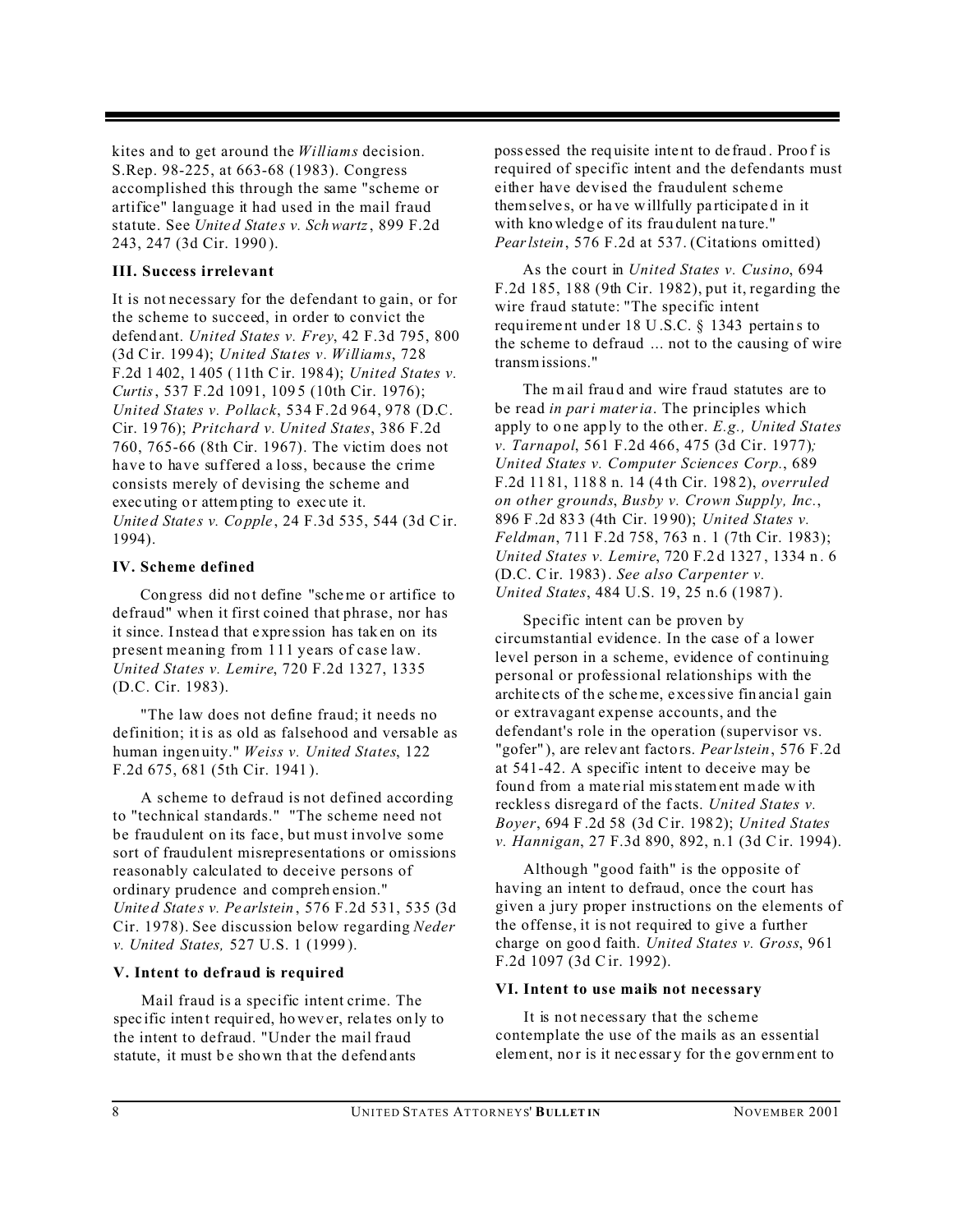kites and to get around the *Williams* decision. S.Rep. 98-225, at 663-68 (1983). Congress accomplished this through the same "scheme or artifice" language it had used in the mail fraud statute. See *United States v. Schwartz*, 899 F.2d 243, 247 (3d Cir. 1990).

### III. Success irrelevant

It is not necessary for the defendant to gain, or for the scheme to succeed, in order to convict the defendant. *United States v. Frey*, 42 F.3d 795, 800 (3d Cir. 1994); *United States v. Williams*, 728 F.2d 1402, 1405 (11th Cir. 1984); *United States v. Curtis*, 537 F.2d 1091, 1095 (10th Cir. 1976); *United States v. Pollack*, 534 F.2d 964, 978 (D.C. Cir. 1976); *Pritchard v. United States*, 386 F.2d 760, 765-66 (8th Cir. 1967). The victim does not have to have suffered a loss, because the crime consists merely of devising the scheme and executing or attempting to execute it. *United States v. Copple*, 24 F.3d 535, 544 (3d Cir. 1994).

### IV. Scheme defined

Congress did not define "scheme or artifice to defraud" when it first coined that phrase, nor has it since. Instead that expression has taken on its present meaning from 111 years of case law. *United States v. Lemire*, 720 F.2d 1327, 1335 (D.C. Cir. 1983).

"The law does not define fraud; it needs no definition; it is as old as falsehood and versable as human ingenuity." *Weiss v. United States*, 122 F.2d 675, 681 (5th Cir. 1941).

A scheme to defraud is not defined according to "technical standards." "The scheme need not be fraudulent on its face, but must involve some sort of fraudulent misrepresentations or omissions reasonably calculated to deceive persons of ordinary prudence and comprehension." *United States v. Pearlstein*, 576 F.2d 531, 535 (3d Cir. 1978). See discussion below regarding *Neder v. United States,* 527 U.S. 1 (1999).

### V. Intent to defraud is required

Mail fraud is a specific intent crime. The specific intent required, however, relates only to the intent to defraud. "Under the mail fraud statute, it must be shown that the defendants possessed the requisite intent to defraud. Proof is required of specific intent and the defendants must either have devised the fraudulent scheme themselves, or have willfully participated in it with knowledge of its fraudulent nature." *Pearlstein*, 576 F.2d at 537. (Citations omitted)

As the court in *United States v. Cusino*, 694 F.2d 185, 188 (9th Cir. 1982), put it, regarding the wire fraud statute: "The specific intent requirement under 18 U.S.C. § 1343 pertains to the scheme to defraud ... not to the causing of wire transmissions."

The mail fraud and wire fraud statutes are to be read *in pari materia*. The principles which apply to one apply to the other. *E.g., United States v. Tarnapol*, 561 F.2d 466, 475 (3d Cir. 1977)*; United States v. Computer Sciences Corp.*, 689 F.2d 1181, 1188 n. 14 (4th Cir. 1982), *overruled on other grounds*, *Busby v. Crown Supply, Inc.*, 896 F.2d 833 (4th Cir. 1990); *United States v. Feldman*, 711 F.2d 758, 763 n. 1 (7th Cir. 1983); *United States v. Lemire*, 720 F.2d 1327, 1334 n. 6 (D.C. Cir. 1983). *See also Carpenter v. United States*, 484 U.S. 19, 25 n.6 (1987).

Specific intent can be proven by circumstantial evidence. In the case of a lower level person in a scheme, evidence of continuing personal or professional relationships with the architects of the scheme, excessive financial gain or extravagant expense accounts, and the defendant's role in the operation (supervisor vs. "gofer"), are relevant factors. *Pearlstein*, 576 F.2d at 541-42. A specific intent to deceive may be found from a material misstatement made with reckless disregard of the facts. *United States v. Boyer*, 694 F.2d 58 (3d Cir. 1982); *United States v. Hannigan*, 27 F.3d 890, 892, n.1 (3d Cir. 1994).

Although "good faith" is the opposite of having an intent to defraud, once the court has given a jury proper instructions on the elements of the offense, it is not required to give a further charge on good faith. *United States v. Gross*, 961 F.2d 1097 (3d Cir. 1992).

### VI. Intent to use mails not necessary

It is not necessary that the scheme contemplate the use of the mails as an essential element, nor is it necessary for the government to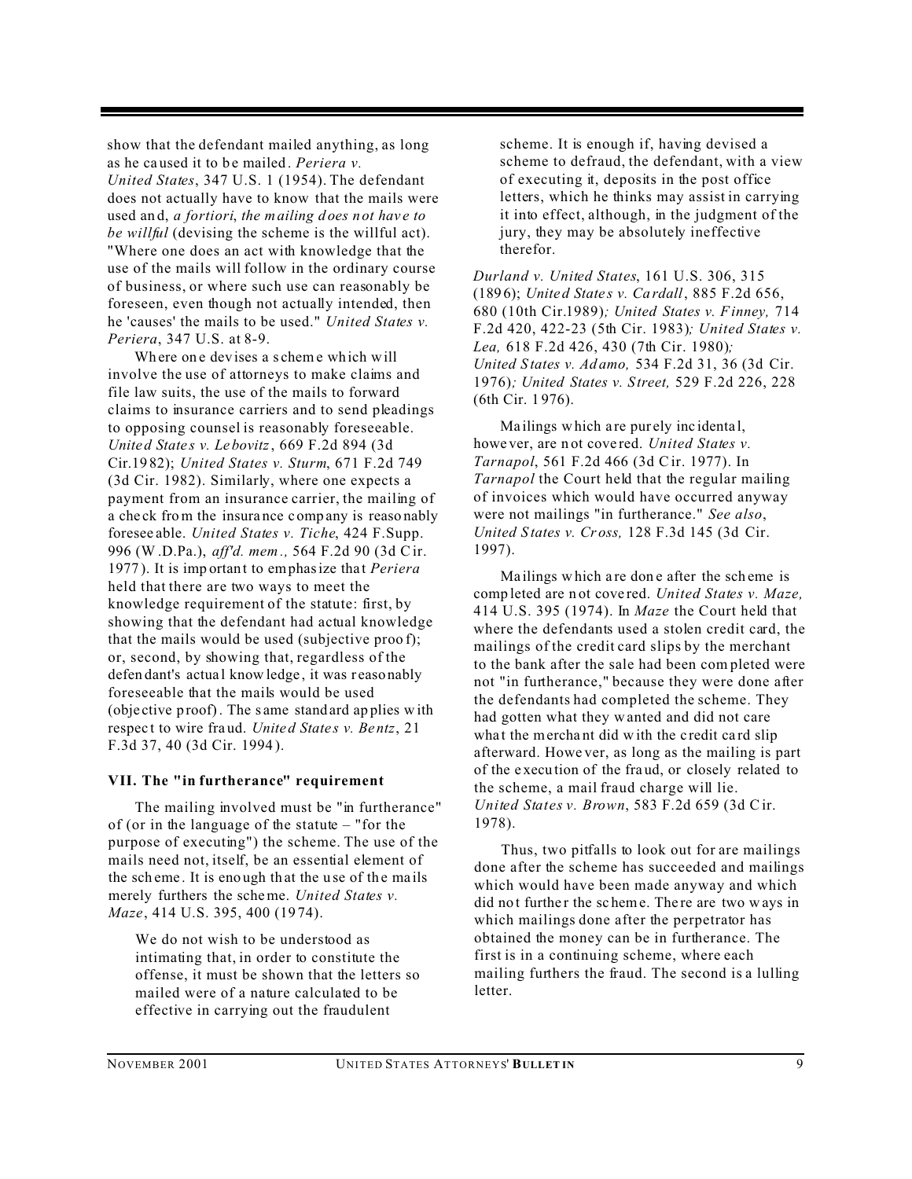show that the defendant mailed anything, as long as he caused it to be mailed. *Periera v. United States*, 347 U.S. 1 (1954). The defendant does not actually have to know that the mails were used and, *a fortiori*, *the mailing does not have to be willful* (devising the scheme is the willful act). "Where one does an act with knowledge that the use of the mails will follow in the ordinary course of business, or where such use can reasonably be foreseen, even though not actually intended, then he 'causes' the mails to be used." *United States v. Periera*, 347 U.S. at 8-9.

Where one devises a scheme which will involve the use of attorneys to make claims and file law suits, the use of the mails to forward claims to insurance carriers and to send pleadings to opposing counsel is reasonably foreseeable. *United States v. Lebovitz*, 669 F.2d 894 (3d Cir.1982); *United States v. Sturm*, 671 F.2d 749 (3d Cir. 1982). Similarly, where one expects a payment from an insurance carrier, the mailing of a check from the insurance company is reasonably foreseeable. *United States v. Tiche*, 424 F.Supp. 996 (W.D.Pa.), *aff'd. mem.,* 564 F.2d 90 (3d Cir. 1977). It is important to emphasize that *Periera* held that there are two ways to meet the knowledge requirement of the statute: first, by showing that the defendant had actual knowledge that the mails would be used (subjective proof); or, second, by showing that, regardless of the defendant's actual knowledge, it was reasonably foreseeable that the mails would be used (objective proof). The same standard applies with respect to wire fraud. *United States v. Bentz*, 21 F.3d 37, 40 (3d Cir. 1994).

## VII. The "in furtherance" requirement

The mailing involved must be "in furtherance" of (or in the language of the statute – "for the purpose of executing") the scheme. The use of the mails need not, itself, be an essential element of the scheme. It is enough that the use of the mails merely furthers the scheme. *United States v. Maze*, 414 U.S. 395, 400 (1974).

> We do not wish to be understood as intimating that, in order to constitute the offense, it must be shown that the letters so mailed were of a nature calculated to be effective in carrying out the fraudulent scheme. It is enough if, having devised a scheme to defraud, the defendant, with a view of executing it, deposits in the post office letters, which he thinks may assist in carrying it into effect, although, in the judgment of the jury, they may be absolutely ineffective therefor.

*Durland v. United States*, 161 U.S. 306, 315 (1896); *United States v. Cardall*, 885 F.2d 656, 680 (10th Cir.1989); *United States v. Finney,* 714 F.2d 420, 422-23 (5th Cir. 1983); *United States v. Lea,* 618 F.2d 426, 430 (7th Cir. 1980); *United States v. Adamo,* 534 F.2d 31, 36 (3d Cir. 1976); *United States v. Street,* 529 F.2d 226, 228 (6th Cir. 1976).

Mailings which are purely incidental, however, are not covered. *United States v. Tarnapol*, 561 F.2d 466 (3d Cir. 1977). In *Tarnapol* the Court held that the regular mailing of invoices which would have occurred anyway were not mailings "in furtherance." *See also*, *United States v. Cross,* 128 F.3d 145 (3d Cir. 1997).

Mailings which are done after the scheme is completed are not covered. *United States v. Maze,* 414 U.S. 395 (1974). In *Maze* the Court held that where the defendants used a stolen credit card, the mailings of the credit card slips by the merchant to the bank after the sale had been completed were not "in furtherance," because they were done after the defendants had completed the scheme. They had gotten what they wanted and did not care what the merchant did with the credit card slip afterward. However, as long as the mailing is part of the execution of the fraud, or closely related to the scheme, a mail fraud charge will lie. *United States v. Brown*, 583 F.2d 659 (3d Cir. 1978).

Thus, two pitfalls to look out for are mailings done after the scheme has succeeded and mailings which would have been made anyway and which did not further the scheme. There are two ways in which mailings done after the perpetrator has obtained the money can be in furtherance. The first is in a continuing scheme, where each mailing furthers the fraud. The second is a lulling letter.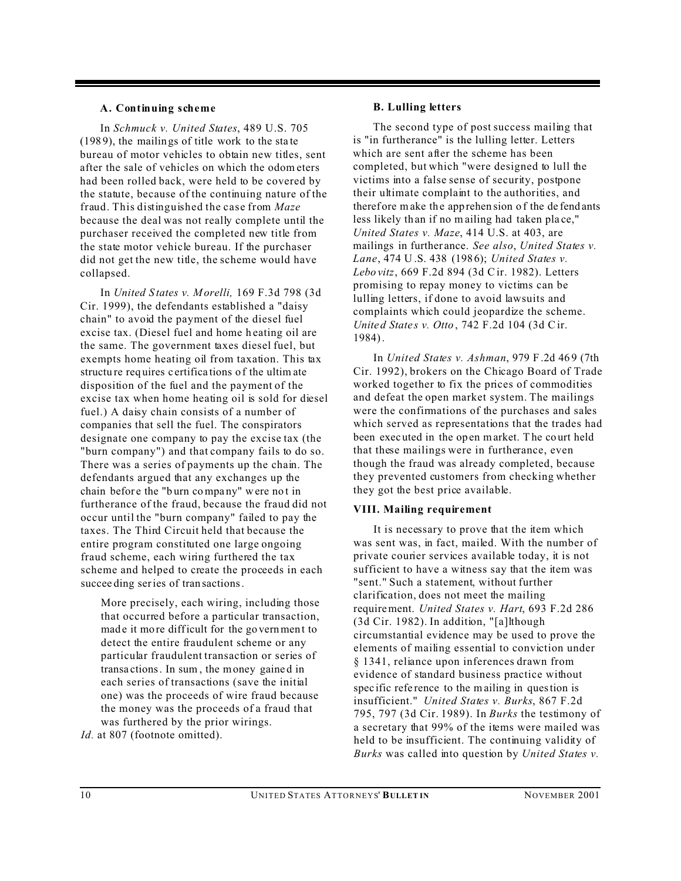### A. Continuing scheme

In *Schmuck v. United States*, 489 U.S. 705 (1989), the mailings of title work to the state bureau of motor vehicles to obtain new titles, sent after the sale of vehicles on which the odometers had been rolled back, were held to be covered by the statute, because of the continuing nature of the fraud. This distinguished the case from *Maze* because the deal was not really complete until the purchaser received the completed new title from the state motor vehicle bureau. If the purchaser did not get the new title, the scheme would have collapsed.

In *United States v. Morelli,* 169 F.3d 798 (3d Cir. 1999), the defendants established a "daisy chain" to avoid the payment of the diesel fuel excise tax. (Diesel fuel and home heating oil are the same. The government taxes diesel fuel, but exempts home heating oil from taxation. This tax structure requires certifications of the ultimate disposition of the fuel and the payment of the excise tax when home heating oil is sold for diesel fuel.) A daisy chain consists of a number of companies that sell the fuel. The conspirators designate one company to pay the excise tax (the "burn company") and that company fails to do so. There was a series of payments up the chain. The defendants argued that any exchanges up the chain before the "burn company" were not in furtherance of the fraud, because the fraud did not occur until the "burn company" failed to pay the taxes. The Third Circuit held that because the entire program constituted one large ongoing fraud scheme, each wiring furthered the tax scheme and helped to create the proceeds in each succeeding series of transactions.

> More precisely, each wiring, including those that occurred before a particular transaction, made it more difficult for the government to detect the entire fraudulent scheme or any particular fraudulent transaction or series of transactions. In sum, the money gained in each series of transactions (save the initial one) was the proceeds of wire fraud because the money was the proceeds of a fraud that was furthered by the prior wirings.

*Id.* at 807 (footnote omitted).

### B. Lulling letters

The second type of post success mailing that is "in furtherance" is the lulling letter. Letters which are sent after the scheme has been completed, but which "were designed to lull the victims into a false sense of security, postpone their ultimate complaint to the authorities, and therefore make the apprehension of the defendants less likely than if no mailing had taken place," *United States v. Maze*, 414 U.S. at 403, are mailings in furtherance. *See also*, *United States v. Lane*, 474 U.S. 438 (1986); *United States v. Lebovitz*, 669 F.2d 894 (3d Cir. 1982). Letters promising to repay money to victims can be lulling letters, if done to avoid lawsuits and complaints which could jeopardize the scheme. *United States v. Otto*, 742 F.2d 104 (3d Cir. 1984).

In *United States v. Ashman*, 979 F.2d 469 (7th Cir. 1992), brokers on the Chicago Board of Trade worked together to fix the prices of commodities and defeat the open market system. The mailings were the confirmations of the purchases and sales which served as representations that the trades had been executed in the open market. The court held that these mailings were in furtherance, even though the fraud was already completed, because they prevented customers from checking whether they got the best price available.

## VIII. Mailing requirement

It is necessary to prove that the item which was sent was, in fact, mailed. With the number of private courier services available today, it is not sufficient to have a witness say that the item was "sent." Such a statement, without further clarification, does not meet the mailing requirement. *United States v. Hart*, 693 F.2d 286 (3d Cir. 1982). In addition, "[a]lthough circumstantial evidence may be used to prove the elements of mailing essential to conviction under § 1341, reliance upon inferences drawn from evidence of standard business practice without specific reference to the mailing in question is insufficient." *United States v. Burks*, 867 F.2d 795, 797 (3d Cir. 1989). In *Burks* the testimony of a secretary that 99% of the items were mailed was held to be insufficient. The continuing validity of *Burks* was called into question by *United States v.*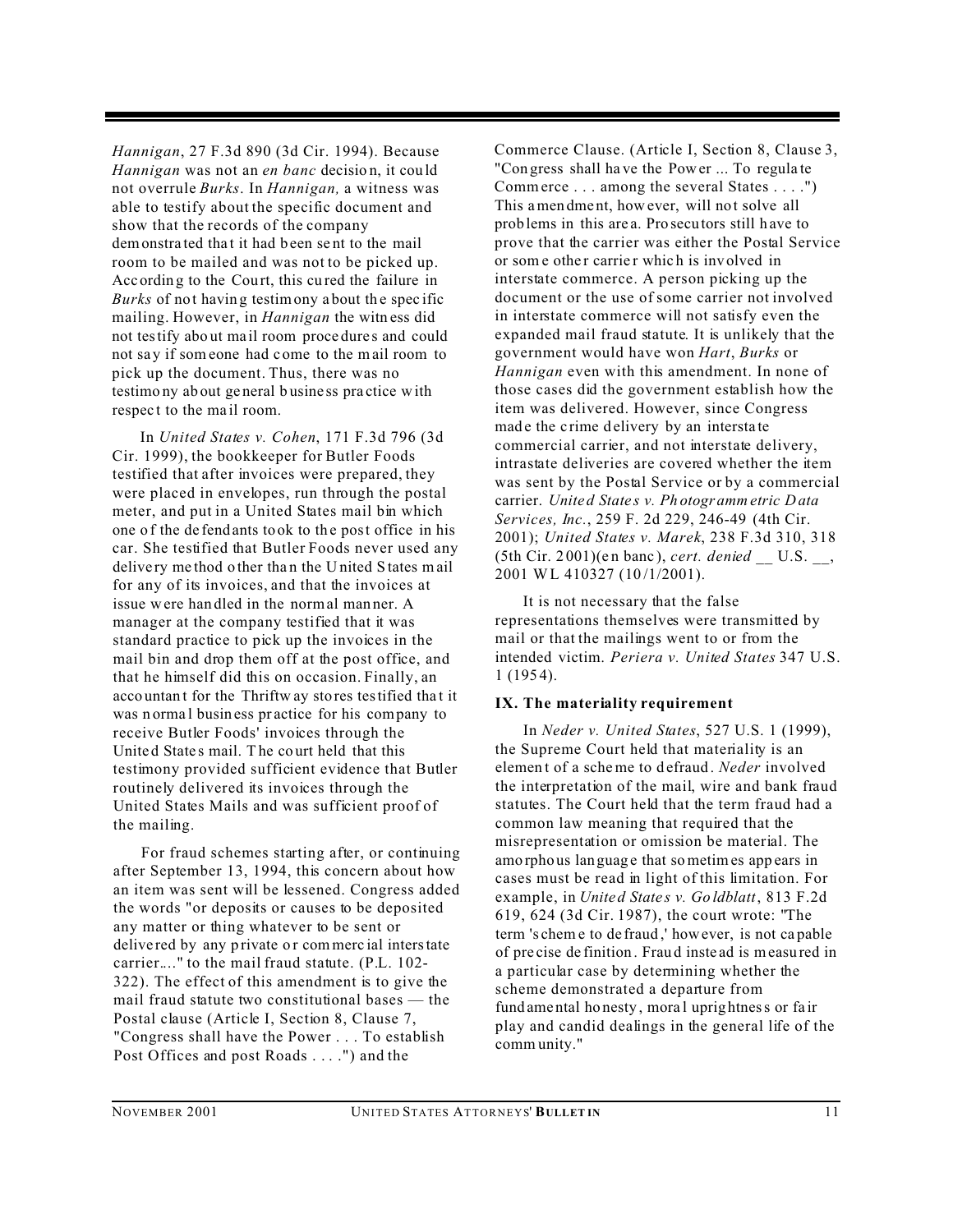*Hannigan*, 27 F.3d 890 (3d Cir. 1994). Because *Hannigan* was not an *en banc* decision, it could not overrule *Burks*. In *Hannigan,* a witness was able to testify about the specific document and show that the records of the company demonstrated that it had been sent to the mail room to be mailed and was not to be picked up. According to the Court, this cured the failure in *Burks* of not having testimony about the specific mailing. However, in *Hannigan* the witness did not testify about mail room procedures and could not say if someone had come to the mail room to pick up the document. Thus, there was no testimony about general business practice with respect to the mail room.

In *United States v. Cohen*, 171 F.3d 796 (3d Cir. 1999), the bookkeeper for Butler Foods testified that after invoices were prepared, they were placed in envelopes, run through the postal meter, and put in a United States mail bin which one of the defendants took to the post office in his car. She testified that Butler Foods never used any delivery method other than the United States mail for any of its invoices, and that the invoices at issue were handled in the normal manner. A manager at the company testified that it was standard practice to pick up the invoices in the mail bin and drop them off at the post office, and that he himself did this on occasion. Finally, an accountant for the Thriftway stores testified that it was normal business practice for his company to receive Butler Foods' invoices through the United States mail. The court held that this testimony provided sufficient evidence that Butler routinely delivered its invoices through the United States Mails and was sufficient proof of the mailing.

For fraud schemes starting after, or continuing after September 13, 1994, this concern about how an item was sent will be lessened. Congress added the words "or deposits or causes to be deposited any matter or thing whatever to be sent or delivered by any private or commercial interstate carrier...." to the mail fraud statute. (P.L. 102-322). The effect of this amendment is to give the mail fraud statute two constitutional bases — the Postal clause (Article I, Section 8, Clause 7, "Congress shall have the Power . . . To establish Post Offices and post Roads . . . .") and the Commerce Clause. (Article I, Section 8, Clause 3, "Congress shall have the Power ... To regulate Commerce . . . among the several States . . . .") This amendment, however, will not solve all problems in this area. Prosecutors still have to prove that the carrier was either the Postal Service or some other carrier which is involved in interstate commerce. A person picking up the document or the use of some carrier not involved in interstate commerce will not satisfy even the expanded mail fraud statute. It is unlikely that the government would have won *Hart*, *Burks* or *Hannigan* even with this amendment. In none of those cases did the government establish how the item was delivered. However, since Congress made the crime delivery by an interstate commercial carrier, and not interstate delivery, intrastate deliveries are covered whether the item was sent by the Postal Service or by a commercial carrier. *United States v. Photogrammetric Data Services, Inc.*, 259 F. 2d 229, 246-49 (4th Cir. 2001); *United States v. Marek*, 238 F.3d 310, 318 (5th Cir. 2001)(en banc), *cert. denied* __ U.S. __, 2001 WL 410327 (10/1/2001).

It is not necessary that the false representations themselves were transmitted by mail or that the mailings went to or from the intended victim. *Periera v. United States* 347 U.S. 1 (1954).

### IX. The materiality requirement

In *Neder v. United States*, 527 U.S. 1 (1999), the Supreme Court held that materiality is an element of a scheme to defraud. *Neder* involved the interpretation of the mail, wire and bank fraud statutes. The Court held that the term fraud had a common law meaning that required that the misrepresentation or omission be material. The amorphous language that sometimes appears in cases must be read in light of this limitation. For example, in *United States v. Goldblatt*, 813 F.2d 619, 624 (3d Cir. 1987), the court wrote: "The term 'scheme to defraud,' however, is not capable of precise definition. Fraud instead is measured in a particular case by determining whether the scheme demonstrated a departure from fundamental honesty, moral uprightness or fair play and candid dealings in the general life of the community."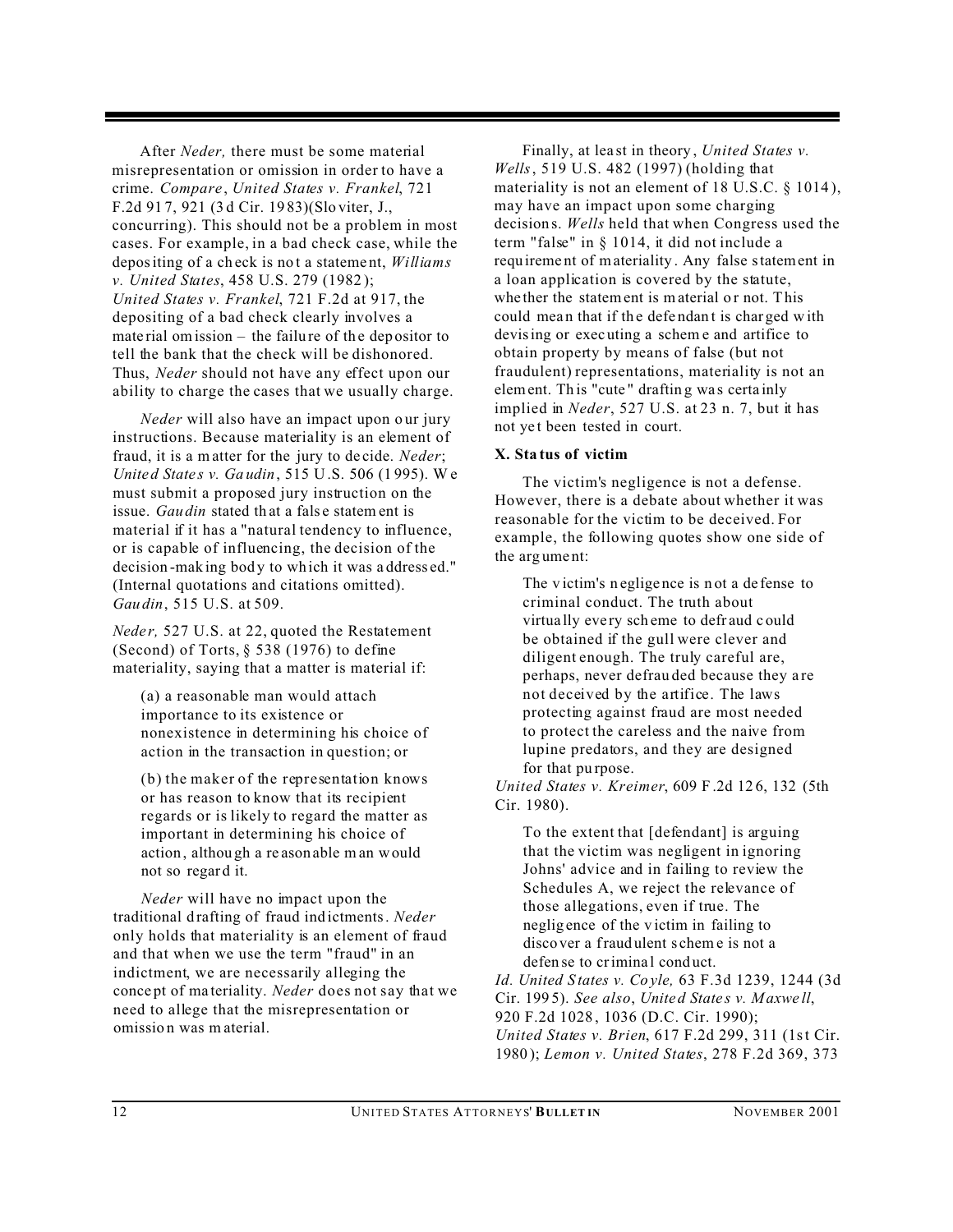After *Neder,* there must be some material misrepresentation or omission in order to have a crime. *Compare*, *United States v. Frankel*, 721 F.2d 917, 921 (3d Cir. 1983)(Sloviter, J., concurring). This should not be a problem in most cases. For example, in a bad check case, while the depositing of a check is not a statement, *Williams v. United States*, 458 U.S. 279 (1982); *United States v. Frankel*, 721 F.2d at 917, the depositing of a bad check clearly involves a material omission – the failure of the depositor to tell the bank that the check will be dishonored. Thus, *Neder* should not have any effect upon our ability to charge the cases that we usually charge.

*Neder* will also have an impact upon our jury instructions. Because materiality is an element of fraud, it is a matter for the jury to decide. *Neder*; *United States v. Gaudin*, 515 U.S. 506 (1995). We must submit a proposed jury instruction on the issue. *Gaudin* stated that a false statement is material if it has a "natural tendency to influence, or is capable of influencing, the decision of the decision-making body to which it was addressed." (Internal quotations and citations omitted). *Gaudin*, 515 U.S. at 509.

*Neder*, 527 U.S. at 22, quoted the Restatement (Second) of Torts, § 538 (1976) to define materiality, saying that a matter is material if:

> (a) a reasonable man would attach importance to its existence or nonexistence in determining his choice of action in the transaction in question; or
>
> (b) the maker of the representation knows or has reason to know that its recipient regards or is likely to regard the matter as important in determining his choice of action, although a reasonable man would not so regard it.

*Neder* will have no impact upon the traditional drafting of fraud indictments. *Neder* only holds that materiality is an element of fraud and that when we use the term "fraud" in an indictment, we are necessarily alleging the concept of materiality. *Neder* does not say that we need to allege that the misrepresentation or omission was material.

Finally, at least in theory, *United States v. Wells*, 519 U.S. 482 (1997) (holding that materiality is not an element of 18 U.S.C. § 1014), may have an impact upon some charging decisions. *Wells* held that when Congress used the term "false" in § 1014, it did not include a requirement of materiality. Any false statement in a loan application is covered by the statute, whether the statement is material or not. This could mean that if the defendant is charged with devising or executing a scheme and artifice to obtain property by means of false (but not fraudulent) representations, materiality is not an element. This "cute" drafting was certainly implied in *Neder*, 527 U.S. at 23 n. 7, but it has not yet been tested in court.

**X. Status of victim**

The victim's negligence is not a defense. However, there is a debate about whether it was reasonable for the victim to be deceived. For example, the following quotes show one side of the argument:

> The victim's negligence is not a defense to criminal conduct. The truth about virtually every scheme to defraud could be obtained if the gull were clever and diligent enough. The truly careful are, perhaps, never defrauded because they are not deceived by the artifice. The laws protecting against fraud are most needed to protect the careless and the naive from lupine predators, and they are designed for that purpose.

*United States v. Kreimer*, 609 F.2d 126, 132 (5th Cir. 1980).

> To the extent that [defendant] is arguing that the victim was negligent in ignoring Johns' advice and in failing to review the Schedules A, we reject the relevance of those allegations, even if true. The negligence of the victim in failing to discover a fraudulent scheme is not a defense to criminal conduct.

*Id. United States v. Coyle,* 63 F.3d 1239, 1244 (3d Cir. 1995). *See also*, *United States v. Maxwell*, 920 F.2d 1028, 1036 (D.C. Cir. 1990); *United States v. Brien*, 617 F.2d 299, 311 (1st Cir. 1980); *Lemon v. United States*, 278 F.2d 369, 373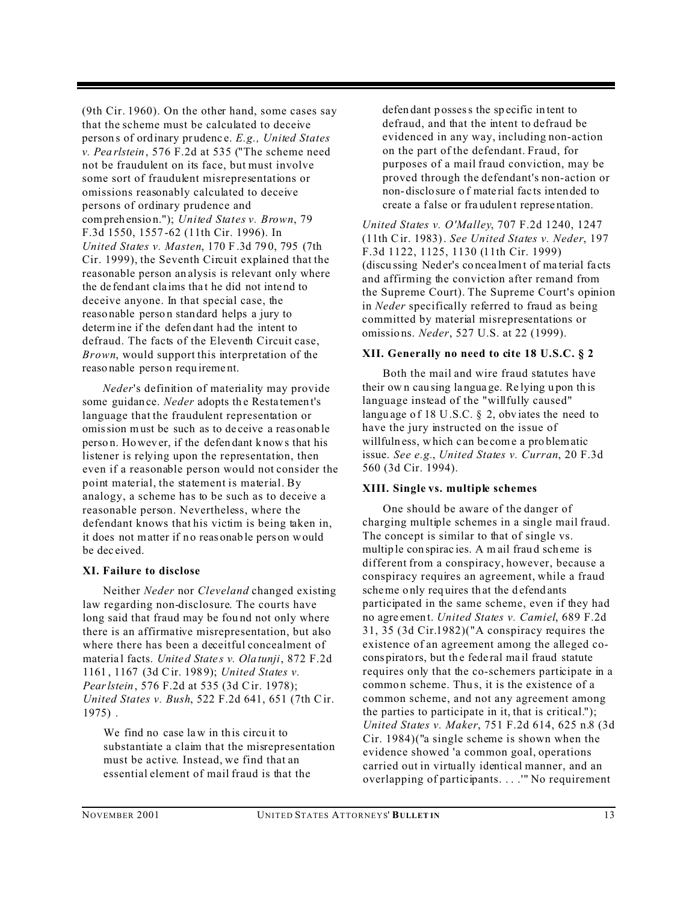(9th Cir. 1960). On the other hand, some cases say that the scheme must be calculated to deceive persons of ordinary prudence. *E.g., United States v. Pearlstein*, 576 F.2d at 535 ("The scheme need not be fraudulent on its face, but must involve some sort of fraudulent misrepresentations or omissions reasonably calculated to deceive persons of ordinary prudence and comprehension."); *United States v. Brown*, 79 F.3d 1550, 1557-62 (11th Cir. 1996). In *United States v. Masten*, 170 F.3d 790, 795 (7th Cir. 1999), the Seventh Circuit explained that the reasonable person analysis is relevant only where the defendant claims that he did not intend to deceive anyone. In that special case, the reasonable person standard helps a jury to determine if the defendant had the intent to defraud. The facts of the Eleventh Circuit case, *Brown*, would support this interpretation of the reasonable person requirement.

*Neder*'s definition of materiality may provide some guidance. *Neder* adopts the Restatement's language that the fraudulent representation or omission must be such as to deceive a reasonable person. However, if the defendant knows that his listener is relying upon the representation, then even if a reasonable person would not consider the point material, the statement is material. By analogy, a scheme has to be such as to deceive a reasonable person. Nevertheless, where the defendant knows that his victim is being taken in, it does not matter if no reasonable person would be deceived.

### XI. Failure to disclose

Neither *Neder* nor *Cleveland* changed existing law regarding non-disclosure. The courts have long said that fraud may be found not only where there is an affirmative misrepresentation, but also where there has been a deceitful concealment of material facts. *United States v. Olatunji*, 872 F.2d 1161, 1167 (3d Cir. 1989); *United States v. Pearlstein*, 576 F.2d at 535 (3d Cir. 1978); *United States v. Bush*, 522 F.2d 641, 651 (7th Cir. 1975) .

> We find no case law in this circuit to substantiate a claim that the misrepresentation must be active. Instead, we find that an essential element of mail fraud is that the defendant possess the specific intent to defraud, and that the intent to defraud be evidenced in any way, including non-action on the part of the defendant. Fraud, for purposes of a mail fraud conviction, may be proved through the defendant's non-action or non-disclosure of material facts intended to create a false or fraudulent representation.

*United States v. O'Malley*, 707 F.2d 1240, 1247 (11th Cir. 1983). *See United States v. Neder*, 197 F.3d 1122, 1125, 1130 (11th Cir. 1999) (discussing Neder's concealment of material facts and affirming the conviction after remand from the Supreme Court). The Supreme Court's opinion in *Neder* specifically referred to fraud as being committed by material misrepresentations or omissions. *Neder*, 527 U.S. at 22 (1999).

### XII. Generally no need to cite 18 U.S.C. § 2

Both the mail and wire fraud statutes have their own causing language. Relying upon this language instead of the "willfully caused" language of 18 U.S.C. § 2, obviates the need to have the jury instructed on the issue of willfulness, which can become a problematic issue. *See e.g.*, *United States v. Curran*, 20 F.3d 560 (3d Cir. 1994).

### XIII. Single vs. multiple schemes

One should be aware of the danger of charging multiple schemes in a single mail fraud. The concept is similar to that of single vs. multiple conspiracies. A mail fraud scheme is different from a conspiracy, however, because a conspiracy requires an agreement, while a fraud scheme only requires that the defendants participated in the same scheme, even if they had no agreement. *United States v. Camiel*, 689 F.2d 31, 35 (3d Cir.1982)("A conspiracy requires the existence of an agreement among the alleged co-conspirators, but the federal mail fraud statute requires only that the co-schemers participate in a common scheme. Thus, it is the existence of a common scheme, and not any agreement among the parties to participate in it, that is critical."); *United States v. Maker*, 751 F.2d 614, 625 n.8 (3d Cir. 1984)("a single scheme is shown when the evidence showed 'a common goal, operations carried out in virtually identical manner, and an overlapping of participants. . . .'" No requirement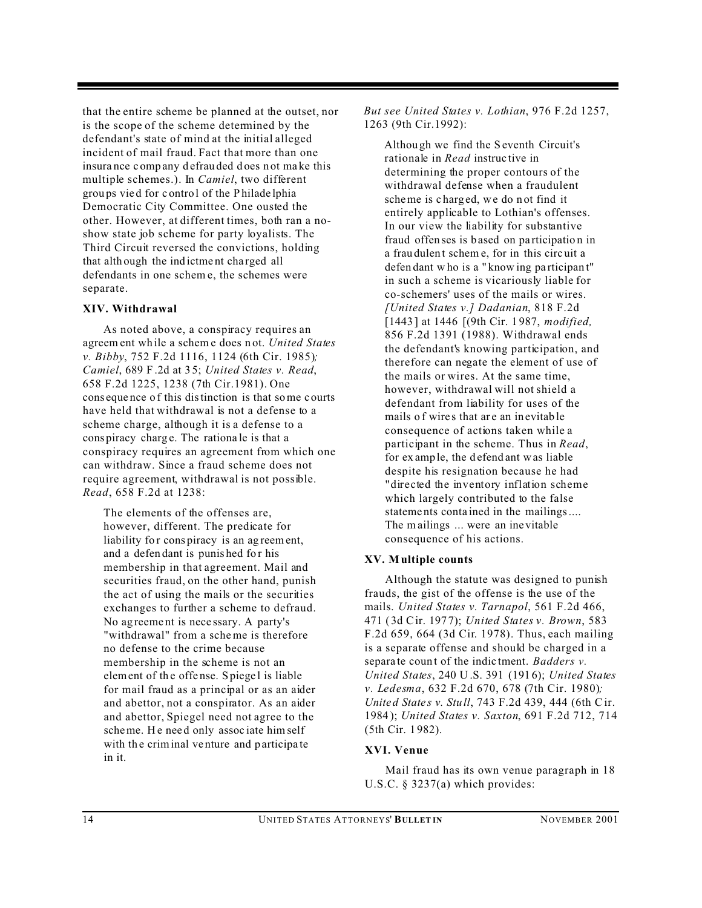that the entire scheme be planned at the outset, nor is the scope of the scheme determined by the defendant's state of mind at the initial alleged incident of mail fraud. Fact that more than one insurance company defrauded does not make this multiple schemes.). In *Camiel*, two different groups vied for control of the Philadelphia Democratic City Committee. One ousted the other. However, at different times, both ran a no-show state job scheme for party loyalists. The Third Circuit reversed the convictions, holding that although the indictment charged all defendants in one scheme, the schemes were separate.

### XIV. Withdrawal

As noted above, a conspiracy requires an agreement while a scheme does not. *United States v. Bibby*, 752 F.2d 1116, 1124 (6th Cir. 1985); *Camiel*, 689 F.2d at 35; *United States v. Read*, 658 F.2d 1225, 1238 (7th Cir.1981). One consequence of this distinction is that some courts have held that withdrawal is not a defense to a scheme charge, although it is a defense to a conspiracy charge. The rationale is that a conspiracy requires an agreement from which one can withdraw. Since a fraud scheme does not require agreement, withdrawal is not possible. *Read*, 658 F.2d at 1238:

> The elements of the offenses are, however, different. The predicate for liability for conspiracy is an agreement, and a defendant is punished for his membership in that agreement. Mail and securities fraud, on the other hand, punish the act of using the mails or the securities exchanges to further a scheme to defraud. No agreement is necessary. A party's "withdrawal" from a scheme is therefore no defense to the crime because membership in the scheme is not an element of the offense. Spiegel is liable for mail fraud as a principal or as an aider and abettor, not a conspirator. As an aider and abettor, Spiegel need not agree to the scheme. He need only associate himself with the criminal venture and participate in it.

*But see United States v. Lothian*, 976 F.2d 1257, 1263 (9th Cir.1992):

> Although we find the Seventh Circuit's rationale in *Read* instructive in determining the proper contours of the withdrawal defense when a fraudulent scheme is charged, we do not find it entirely applicable to Lothian's offenses. In our view the liability for substantive fraud offenses is based on participation in a fraudulent scheme, for in this circuit a defendant who is a "knowing participant" in such a scheme is vicariously liable for co-schemers' uses of the mails or wires. *[United States v.] Dadanian*, 818 F.2d [1443] at 1446 [(9th Cir. 1987, *modified,* 856 F.2d 1391 (1988). Withdrawal ends the defendant's knowing participation, and therefore can negate the element of use of the mails or wires. At the same time, however, withdrawal will not shield a defendant from liability for uses of the mails of wires that are an inevitable consequence of actions taken while a participant in the scheme. Thus in *Read*, for example, the defendant was liable despite his resignation because he had "directed the inventory inflation scheme which largely contributed to the false statements contained in the mailings.... The mailings ... were an inevitable consequence of his actions.

### XV. Multiple counts

Although the statute was designed to punish frauds, the gist of the offense is the use of the mails. *United States v. Tarnapol*, 561 F.2d 466, 471 (3d Cir. 1977); *United States v. Brown*, 583 F.2d 659, 664 (3d Cir. 1978). Thus, each mailing is a separate offense and should be charged in a separate count of the indictment. *Badders v. United States*, 240 U.S. 391 (1916); *United States v. Ledesma*, 632 F.2d 670, 678 (7th Cir. 1980); *United States v. Stull*, 743 F.2d 439, 444 (6th Cir. 1984); *United States v. Saxton*, 691 F.2d 712, 714 (5th Cir. 1982).

### XVI. Venue

Mail fraud has its own venue paragraph in 18 U.S.C. § 3237(a) which provides: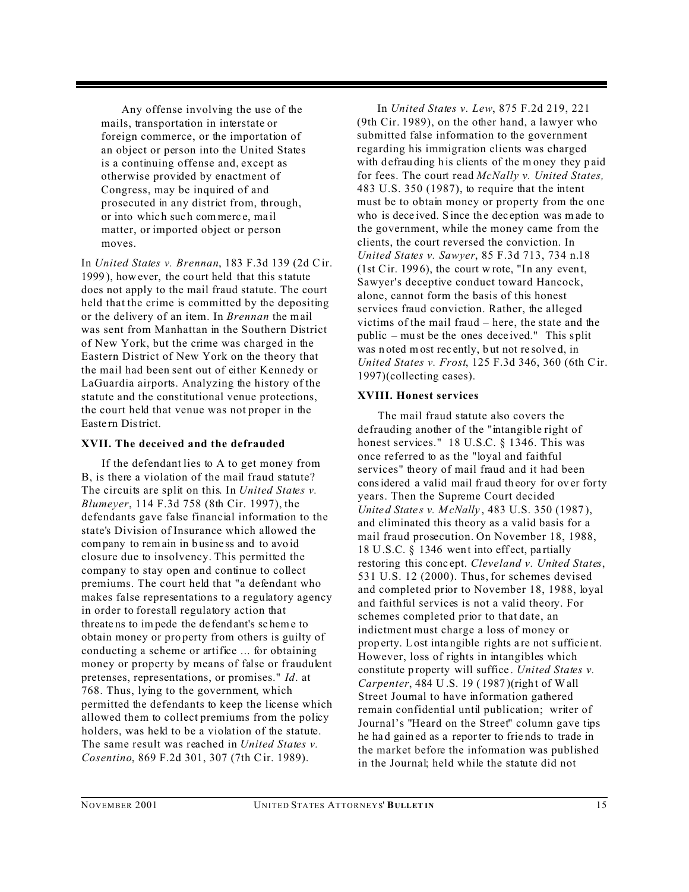> Any offense involving the use of the mails, transportation in interstate or foreign commerce, or the importation of an object or person into the United States is a continuing offense and, except as otherwise provided by enactment of Congress, may be inquired of and prosecuted in any district from, through, or into which such commerce, mail matter, or imported object or person moves.

In *United States v. Brennan*, 183 F.3d 139 (2d Cir. 1999), however, the court held that this statute does not apply to the mail fraud statute. The court held that the crime is committed by the depositing or the delivery of an item. In *Brennan* the mail was sent from Manhattan in the Southern District of New York, but the crime was charged in the Eastern District of New York on the theory that the mail had been sent out of either Kennedy or LaGuardia airports. Analyzing the history of the statute and the constitutional venue protections, the court held that venue was not proper in the Eastern District.

**XVII. The deceived and the defrauded**

If the defendant lies to A to get money from B, is there a violation of the mail fraud statute? The circuits are split on this. In *United States v. Blumeyer*, 114 F.3d 758 (8th Cir. 1997), the defendants gave false financial information to the state's Division of Insurance which allowed the company to remain in business and to avoid closure due to insolvency. This permitted the company to stay open and continue to collect premiums. The court held that "a defendant who makes false representations to a regulatory agency in order to forestall regulatory action that threatens to impede the defendant's scheme to obtain money or property from others is guilty of conducting a scheme or artifice ... for obtaining money or property by means of false or fraudulent pretenses, representations, or promises." *Id*. at 768. Thus, lying to the government, which permitted the defendants to keep the license which allowed them to collect premiums from the policy holders, was held to be a violation of the statute. The same result was reached in *United States v. Cosentino*, 869 F.2d 301, 307 (7th Cir. 1989).

In *United States v. Lew*, 875 F.2d 219, 221 (9th Cir. 1989), on the other hand, a lawyer who submitted false information to the government regarding his immigration clients was charged with defrauding his clients of the money they paid for fees. The court read *McNally v. United States,* 483 U.S. 350 (1987), to require that the intent must be to obtain money or property from the one who is deceived. Since the deception was made to the government, while the money came from the clients, the court reversed the conviction. In *United States v. Sawyer*, 85 F.3d 713, 734 n.18 (1st Cir. 1996), the court wrote, "In any event, Sawyer's deceptive conduct toward Hancock, alone, cannot form the basis of this honest services fraud conviction. Rather, the alleged victims of the mail fraud – here, the state and the public – must be the ones deceived." This split was noted most recently, but not resolved, in *United States v. Frost*, 125 F.3d 346, 360 (6th Cir. 1997)(collecting cases).

**XVIII. Honest services**

The mail fraud statute also covers the defrauding another of the "intangible right of honest services." 18 U.S.C. § 1346. This was once referred to as the "loyal and faithful services" theory of mail fraud and it had been considered a valid mail fraud theory for over forty years. Then the Supreme Court decided *United States v. McNally*, 483 U.S. 350 (1987), and eliminated this theory as a valid basis for a mail fraud prosecution. On November 18, 1988, 18 U.S.C. § 1346 went into effect, partially restoring this concept. *Cleveland v. United States*, 531 U.S. 12 (2000). Thus, for schemes devised and completed prior to November 18, 1988, loyal and faithful services is not a valid theory. For schemes completed prior to that date, an indictment must charge a loss of money or property. Lost intangible rights are not sufficient. However, loss of rights in intangibles which constitute property will suffice. *United States v. Carpenter*, 484 U.S. 19 (1987)(right of Wall Street Journal to have information gathered remain confidential until publication; writer of Journal's "Heard on the Street" column gave tips he had gained as a reporter to friends to trade in the market before the information was published in the Journal; held while the statute did not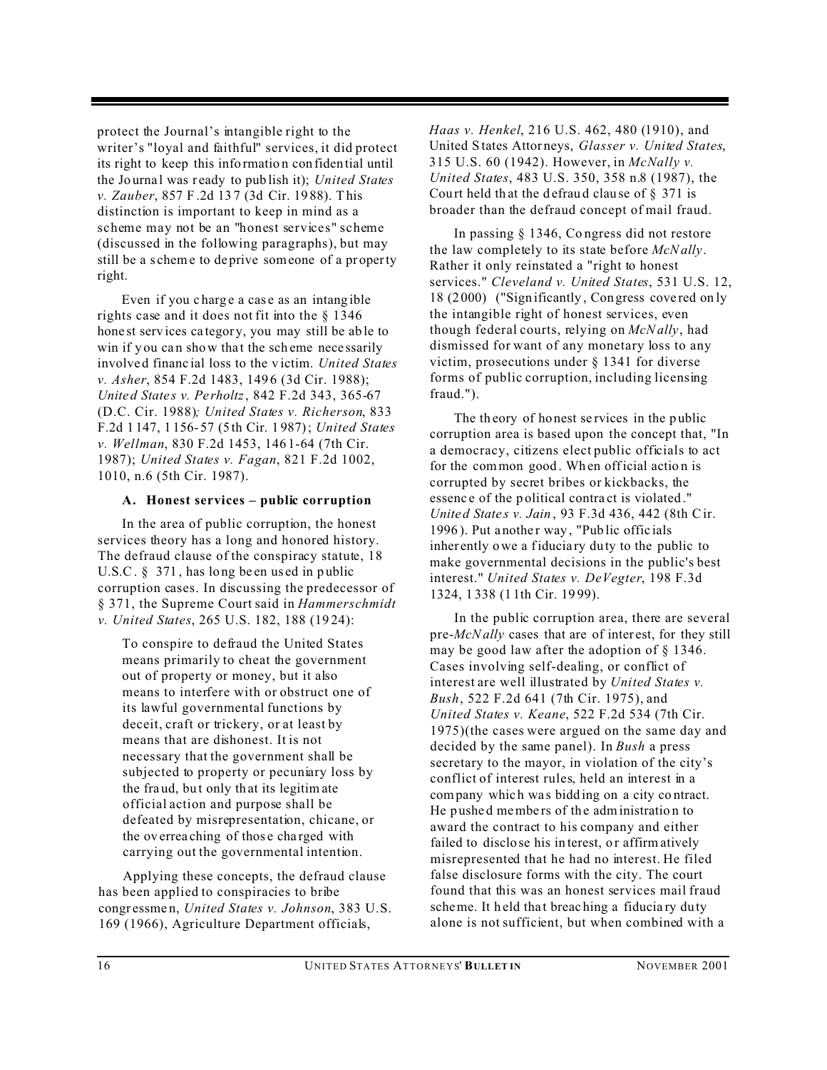protect the Journal's intangible right to the writer's "loyal and faithful" services, it did protect its right to keep this information confidential until the Journal was ready to publish it); *United States v. Zauber*, 857 F.2d 137 (3d Cir. 1988). This distinction is important to keep in mind as a scheme may not be an "honest services" scheme (discussed in the following paragraphs), but may still be a scheme to deprive someone of a property right.

Even if you charge a case as an intangible rights case and it does not fit into the § 1346 honest services category, you may still be able to win if you can show that the scheme necessarily involved financial loss to the victim. *United States v. Asher*, 854 F.2d 1483, 1496 (3d Cir. 1988); *United States v. Perholtz*, 842 F.2d 343, 365-67 (D.C. Cir. 1988); *United States v. Richerson*, 833 F.2d 1147, 1156-57 (5th Cir. 1987); *United States v. Wellman*, 830 F.2d 1453, 1461-64 (7th Cir. 1987); *United States v. Fagan*, 821 F.2d 1002, 1010, n.6 (5th Cir. 1987).

### A. Honest services – public corruption

In the area of public corruption, the honest services theory has a long and honored history. The defraud clause of the conspiracy statute, 18 U.S.C. § 371, has long been used in public corruption cases. In discussing the predecessor of § 371, the Supreme Court said in *Hammerschmidt v. United States*, 265 U.S. 182, 188 (1924):

> To conspire to defraud the United States means primarily to cheat the government out of property or money, but it also means to interfere with or obstruct one of its lawful governmental functions by deceit, craft or trickery, or at least by means that are dishonest. It is not necessary that the government shall be subjected to property or pecuniary loss by the fraud, but only that its legitimate official action and purpose shall be defeated by misrepresentation, chicane, or the overreaching of those charged with carrying out the governmental intention.

Applying these concepts, the defraud clause has been applied to conspiracies to bribe congressmen, *United States v. Johnson*, 383 U.S. 169 (1966), Agriculture Department officials, *Haas v. Henkel*, 216 U.S. 462, 480 (1910), and United States Attorneys, *Glasser v. United States*, 315 U.S. 60 (1942). However, in *McNally v. United States*, 483 U.S. 350, 358 n.8 (1987), the Court held that the defraud clause of § 371 is broader than the defraud concept of mail fraud.

In passing § 1346, Congress did not restore the law completely to its state before *McNally*. Rather it only reinstated a "right to honest services." *Cleveland v. United States*, 531 U.S. 12, 18 (2000) ("Significantly, Congress covered only the intangible right of honest services, even though federal courts, relying on *McNally*, had dismissed for want of any monetary loss to any victim, prosecutions under § 1341 for diverse forms of public corruption, including licensing fraud.").

The theory of honest services in the public corruption area is based upon the concept that, "In a democracy, citizens elect public officials to act for the common good. When official action is corrupted by secret bribes or kickbacks, the essence of the political contract is violated." *United States v. Jain*, 93 F.3d 436, 442 (8th Cir. 1996). Put another way, "Public officials inherently owe a fiduciary duty to the public to make governmental decisions in the public's best interest." *United States v. DeVegter*, 198 F.3d 1324, 1338 (11th Cir. 1999).

In the public corruption area, there are several pre-*McNally* cases that are of interest, for they still may be good law after the adoption of § 1346. Cases involving self-dealing, or conflict of interest are well illustrated by *United States v. Bush*, 522 F.2d 641 (7th Cir. 1975), and *United States v. Keane*, 522 F.2d 534 (7th Cir. 1975)(the cases were argued on the same day and decided by the same panel). In *Bush* a press secretary to the mayor, in violation of the city's conflict of interest rules, held an interest in a company which was bidding on a city contract. He pushed members of the administration to award the contract to his company and either failed to disclose his interest, or affirmatively misrepresented that he had no interest. He filed false disclosure forms with the city. The court found that this was an honest services mail fraud scheme. It held that breaching a fiduciary duty alone is not sufficient, but when combined with a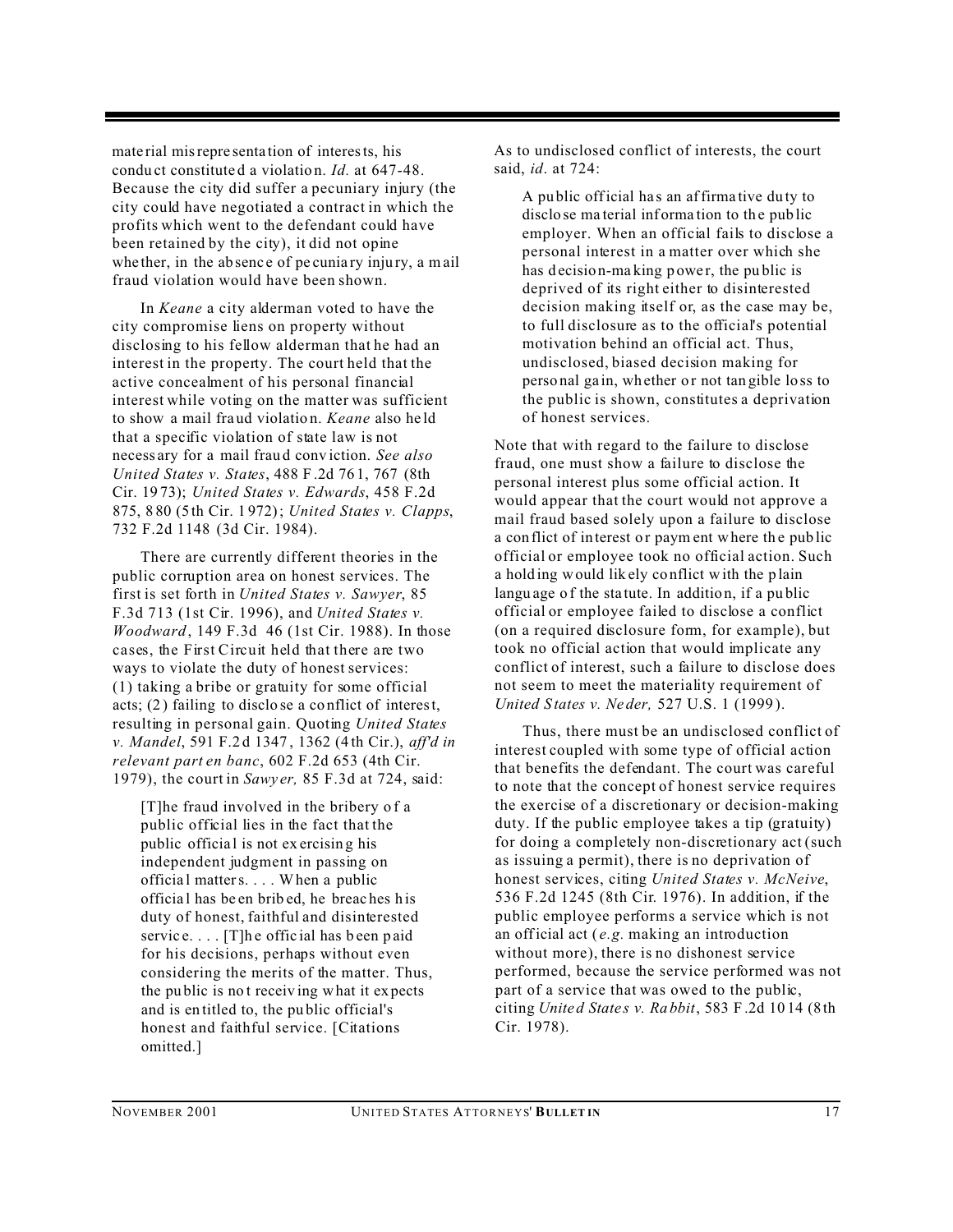material misrepresentation of interests, his conduct constituted a violation. *Id.* at 647-48. Because the city did suffer a pecuniary injury (the city could have negotiated a contract in which the profits which went to the defendant could have been retained by the city), it did not opine whether, in the absence of pecuniary injury, a mail fraud violation would have been shown.

In *Keane* a city alderman voted to have the city compromise liens on property without disclosing to his fellow alderman that he had an interest in the property. The court held that the active concealment of his personal financial interest while voting on the matter was sufficient to show a mail fraud violation. *Keane* also held that a specific violation of state law is not necessary for a mail fraud conviction. *See also United States v. States*, 488 F.2d 761, 767 (8th Cir. 1973); *United States v. Edwards*, 458 F.2d 875, 880 (5th Cir. 1972); *United States v. Clapps*, 732 F.2d 1148 (3d Cir. 1984).

There are currently different theories in the public corruption area on honest services. The first is set forth in *United States v. Sawyer*, 85 F.3d 713 (1st Cir. 1996), and *United States v. Woodward*, 149 F.3d 46 (1st Cir. 1988). In those cases, the First Circuit held that there are two ways to violate the duty of honest services: (1) taking a bribe or gratuity for some official acts; (2) failing to disclose a conflict of interest, resulting in personal gain. Quoting *United States v. Mandel*, 591 F.2d 1347, 1362 (4th Cir.), *aff'd in relevant part en banc*, 602 F.2d 653 (4th Cir. 1979), the court in *Sawyer,* 85 F.3d at 724, said:

> [T]he fraud involved in the bribery of a public official lies in the fact that the public official is not exercising his independent judgment in passing on official matters. . . . When a public official has been bribed, he breaches his duty of honest, faithful and disinterested service. . . . [T]he official has been paid for his decisions, perhaps without even considering the merits of the matter. Thus, the public is not receiving what it expects and is entitled to, the public official's honest and faithful service. [Citations omitted.]

As to undisclosed conflict of interests, the court said, *id*. at 724:

> A public official has an affirmative duty to disclose material information to the public employer. When an official fails to disclose a personal interest in a matter over which she has decision-making power, the public is deprived of its right either to disinterested decision making itself or, as the case may be, to full disclosure as to the official's potential motivation behind an official act. Thus, undisclosed, biased decision making for personal gain, whether or not tangible loss to the public is shown, constitutes a deprivation of honest services.

Note that with regard to the failure to disclose fraud, one must show a failure to disclose the personal interest plus some official action. It would appear that the court would not approve a mail fraud based solely upon a failure to disclose a conflict of interest or payment where the public official or employee took no official action. Such a holding would likely conflict with the plain language of the statute. In addition, if a public official or employee failed to disclose a conflict (on a required disclosure form, for example), but took no official action that would implicate any conflict of interest, such a failure to disclose does not seem to meet the materiality requirement of *United States v. Neder,* 527 U.S. 1 (1999).

Thus, there must be an undisclosed conflict of interest coupled with some type of official action that benefits the defendant. The court was careful to note that the concept of honest service requires the exercise of a discretionary or decision-making duty. If the public employee takes a tip (gratuity) for doing a completely non-discretionary act (such as issuing a permit), there is no deprivation of honest services, citing *United States v. McNeive*, 536 F.2d 1245 (8th Cir. 1976). In addition, if the public employee performs a service which is not an official act (*e.g.* making an introduction without more), there is no dishonest service performed, because the service performed was not part of a service that was owed to the public, citing *United States v. Rabbit*, 583 F.2d 1014 (8th Cir. 1978).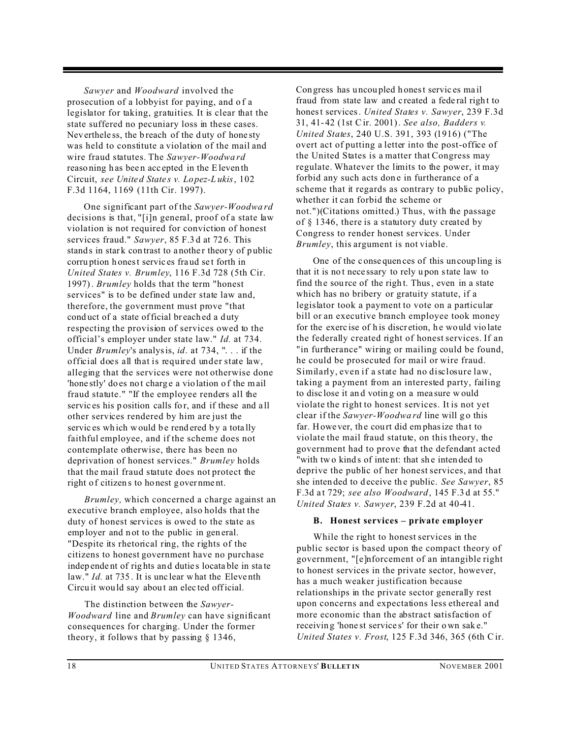*Sawyer* and *Woodward* involved the prosecution of a lobbyist for paying, and of a legislator for taking, gratuities. It is clear that the state suffered no pecuniary loss in these cases. Nevertheless, the breach of the duty of honesty was held to constitute a violation of the mail and wire fraud statutes. The *Sawyer-Woodward* reasoning has been accepted in the Eleventh Circuit, *see United States v. Lopez-Lukis*, 102 F.3d 1164, 1169 (11th Cir. 1997).

One significant part of the *Sawyer-Woodward* decisions is that, "[i]n general, proof of a state law violation is not required for conviction of honest services fraud." *Sawyer*, 85 F.3d at 726. This stands in stark contrast to another theory of public corruption honest services fraud set forth in *United States v. Brumley*, 116 F.3d 728 (5th Cir. 1997). *Brumley* holds that the term "honest services" is to be defined under state law and, therefore, the government must prove "that conduct of a state official breached a duty respecting the provision of services owed to the official's employer under state law." *Id.* at 734. Under *Brumley*'s analysis, *id*. at 734, ". . . if the official does all that is required under state law, alleging that the services were not otherwise done 'honestly' does not charge a violation of the mail statute." "If the employee renders all the services his position calls for, and if these and all other services rendered by him are just the services which would be rendered by a totally faithful employee, and if the scheme does not contemplate otherwise, there has been no deprivation of honest services." *Brumley* holds that the mail fraud statute does not protect the right of citizens to honest government.

*Brumley,* which concerned a charge against an executive branch employee, also holds that the duty of honest services is owed to the state as employer and not to the public in general. "Despite its rhetorical ring, the rights of the citizens to honest government have no purchase independent of rights and duties locatable in state law." *Id.* at 735. It is unclear what the Eleventh Circuit would say about an elected official.

The distinction between the *Sawyer-Woodward* line and *Brumley* can have significant consequences for charging. Under the former theory, it follows that by passing § 1346, Congress has uncoupled honest services mail fraud from state law and created a federal right to honest services. *United States v. Sawyer*, 239 F.3d 31, 41-42 (1st Cir. 2001). *See also, Badders v. United States*, 240 U.S. 391, 393 (1916) ("The overt act of putting a letter into the post-office of the United States is a matter that Congress may regulate. Whatever the limits to the power, it may forbid any such acts done in furtherance of a scheme that it regards as contrary to public policy, whether it can forbid the scheme or not.")(Citations omitted.) Thus, with the passage of § 1346, there is a statutory duty created by Congress to render honest services. Under *Brumley*, this argument is not viable.

One of the consequences of this uncoupling is that it is not necessary to rely upon state law to find the source of the right. Thus, even in a state which has no bribery or gratuity statute, if a legislator took a payment to vote on a particular bill or an executive branch employee took money for the exercise of his discretion, he would violate the federally created right of honest services. If an "in furtherance" wiring or mailing could be found, he could be prosecuted for mail or wire fraud. Similarly, even if a state had no disclosure law, taking a payment from an interested party, failing to disclose it and voting on a measure would violate the right to honest services. It is not yet clear if the *Sawyer-Woodward* line will go this far. However, the court did emphasize that to violate the mail fraud statute, on this theory, the government had to prove that the defendant acted "with two kinds of intent: that she intended to deprive the public of her honest services, and that she intended to deceive the public. *See Sawyer*, 85 F.3d at 729; *see also Woodward*, 145 F.3d at 55." *United States v. Sawyer*, 239 F.2d at 40-41.

### B. Honest services – private employer

While the right to honest services in the public sector is based upon the compact theory of government, "[e]nforcement of an intangible right to honest services in the private sector, however, has a much weaker justification because relationships in the private sector generally rest upon concerns and expectations less ethereal and more economic than the abstract satisfaction of receiving 'honest services' for their own sake." *United States v. Frost*, 125 F.3d 346, 365 (6th Cir.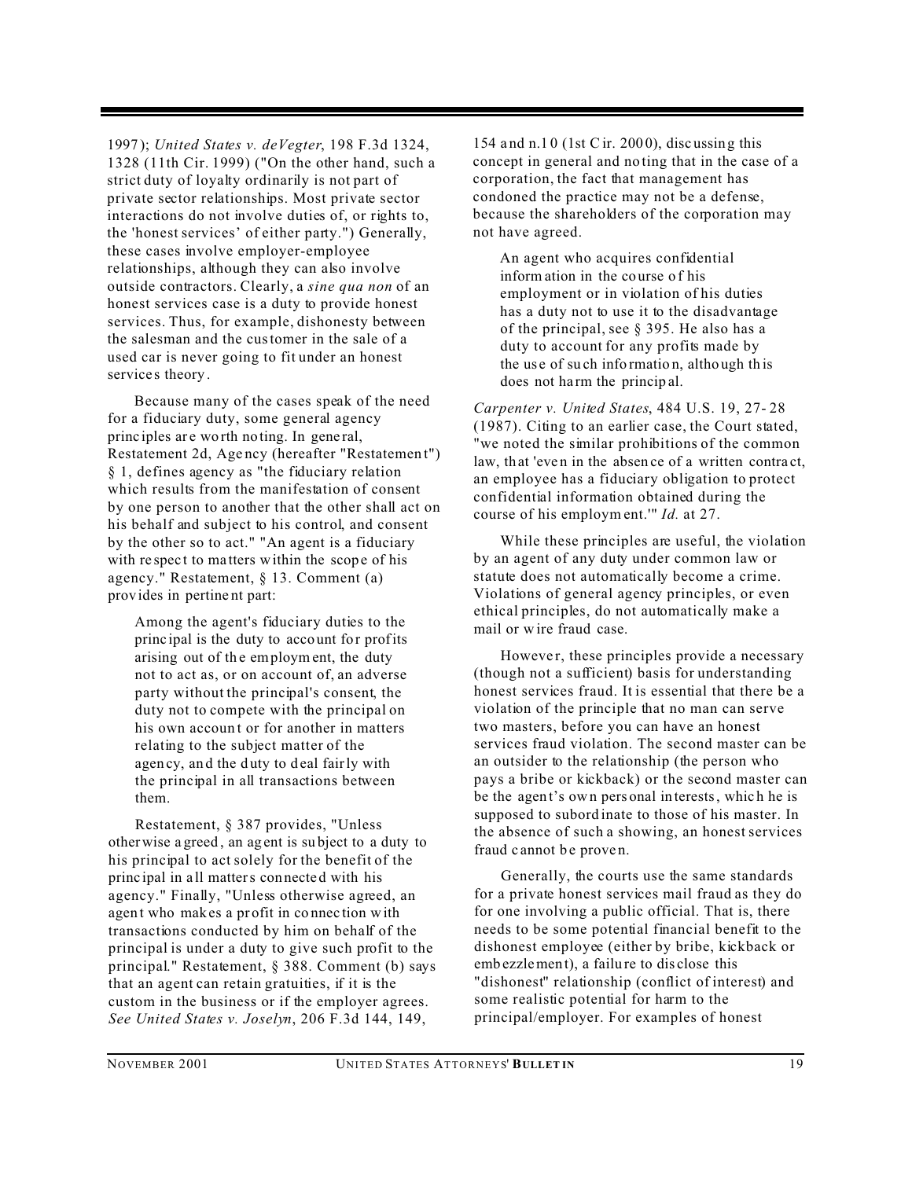1997); *United States v. deVegter*, 198 F.3d 1324, 1328 (11th Cir. 1999) ("On the other hand, such a strict duty of loyalty ordinarily is not part of private sector relationships. Most private sector interactions do not involve duties of, or rights to, the 'honest services' of either party.") Generally, these cases involve employer-employee relationships, although they can also involve outside contractors. Clearly, a *sine qua non* of an honest services case is a duty to provide honest services. Thus, for example, dishonesty between the salesman and the customer in the sale of a used car is never going to fit under an honest services theory.

Because many of the cases speak of the need for a fiduciary duty, some general agency principles are worth noting. In general, Restatement 2d, Agency (hereafter "Restatement") § 1, defines agency as "the fiduciary relation which results from the manifestation of consent by one person to another that the other shall act on his behalf and subject to his control, and consent by the other so to act." "An agent is a fiduciary with respect to matters within the scope of his agency." Restatement, § 13. Comment (a) provides in pertinent part:

> Among the agent's fiduciary duties to the principal is the duty to account for profits arising out of the employment, the duty not to act as, or on account of, an adverse party without the principal's consent, the duty not to compete with the principal on his own account or for another in matters relating to the subject matter of the agency, and the duty to deal fairly with the principal in all transactions between them.

Restatement, § 387 provides, "Unless otherwise agreed, an agent is subject to a duty to his principal to act solely for the benefit of the principal in all matters connected with his agency." Finally, "Unless otherwise agreed, an agent who makes a profit in connection with transactions conducted by him on behalf of the principal is under a duty to give such profit to the principal." Restatement, § 388. Comment (b) says that an agent can retain gratuities, if it is the custom in the business or if the employer agrees. *See United States v. Joselyn*, 206 F.3d 144, 149, 154 and n.10 (1st Cir. 2000), discussing this concept in general and noting that in the case of a corporation, the fact that management has condoned the practice may not be a defense, because the shareholders of the corporation may not have agreed.

> An agent who acquires confidential information in the course of his employment or in violation of his duties has a duty not to use it to the disadvantage of the principal, see § 395. He also has a duty to account for any profits made by the use of such information, although this does not harm the principal.

*Carpenter v. United States*, 484 U.S. 19, 27-28 (1987). Citing to an earlier case, the Court stated, "we noted the similar prohibitions of the common law, that 'even in the absence of a written contract, an employee has a fiduciary obligation to protect confidential information obtained during the course of his employment.'" *Id.* at 27.

While these principles are useful, the violation by an agent of any duty under common law or statute does not automatically become a crime. Violations of general agency principles, or even ethical principles, do not automatically make a mail or wire fraud case.

However, these principles provide a necessary (though not a sufficient) basis for understanding honest services fraud. It is essential that there be a violation of the principle that no man can serve two masters, before you can have an honest services fraud violation. The second master can be an outsider to the relationship (the person who pays a bribe or kickback) or the second master can be the agent's own personal interests, which he is supposed to subordinate to those of his master. In the absence of such a showing, an honest services fraud cannot be proven.

Generally, the courts use the same standards for a private honest services mail fraud as they do for one involving a public official. That is, there needs to be some potential financial benefit to the dishonest employee (either by bribe, kickback or embezzlement), a failure to disclose this "dishonest" relationship (conflict of interest) and some realistic potential for harm to the principal/employer. For examples of honest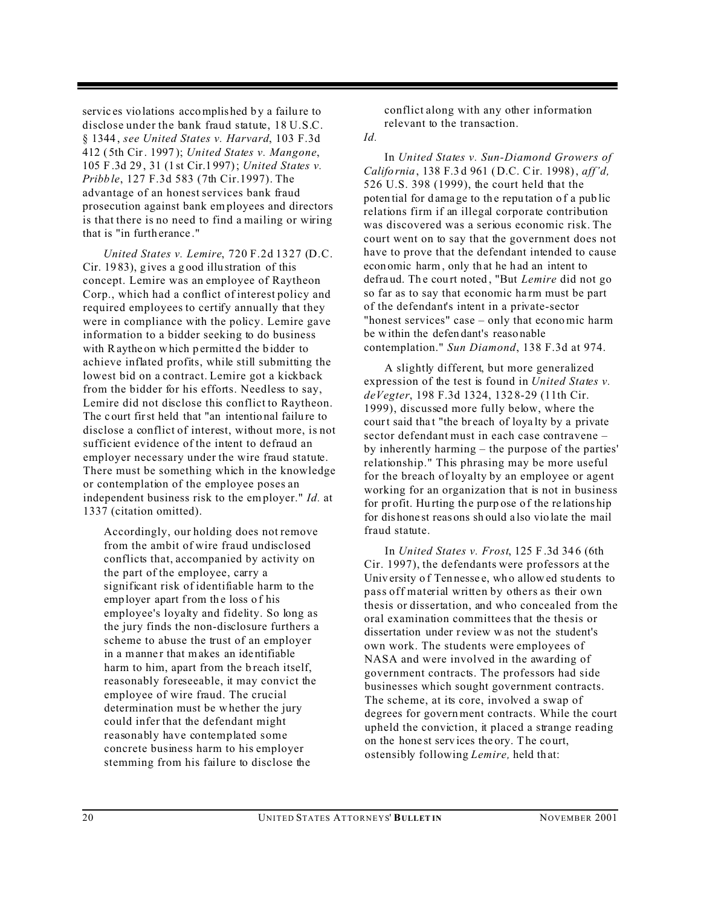services violations accomplished by a failure to disclose under the bank fraud statute, 18 U.S.C. § 1344, *see United States v. Harvard*, 103 F.3d 412 (5th Cir. 1997); *United States v. Mangone*, 105 F.3d 29, 31 (1st Cir.1997); *United States v. Pribble*, 127 F.3d 583 (7th Cir.1997). The advantage of an honest services bank fraud prosecution against bank employees and directors is that there is no need to find a mailing or wiring that is "in furtherance."

*United States v. Lemire*, 720 F.2d 1327 (D.C. Cir. 1983), gives a good illustration of this concept. Lemire was an employee of Raytheon Corp., which had a conflict of interest policy and required employees to certify annually that they were in compliance with the policy. Lemire gave information to a bidder seeking to do business with Raytheon which permitted the bidder to achieve inflated profits, while still submitting the lowest bid on a contract. Lemire got a kickback from the bidder for his efforts. Needless to say, Lemire did not disclose this conflict to Raytheon. The court first held that "an intentional failure to disclose a conflict of interest, without more, is not sufficient evidence of the intent to defraud an employer necessary under the wire fraud statute. There must be something which in the knowledge or contemplation of the employee poses an independent business risk to the employer." *Id.* at 1337 (citation omitted).

> Accordingly, our holding does not remove from the ambit of wire fraud undisclosed conflicts that, accompanied by activity on the part of the employee, carry a significant risk of identifiable harm to the employer apart from the loss of his employee's loyalty and fidelity. So long as the jury finds the non-disclosure furthers a scheme to abuse the trust of an employer in a manner that makes an identifiable harm to him, apart from the breach itself, reasonably foreseeable, it may convict the employee of wire fraud. The crucial determination must be whether the jury could infer that the defendant might reasonably have contemplated some concrete business harm to his employer stemming from his failure to disclose the conflict along with any other information relevant to the transaction.

*Id.*

In *United States v. Sun-Diamond Growers of California*, 138 F.3d 961 (D.C. Cir. 1998), *aff'd,* 526 U.S. 398 (1999), the court held that the potential for damage to the reputation of a public relations firm if an illegal corporate contribution was discovered was a serious economic risk. The court went on to say that the government does not have to prove that the defendant intended to cause economic harm, only that he had an intent to defraud. The court noted, "But *Lemire* did not go so far as to say that economic harm must be part of the defendant's intent in a private-sector "honest services" case – only that economic harm be within the defendant's reasonable contemplation." *Sun Diamond*, 138 F.3d at 974.

A slightly different, but more generalized expression of the test is found in *United States v. deVegter*, 198 F.3d 1324, 1328-29 (11th Cir. 1999), discussed more fully below, where the court said that "the breach of loyalty by a private sector defendant must in each case contravene – by inherently harming – the purpose of the parties' relationship." This phrasing may be more useful for the breach of loyalty by an employee or agent working for an organization that is not in business for profit. Hurting the purpose of the relationship for dishonest reasons should also violate the mail fraud statute.

In *United States v. Frost*, 125 F.3d 346 (6th Cir. 1997), the defendants were professors at the University of Tennessee, who allowed students to pass off material written by others as their own thesis or dissertation, and who concealed from the oral examination committees that the thesis or dissertation under review was not the student's own work. The students were employees of NASA and were involved in the awarding of government contracts. The professors had side businesses which sought government contracts. The scheme, at its core, involved a swap of degrees for government contracts. While the court upheld the conviction, it placed a strange reading on the honest services theory. The court, ostensibly following *Lemire,* held that: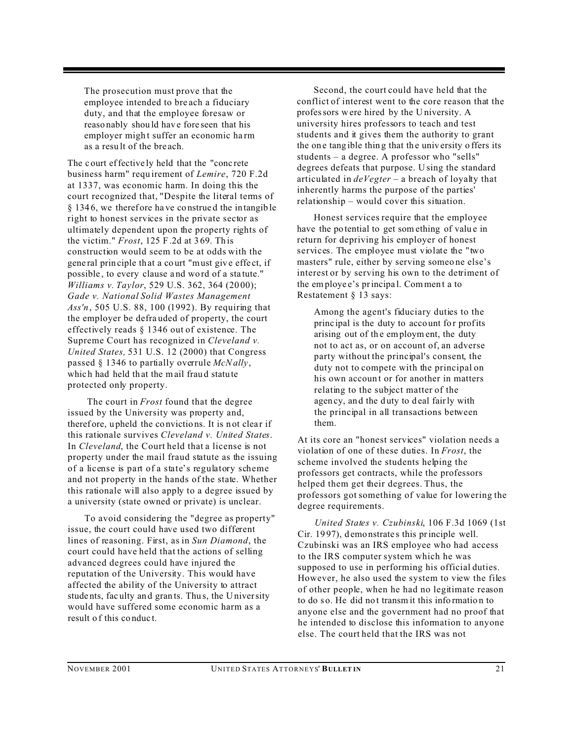> The prosecution must prove that the employee intended to breach a fiduciary duty, and that the employee foresaw or reasonably should have foreseen that his employer might suffer an economic harm as a result of the breach.

The court effectively held that the "concrete business harm" requirement of *Lemire*, 720 F.2d at 1337, was economic harm. In doing this the court recognized that, "Despite the literal terms of § 1346, we therefore have construed the intangible right to honest services in the private sector as ultimately dependent upon the property rights of the victim." *Frost*, 125 F.2d at 369. This construction would seem to be at odds with the general principle that a court "must give effect, if possible, to every clause and word of a statute." *Williams v. Taylor*, 529 U.S. 362, 364 (2000); *Gade v. National Solid Wastes Management Ass'n*, 505 U.S. 88, 100 (1992). By requiring that the employer be defrauded of property, the court effectively reads § 1346 out of existence. The Supreme Court has recognized in *Cleveland v. United States,* 531 U.S. 12 (2000) that Congress passed § 1346 to partially overrule *McNally*, which had held that the mail fraud statute protected only property.

The court in *Frost* found that the degree issued by the University was property and, therefore, upheld the convictions. It is not clear if this rationale survives *Cleveland v. United States*. In *Cleveland*, the Court held that a license is not property under the mail fraud statute as the issuing of a license is part of a state's regulatory scheme and not property in the hands of the state. Whether this rationale will also apply to a degree issued by a university (state owned or private) is unclear.

To avoid considering the "degree as property" issue, the court could have used two different lines of reasoning. First, as in *Sun Diamond*, the court could have held that the actions of selling advanced degrees could have injured the reputation of the University. This would have affected the ability of the University to attract students, faculty and grants. Thus, the University would have suffered some economic harm as a result of this conduct.

Second, the court could have held that the conflict of interest went to the core reason that the professors were hired by the University. A university hires professors to teach and test students and it gives them the authority to grant the one tangible thing that the university offers its students – a degree. A professor who "sells" degrees defeats that purpose. Using the standard articulated in *deVegter* – a breach of loyalty that inherently harms the purpose of the parties' relationship – would cover this situation.

Honest services require that the employee have the potential to get something of value in return for depriving his employer of honest services. The employee must violate the "two masters" rule, either by serving someone else's interest or by serving his own to the detriment of the employee's principal. Comment a to Restatement § 13 says:

> Among the agent's fiduciary duties to the principal is the duty to account for profits arising out of the employment, the duty not to act as, or on account of, an adverse party without the principal's consent, the duty not to compete with the principal on his own account or for another in matters relating to the subject matter of the agency, and the duty to deal fairly with the principal in all transactions between them.

At its core an "honest services" violation needs a violation of one of these duties. In *Frost*, the scheme involved the students helping the professors get contracts, while the professors helped them get their degrees. Thus, the professors got something of value for lowering the degree requirements.

*United States v. Czubinski*, 106 F.3d 1069 (1st Cir. 1997), demonstrates this principle well. Czubinski was an IRS employee who had access to the IRS computer system which he was supposed to use in performing his official duties. However, he also used the system to view the files of other people, when he had no legitimate reason to do so. He did not transmit this information to anyone else and the government had no proof that he intended to disclose this information to anyone else. The court held that the IRS was not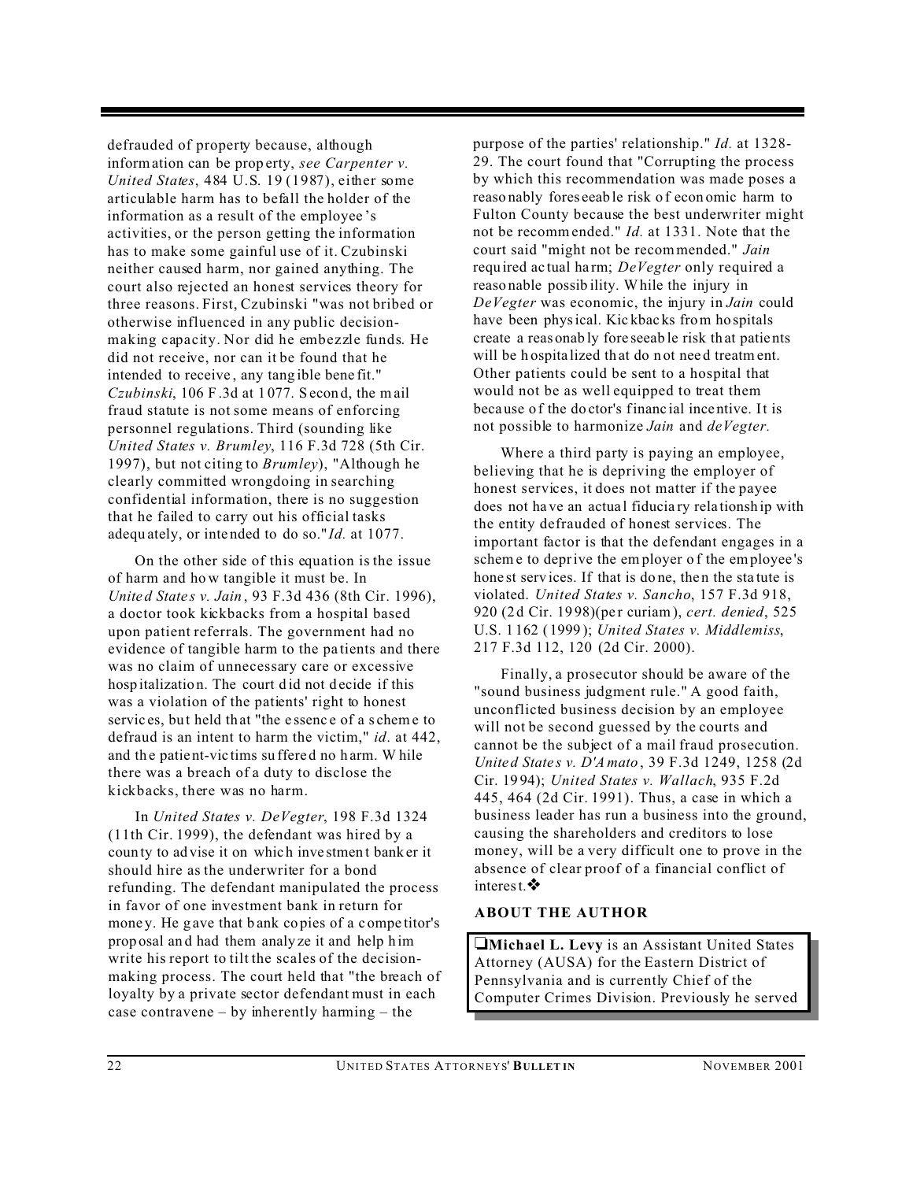defrauded of property because, although information can be property, *see Carpenter v. United States*, 484 U.S. 19 (1987), either some articulable harm has to befall the holder of the information as a result of the employee's activities, or the person getting the information has to make some gainful use of it. Czubinski neither caused harm, nor gained anything. The court also rejected an honest services theory for three reasons. First, Czubinski "was not bribed or otherwise influenced in any public decision-making capacity. Nor did he embezzle funds. He did not receive, nor can it be found that he intended to receive, any tangible benefit." *Czubinski*, 106 F.3d at 1077. Second, the mail fraud statute is not some means of enforcing personnel regulations. Third (sounding like *United States v. Brumley*, 116 F.3d 728 (5th Cir. 1997), but not citing to *Brumley*), "Although he clearly committed wrongdoing in searching confidential information, there is no suggestion that he failed to carry out his official tasks adequately, or intended to do so." *Id.* at 1077.

On the other side of this equation is the issue of harm and how tangible it must be. In *United States v. Jain*, 93 F.3d 436 (8th Cir. 1996), a doctor took kickbacks from a hospital based upon patient referrals. The government had no evidence of tangible harm to the patients and there was no claim of unnecessary care or excessive hospitalization. The court did not decide if this was a violation of the patients' right to honest services, but held that "the essence of a scheme to defraud is an intent to harm the victim," *id.* at 442, and the patient-victims suffered no harm. While there was a breach of a duty to disclose the kickbacks, there was no harm.

In *United States v. DeVegter*, 198 F.3d 1324 (11th Cir. 1999), the defendant was hired by a county to advise it on which investment banker it should hire as the underwriter for a bond refunding. The defendant manipulated the process in favor of one investment bank in return for money. He gave that bank copies of a competitor's proposal and had them analyze it and help him write his report to tilt the scales of the decision-making process. The court held that "the breach of loyalty by a private sector defendant must in each case contravene – by inherently harming – the purpose of the parties' relationship." *Id.* at 1328-29. The court found that "Corrupting the process by which this recommendation was made poses a reasonably foreseeable risk of economic harm to Fulton County because the best underwriter might not be recommended." *Id.* at 1331. Note that the court said "might not be recommended." *Jain* required actual harm; *DeVegter* only required a reasonable possibility. While the injury in *DeVegter* was economic, the injury in *Jain* could have been physical. Kickbacks from hospitals create a reasonably foreseeable risk that patients will be hospitalized that do not need treatment. Other patients could be sent to a hospital that would not be as well equipped to treat them because of the doctor's financial incentive. It is not possible to harmonize *Jain* and *deVegter.*

Where a third party is paying an employee, believing that he is depriving the employer of honest services, it does not matter if the payee does not have an actual fiduciary relationship with the entity defrauded of honest services. The important factor is that the defendant engages in a scheme to deprive the employer of the employee's honest services. If that is done, then the statute is violated. *United States v. Sancho*, 157 F.3d 918, 920 (2d Cir. 1998)(per curiam), *cert. denied*, 525 U.S. 1162 (1999); *United States v. Middlemiss*, 217 F.3d 112, 120 (2d Cir. 2000).

Finally, a prosecutor should be aware of the "sound business judgment rule." A good faith, unconflicted business decision by an employee will not be second guessed by the courts and cannot be the subject of a mail fraud prosecution. *United States v. D'Amato*, 39 F.3d 1249, 1258 (2d Cir. 1994); *United States v. Wallach*, 935 F.2d 445, 464 (2d Cir. 1991). Thus, a case in which a business leader has run a business into the ground, causing the shareholders and creditors to lose money, will be a very difficult one to prove in the absence of clear proof of a financial conflict of interest.❖

### ABOUT THE AUTHOR

❏**Michael L. Levy** is an Assistant United States Attorney (AUSA) for the Eastern District of Pennsylvania and is currently Chief of the Computer Crimes Division. Previously he served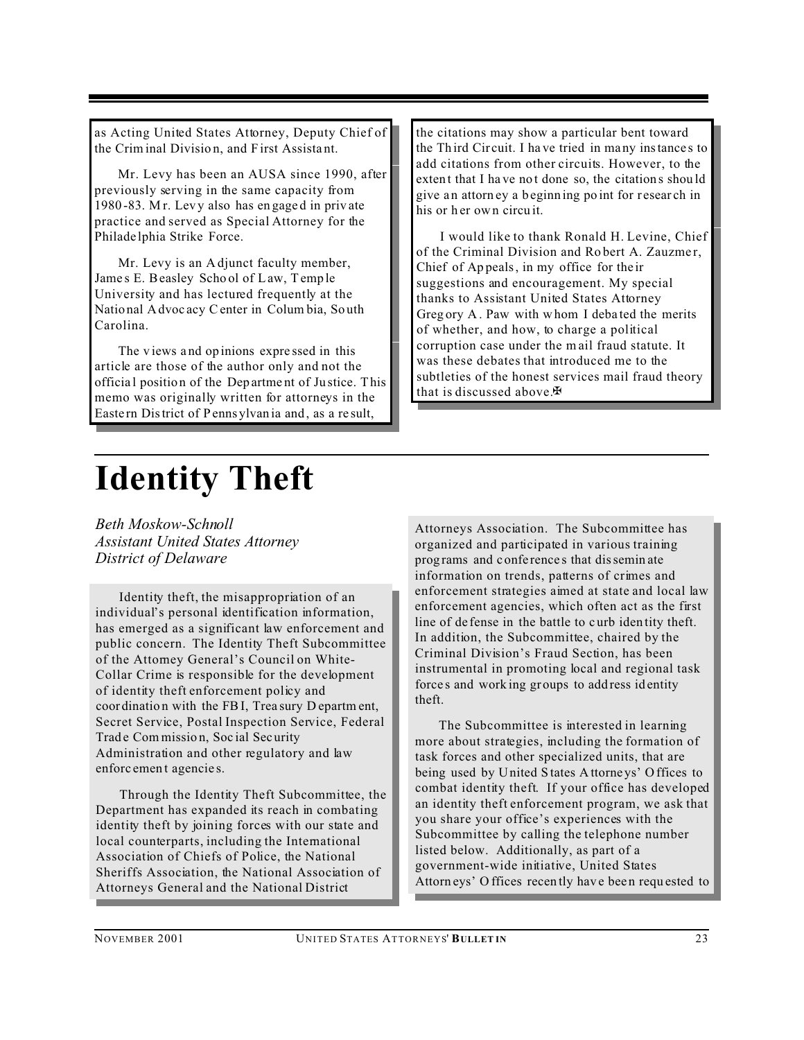as Acting United States Attorney, Deputy Chief of the Criminal Division, and First Assistant.

Mr. Levy has been an AUSA since 1990, after previously serving in the same capacity from 1980-83. Mr. Levy also has engaged in private practice and served as Special Attorney for the Philadelphia Strike Force.

Mr. Levy is an Adjunct faculty member, James E. Beasley School of Law, Temple University and has lectured frequently at the National Advocacy Center in Columbia, South Carolina.

The views and opinions expressed in this article are those of the author only and not the official position of the Department of Justice. This memo was originally written for attorneys in the Eastern District of Pennsylvania and, as a result, the citations may show a particular bent toward the Third Circuit. I have tried in many instances to add citations from other circuits. However, to the extent that I have not done so, the citations should give an attorney a beginning point for research in his or her own circuit.

I would like to thank Ronald H. Levine, Chief of the Criminal Division and Robert A. Zauzmer, Chief of Appeals, in my office for their suggestions and encouragement. My special thanks to Assistant United States Attorney Gregory A. Paw with whom I debated the merits of whether, and how, to charge a political corruption case under the mail fraud statute. It was these debates that introduced me to the subtleties of the honest services mail fraud theory that is discussed above.✠

# Identity Theft

*Beth Moskow-Schnoll*
*Assistant United States Attorney*
*District of Delaware*

Identity theft, the misappropriation of an individual's personal identification information, has emerged as a significant law enforcement and public concern. The Identity Theft Subcommittee of the Attorney General's Council on White-Collar Crime is responsible for the development of identity theft enforcement policy and coordination with the FBI, Treasury Department, Secret Service, Postal Inspection Service, Federal Trade Commission, Social Security Administration and other regulatory and law enforcement agencies.

Through the Identity Theft Subcommittee, the Department has expanded its reach in combating identity theft by joining forces with our state and local counterparts, including the International Association of Chiefs of Police, the National Sheriffs Association, the National Association of Attorneys General and the National District Attorneys Association. The Subcommittee has organized and participated in various training programs and conferences that disseminate information on trends, patterns of crimes and enforcement strategies aimed at state and local law enforcement agencies, which often act as the first line of defense in the battle to curb identity theft. In addition, the Subcommittee, chaired by the Criminal Division's Fraud Section, has been instrumental in promoting local and regional task forces and working groups to address identity theft.

The Subcommittee is interested in learning more about strategies, including the formation of task forces and other specialized units, that are being used by United States Attorneys' Offices to combat identity theft. If your office has developed an identity theft enforcement program, we ask that you share your office's experiences with the Subcommittee by calling the telephone number listed below. Additionally, as part of a government-wide initiative, United States Attorneys' Offices recently have been requested to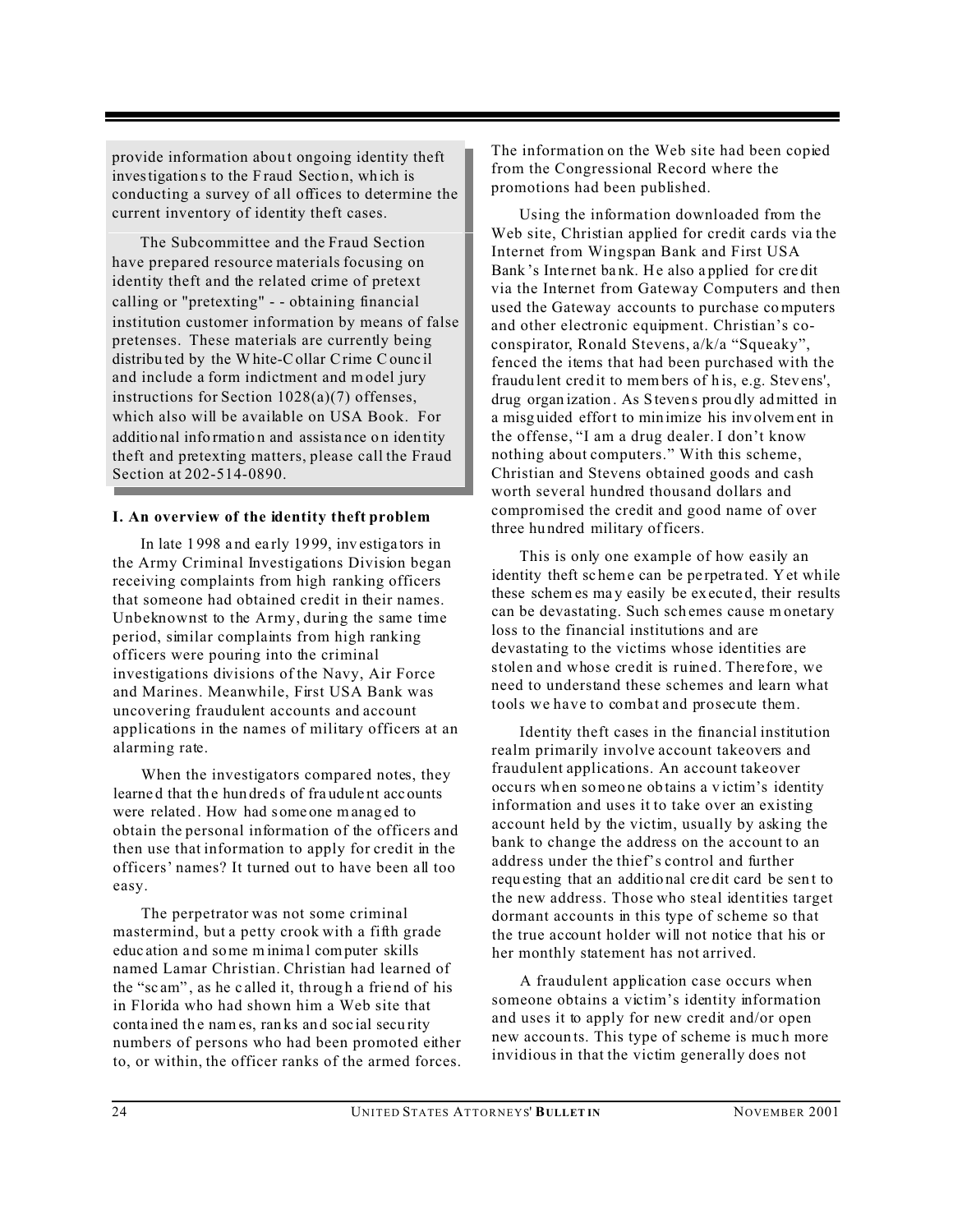provide information about ongoing identity theft investigations to the Fraud Section, which is conducting a survey of all offices to determine the current inventory of identity theft cases.

The Subcommittee and the Fraud Section have prepared resource materials focusing on identity theft and the related crime of pretext calling or "pretexting" - - obtaining financial institution customer information by means of false pretenses. These materials are currently being distributed by the White-Collar Crime Council and include a form indictment and model jury instructions for Section 1028(a)(7) offenses, which also will be available on USA Book. For additional information and assistance on identity theft and pretexting matters, please call the Fraud Section at 202-514-0890.

**I. An overview of the identity theft problem**

In late 1998 and early 1999, investigators in the Army Criminal Investigations Division began receiving complaints from high ranking officers that someone had obtained credit in their names. Unbeknownst to the Army, during the same time period, similar complaints from high ranking officers were pouring into the criminal investigations divisions of the Navy, Air Force and Marines. Meanwhile, First USA Bank was uncovering fraudulent accounts and account applications in the names of military officers at an alarming rate.

When the investigators compared notes, they learned that the hundreds of fraudulent accounts were related. How had someone managed to obtain the personal information of the officers and then use that information to apply for credit in the officers' names? It turned out to have been all too easy.

The perpetrator was not some criminal mastermind, but a petty crook with a fifth grade education and some minimal computer skills named Lamar Christian. Christian had learned of the "scam", as he called it, through a friend of his in Florida who had shown him a Web site that contained the names, ranks and social security numbers of persons who had been promoted either to, or within, the officer ranks of the armed forces. The information on the Web site had been copied from the Congressional Record where the promotions had been published.

Using the information downloaded from the Web site, Christian applied for credit cards via the Internet from Wingspan Bank and First USA Bank's Internet bank. He also applied for credit via the Internet from Gateway Computers and then used the Gateway accounts to purchase computers and other electronic equipment. Christian's co-conspirator, Ronald Stevens, a/k/a "Squeaky", fenced the items that had been purchased with the fraudulent credit to members of his, e.g. Stevens', drug organization. As Stevens proudly admitted in a misguided effort to minimize his involvement in the offense, "I am a drug dealer. I don't know nothing about computers." With this scheme, Christian and Stevens obtained goods and cash worth several hundred thousand dollars and compromised the credit and good name of over three hundred military officers.

This is only one example of how easily an identity theft scheme can be perpetrated. Yet while these schemes may easily be executed, their results can be devastating. Such schemes cause monetary loss to the financial institutions and are devastating to the victims whose identities are stolen and whose credit is ruined. Therefore, we need to understand these schemes and learn what tools we have to combat and prosecute them.

Identity theft cases in the financial institution realm primarily involve account takeovers and fraudulent applications. An account takeover occurs when someone obtains a victim's identity information and uses it to take over an existing account held by the victim, usually by asking the bank to change the address on the account to an address under the thief's control and further requesting that an additional credit card be sent to the new address. Those who steal identities target dormant accounts in this type of scheme so that the true account holder will not notice that his or her monthly statement has not arrived.

A fraudulent application case occurs when someone obtains a victim's identity information and uses it to apply for new credit and/or open new accounts. This type of scheme is much more invidious in that the victim generally does not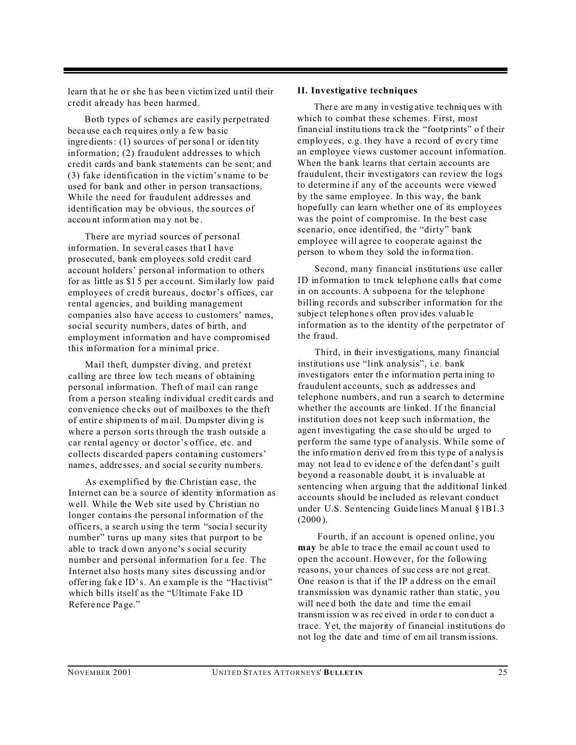learn that he or she has been victimized until their credit already has been harmed.

Both types of schemes are easily perpetrated because each requires only a few basic ingredients: (1) sources of personal or identity information; (2) fraudulent addresses to which credit cards and bank statements can be sent; and (3) fake identification in the victim's name to be used for bank and other in person transactions. While the need for fraudulent addresses and identification may be obvious, the sources of account information may not be.

There are myriad sources of personal information. In several cases that I have prosecuted, bank employees sold credit card account holders' personal information to others for as little as $15 per account. Similarly low paid employees of credit bureaus, doctor's offices, car rental agencies, and building management companies also have access to customers' names, social security numbers, dates of birth, and employment information and have compromised this information for a minimal price.

Mail theft, dumpster diving, and pretext calling are three low tech means of obtaining personal information. Theft of mail can range from a person stealing individual credit cards and convenience checks out of mailboxes to the theft of entire shipments of mail. Dumpster diving is where a person sorts through the trash outside a car rental agency or doctor's office, etc. and collects discarded papers containing customers' names, addresses, and social security numbers.

As exemplified by the Christian case, the Internet can be a source of identity information as well. While the Web site used by Christian no longer contains the personal information of the officers, a search using the term "social security number" turns up many sites that purport to be able to track down anyone's social security number and personal information for a fee. The Internet also hosts many sites discussing and/or offering fake ID's. An example is the "Hactivist" which bills itself as the "Ultimate Fake ID Reference Page."

**II. Investigative techniques**

There are many investigative techniques with which to combat these schemes. First, most financial institutions track the "footprints" of their employees, e.g. they have a record of every time an employee views customer account information. When the bank learns that certain accounts are fraudulent, their investigators can review the logs to determine if any of the accounts were viewed by the same employee. In this way, the bank hopefully can learn whether one of its employees was the point of compromise. In the best case scenario, once identified, the "dirty" bank employee will agree to cooperate against the person to whom they sold the information.

Second, many financial institutions use caller ID information to track telephone calls that come in on accounts. A subpoena for the telephone billing records and subscriber information for the subject telephones often provides valuable information as to the identity of the perpetrator of the fraud.

Third, in their investigations, many financial institutions use "link analysis", i.e. bank investigators enter the information pertaining to fraudulent accounts, such as addresses and telephone numbers, and run a search to determine whether the accounts are linked. If the financial institution does not keep such information, the agent investigating the case should be urged to perform the same type of analysis. While some of the information derived from this type of analysis may not lead to evidence of the defendant's guilt beyond a reasonable doubt, it is invaluable at sentencing when arguing that the additional linked accounts should be included as relevant conduct under U.S. Sentencing Guidelines Manual §1B1.3 (2000).

Fourth, if an account is opened online, you **may** be able to trace the email account used to open the account. However, for the following reasons, your chances of success are not great. One reason is that if the IP address on the email transmission was dynamic rather than static, you will need both the date and time the email transmission was received in order to conduct a trace. Yet, the majority of financial institutions do not log the date and time of email transmissions.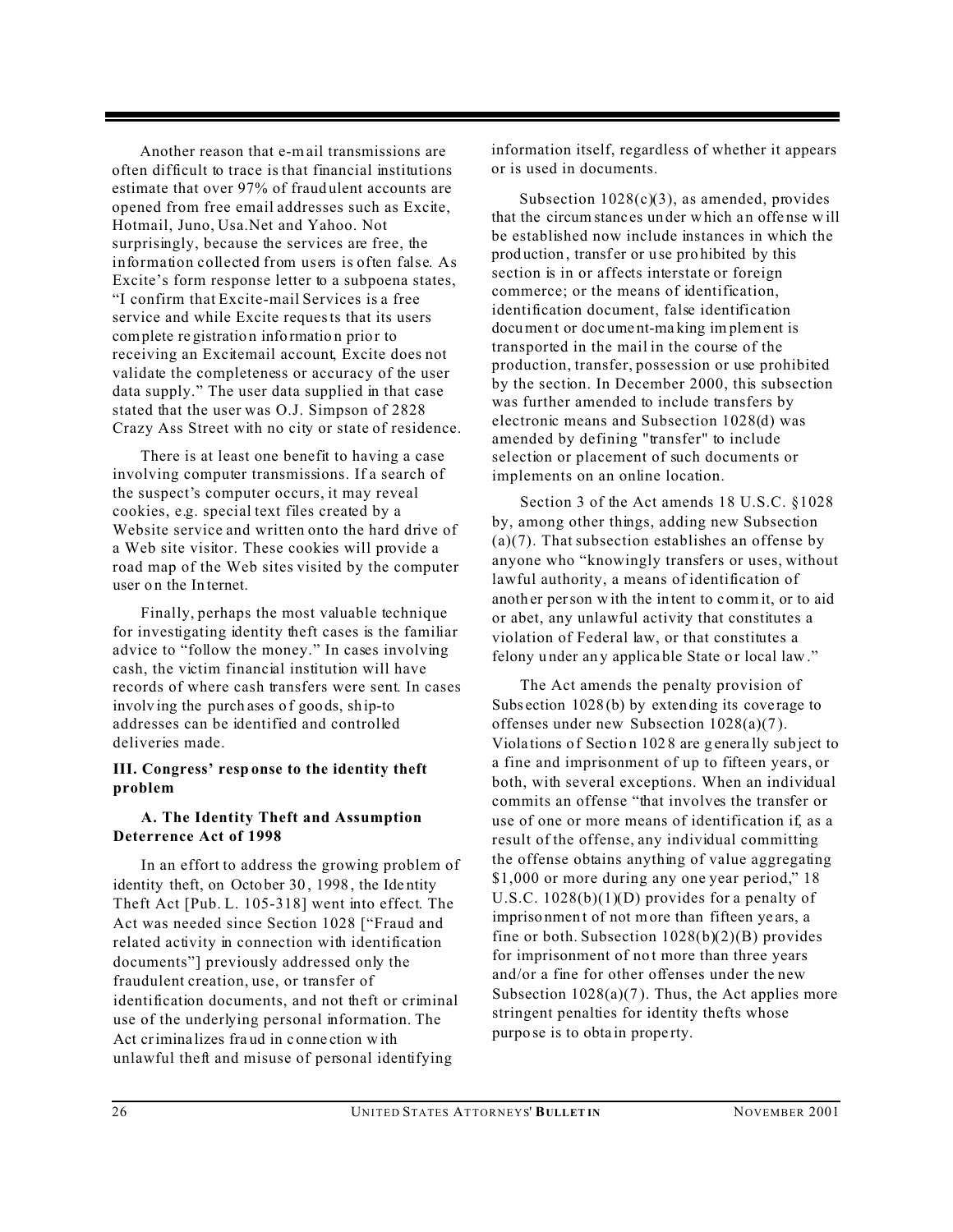Another reason that e-mail transmissions are often difficult to trace is that financial institutions estimate that over 97% of fraudulent accounts are opened from free email addresses such as Excite, Hotmail, Juno, Usa.Net and Yahoo. Not surprisingly, because the services are free, the information collected from users is often false. As Excite's form response letter to a subpoena states, "I confirm that Excite-mail Services is a free service and while Excite requests that its users complete registration information prior to receiving an Excitemail account, Excite does not validate the completeness or accuracy of the user data supply." The user data supplied in that case stated that the user was O.J. Simpson of 2828 Crazy Ass Street with no city or state of residence.

There is at least one benefit to having a case involving computer transmissions. If a search of the suspect's computer occurs, it may reveal cookies, e.g. special text files created by a Website service and written onto the hard drive of a Web site visitor. These cookies will provide a road map of the Web sites visited by the computer user on the Internet.

Finally, perhaps the most valuable technique for investigating identity theft cases is the familiar advice to "follow the money." In cases involving cash, the victim financial institution will have records of where cash transfers were sent. In cases involving the purchases of goods, ship-to addresses can be identified and controlled deliveries made.

## III. Congress' response to the identity theft problem

### A. The Identity Theft and Assumption Deterrence Act of 1998

In an effort to address the growing problem of identity theft, on October 30, 1998, the Identity Theft Act [Pub. L. 105-318] went into effect. The Act was needed since Section 1028 ["Fraud and related activity in connection with identification documents"] previously addressed only the fraudulent creation, use, or transfer of identification documents, and not theft or criminal use of the underlying personal information. The Act criminalizes fraud in connection with unlawful theft and misuse of personal identifying information itself, regardless of whether it appears or is used in documents.

Subsection 1028(c)(3), as amended, provides that the circumstances under which an offense will be established now include instances in which the production, transfer or use prohibited by this section is in or affects interstate or foreign commerce; or the means of identification, identification document, false identification document or document-making implement is transported in the mail in the course of the production, transfer, possession or use prohibited by the section. In December 2000, this subsection was further amended to include transfers by electronic means and Subsection 1028(d) was amended by defining "transfer" to include selection or placement of such documents or implements on an online location.

Section 3 of the Act amends 18 U.S.C. §1028 by, among other things, adding new Subsection (a)(7). That subsection establishes an offense by anyone who "knowingly transfers or uses, without lawful authority, a means of identification of another person with the intent to commit, or to aid or abet, any unlawful activity that constitutes a violation of Federal law, or that constitutes a felony under any applicable State or local law."

The Act amends the penalty provision of Subsection 1028(b) by extending its coverage to offenses under new Subsection 1028(a)(7). Violations of Section 1028 are generally subject to a fine and imprisonment of up to fifteen years, or both, with several exceptions. When an individual commits an offense "that involves the transfer or use of one or more means of identification if, as a result of the offense, any individual committing the offense obtains anything of value aggregating $1,000 or more during any one year period," 18 U.S.C. 1028(b)(1)(D) provides for a penalty of imprisonment of not more than fifteen years, a fine or both. Subsection 1028(b)(2)(B) provides for imprisonment of not more than three years and/or a fine for other offenses under the new Subsection 1028(a)(7). Thus, the Act applies more stringent penalties for identity thefts whose purpose is to obtain property.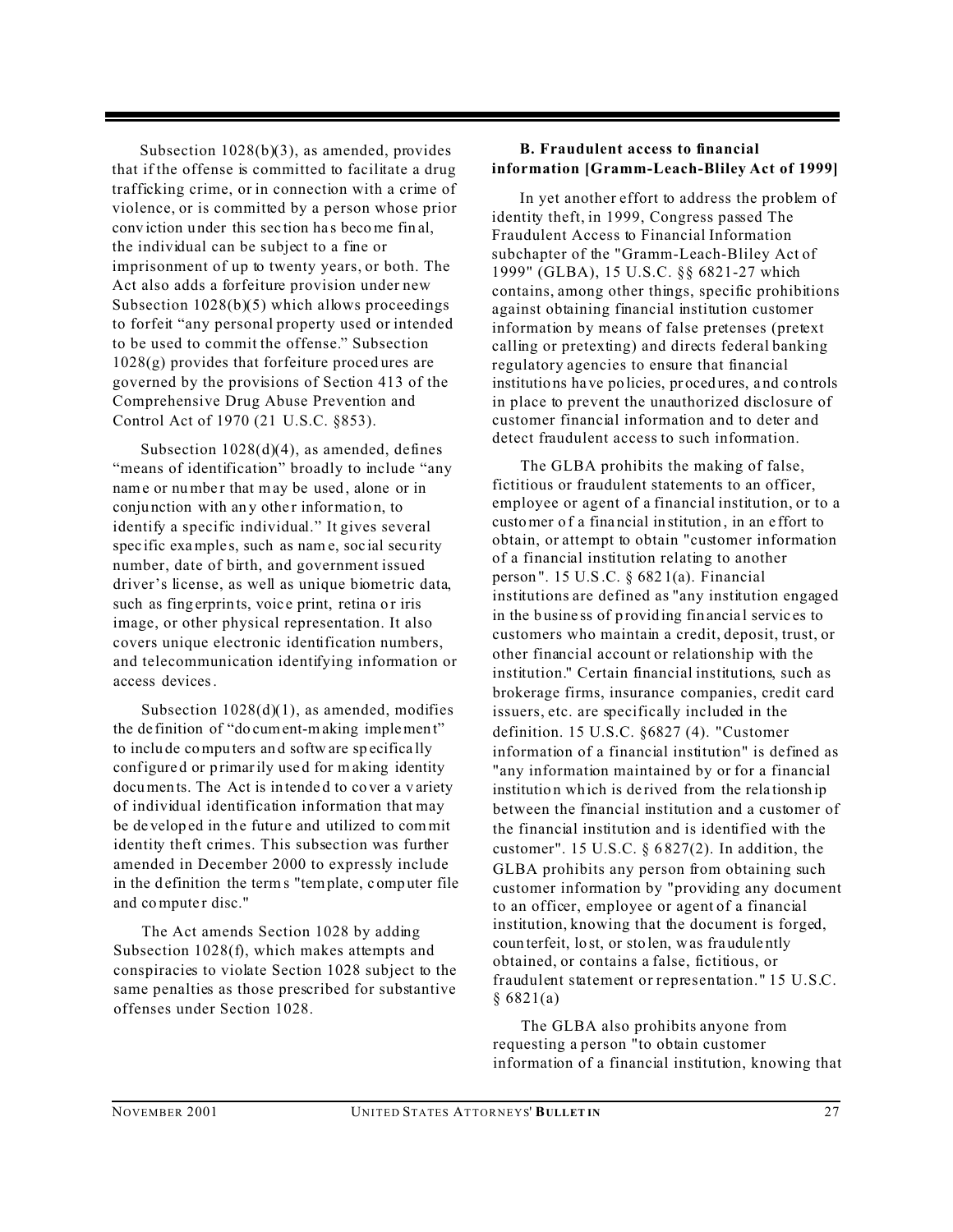Subsection 1028(b)(3), as amended, provides that if the offense is committed to facilitate a drug trafficking crime, or in connection with a crime of violence, or is committed by a person whose prior conviction under this section has become final, the individual can be subject to a fine or imprisonment of up to twenty years, or both. The Act also adds a forfeiture provision under new Subsection 1028(b)(5) which allows proceedings to forfeit "any personal property used or intended to be used to commit the offense." Subsection 1028(g) provides that forfeiture procedures are governed by the provisions of Section 413 of the Comprehensive Drug Abuse Prevention and Control Act of 1970 (21 U.S.C. §853).

Subsection 1028(d)(4), as amended, defines "means of identification" broadly to include "any name or number that may be used, alone or in conjunction with any other information, to identify a specific individual." It gives several specific examples, such as name, social security number, date of birth, and government issued driver's license, as well as unique biometric data, such as fingerprints, voice print, retina or iris image, or other physical representation. It also covers unique electronic identification numbers, and telecommunication identifying information or access devices.

Subsection 1028(d)(1), as amended, modifies the definition of "document-making implement" to include computers and software specifically configured or primarily used for making identity documents. The Act is intended to cover a variety of individual identification information that may be developed in the future and utilized to commit identity theft crimes. This subsection was further amended in December 2000 to expressly include in the definition the terms "template, computer file and computer disc."

The Act amends Section 1028 by adding Subsection 1028(f), which makes attempts and conspiracies to violate Section 1028 subject to the same penalties as those prescribed for substantive offenses under Section 1028.

### B. Fraudulent access to financial information [Gramm-Leach-Bliley Act of 1999]

In yet another effort to address the problem of identity theft, in 1999, Congress passed The Fraudulent Access to Financial Information subchapter of the "Gramm-Leach-Bliley Act of 1999" (GLBA), 15 U.S.C. §§ 6821-27 which contains, among other things, specific prohibitions against obtaining financial institution customer information by means of false pretenses (pretext calling or pretexting) and directs federal banking regulatory agencies to ensure that financial institutions have policies, procedures, and controls in place to prevent the unauthorized disclosure of customer financial information and to deter and detect fraudulent access to such information.

The GLBA prohibits the making of false, fictitious or fraudulent statements to an officer, employee or agent of a financial institution, or to a customer of a financial institution, in an effort to obtain, or attempt to obtain "customer information of a financial institution relating to another person". 15 U.S.C. § 6821(a). Financial institutions are defined as "any institution engaged in the business of providing financial services to customers who maintain a credit, deposit, trust, or other financial account or relationship with the institution." Certain financial institutions, such as brokerage firms, insurance companies, credit card issuers, etc. are specifically included in the definition. 15 U.S.C. §6827 (4). "Customer information of a financial institution" is defined as "any information maintained by or for a financial institution which is derived from the relationship between the financial institution and a customer of the financial institution and is identified with the customer". 15 U.S.C. § 6827(2). In addition, the GLBA prohibits any person from obtaining such customer information by "providing any document to an officer, employee or agent of a financial institution, knowing that the document is forged, counterfeit, lost, or stolen, was fraudulently obtained, or contains a false, fictitious, or fraudulent statement or representation." 15 U.S.C. § 6821(a)

The GLBA also prohibits anyone from requesting a person "to obtain customer information of a financial institution, knowing that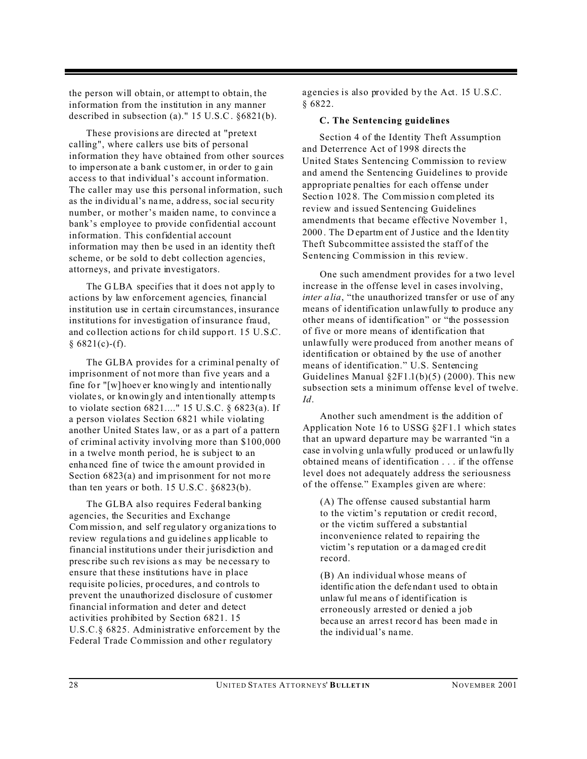the person will obtain, or attempt to obtain, the information from the institution in any manner described in subsection (a)." 15 U.S.C. §6821(b).

These provisions are directed at "pretext calling", where callers use bits of personal information they have obtained from other sources to impersonate a bank customer, in order to gain access to that individual's account information. The caller may use this personal information, such as the individual's name, address, social security number, or mother's maiden name, to convince a bank's employee to provide confidential account information. This confidential account information may then be used in an identity theft scheme, or be sold to debt collection agencies, attorneys, and private investigators.

The GLBA specifies that it does not apply to actions by law enforcement agencies, financial institution use in certain circumstances, insurance institutions for investigation of insurance fraud, and collection actions for child support. 15 U.S.C. § 6821(c)-(f).

The GLBA provides for a criminal penalty of imprisonment of not more than five years and a fine for "[w]hoever knowingly and intentionally violates, or knowingly and intentionally attempts to violate section 6821...." 15 U.S.C. § 6823(a). If a person violates Section 6821 while violating another United States law, or as a part of a pattern of criminal activity involving more than $100,000 in a twelve month period, he is subject to an enhanced fine of twice the amount provided in Section 6823(a) and imprisonment for not more than ten years or both. 15 U.S.C. §6823(b).

The GLBA also requires Federal banking agencies, the Securities and Exchange Commission, and self regulatory organizations to review regulations and guidelines applicable to financial institutions under their jurisdiction and prescribe such revisions as may be necessary to ensure that these institutions have in place requisite policies, procedures, and controls to prevent the unauthorized disclosure of customer financial information and deter and detect activities prohibited by Section 6821. 15 U.S.C.§ 6825. Administrative enforcement by the Federal Trade Commission and other regulatory agencies is also provided by the Act. 15 U.S.C. § 6822.

### C. The Sentencing guidelines

Section 4 of the Identity Theft Assumption and Deterrence Act of 1998 directs the United States Sentencing Commission to review and amend the Sentencing Guidelines to provide appropriate penalties for each offense under Section 1028. The Commission completed its review and issued Sentencing Guidelines amendments that became effective November 1, 2000. The Department of Justice and the Identity Theft Subcommittee assisted the staff of the Sentencing Commission in this review.

One such amendment provides for a two level increase in the offense level in cases involving, *inter alia*, "the unauthorized transfer or use of any means of identification unlawfully to produce any other means of identification" or "the possession of five or more means of identification that unlawfully were produced from another means of identification or obtained by the use of another means of identification." U.S. Sentencing Guidelines Manual §2F1.1(b)(5) (2000). This new subsection sets a minimum offense level of twelve. *Id*.

Another such amendment is the addition of Application Note 16 to USSG §2F1.1 which states that an upward departure may be warranted "in a case involving unlawfully produced or unlawfully obtained means of identification . . . if the offense level does not adequately address the seriousness of the offense." Examples given are where:

> (A) The offense caused substantial harm to the victim's reputation or credit record, or the victim suffered a substantial inconvenience related to repairing the victim's reputation or a damaged credit record.
>
> (B) An individual whose means of identification the defendant used to obtain unlawful means of identification is erroneously arrested or denied a job because an arrest record has been made in the individual's name.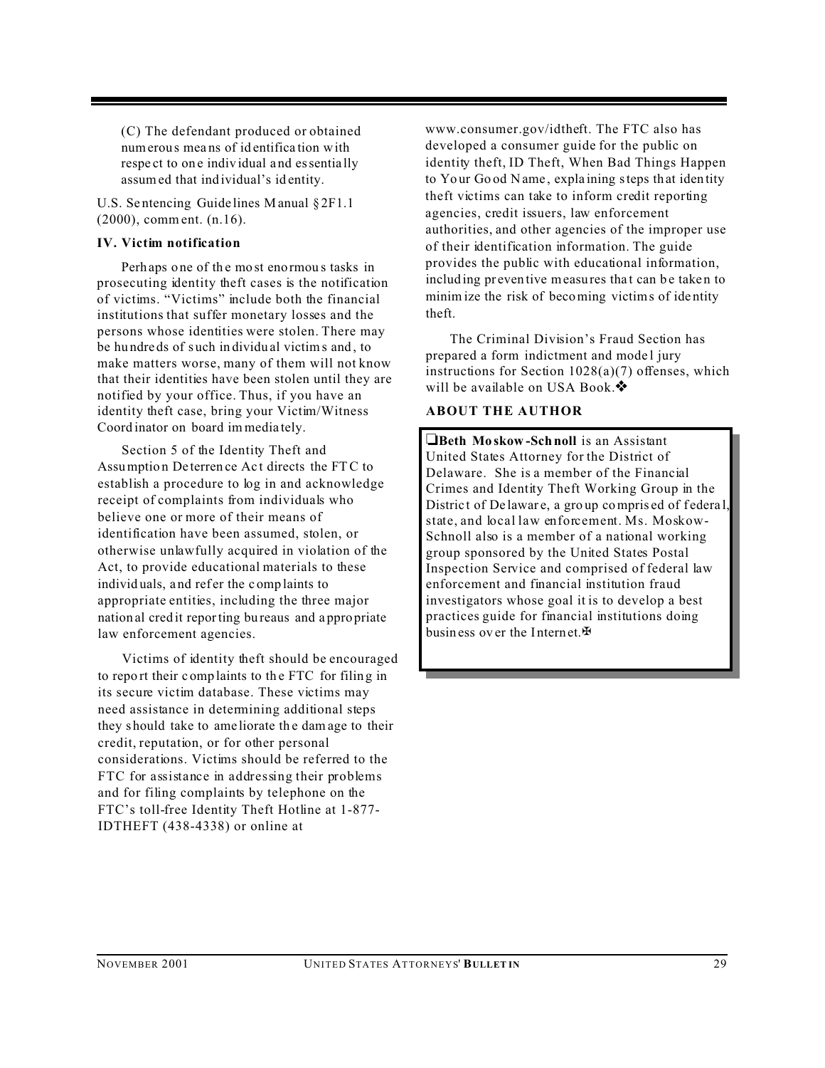(C) The defendant produced or obtained numerous means of identification with respect to one individual and essentially assumed that individual's identity.

U.S. Sentencing Guidelines Manual §2F1.1 (2000), comment. (n.16).

### IV. Victim notification

Perhaps one of the most enormous tasks in prosecuting identity theft cases is the notification of victims. "Victims" include both the financial institutions that suffer monetary losses and the persons whose identities were stolen. There may be hundreds of such individual victims and, to make matters worse, many of them will not know that their identities have been stolen until they are notified by your office. Thus, if you have an identity theft case, bring your Victim/Witness Coordinator on board immediately.

Section 5 of the Identity Theft and Assumption Deterrence Act directs the FTC to establish a procedure to log in and acknowledge receipt of complaints from individuals who believe one or more of their means of identification have been assumed, stolen, or otherwise unlawfully acquired in violation of the Act, to provide educational materials to these individuals, and refer the complaints to appropriate entities, including the three major national credit reporting bureaus and appropriate law enforcement agencies.

Victims of identity theft should be encouraged to report their complaints to the FTC for filing in its secure victim database. These victims may need assistance in determining additional steps they should take to ameliorate the damage to their credit, reputation, or for other personal considerations. Victims should be referred to the FTC for assistance in addressing their problems and for filing complaints by telephone on the FTC's toll-free Identity Theft Hotline at 1-877-IDTHEFT (438-4338) or online at www.consumer.gov/idtheft. The FTC also has developed a consumer guide for the public on identity theft, ID Theft, When Bad Things Happen to Your Good Name, explaining steps that identity theft victims can take to inform credit reporting agencies, credit issuers, law enforcement authorities, and other agencies of the improper use of their identification information. The guide provides the public with educational information, including preventive measures that can be taken to minimize the risk of becoming victims of identity theft.

The Criminal Division's Fraud Section has prepared a form indictment and model jury instructions for Section 1028(a)(7) offenses, which will be available on USA Book.❖

### ABOUT THE AUTHOR

❑**Beth Moskow-Schnoll** is an Assistant United States Attorney for the District of Delaware. She is a member of the Financial Crimes and Identity Theft Working Group in the District of Delaware, a group comprised of federal, state, and local law enforcement. Ms. Moskow-Schnoll also is a member of a national working group sponsored by the United States Postal Inspection Service and comprised of federal law enforcement and financial institution fraud investigators whose goal it is to develop a best practices guide for financial institutions doing business over the Internet.✠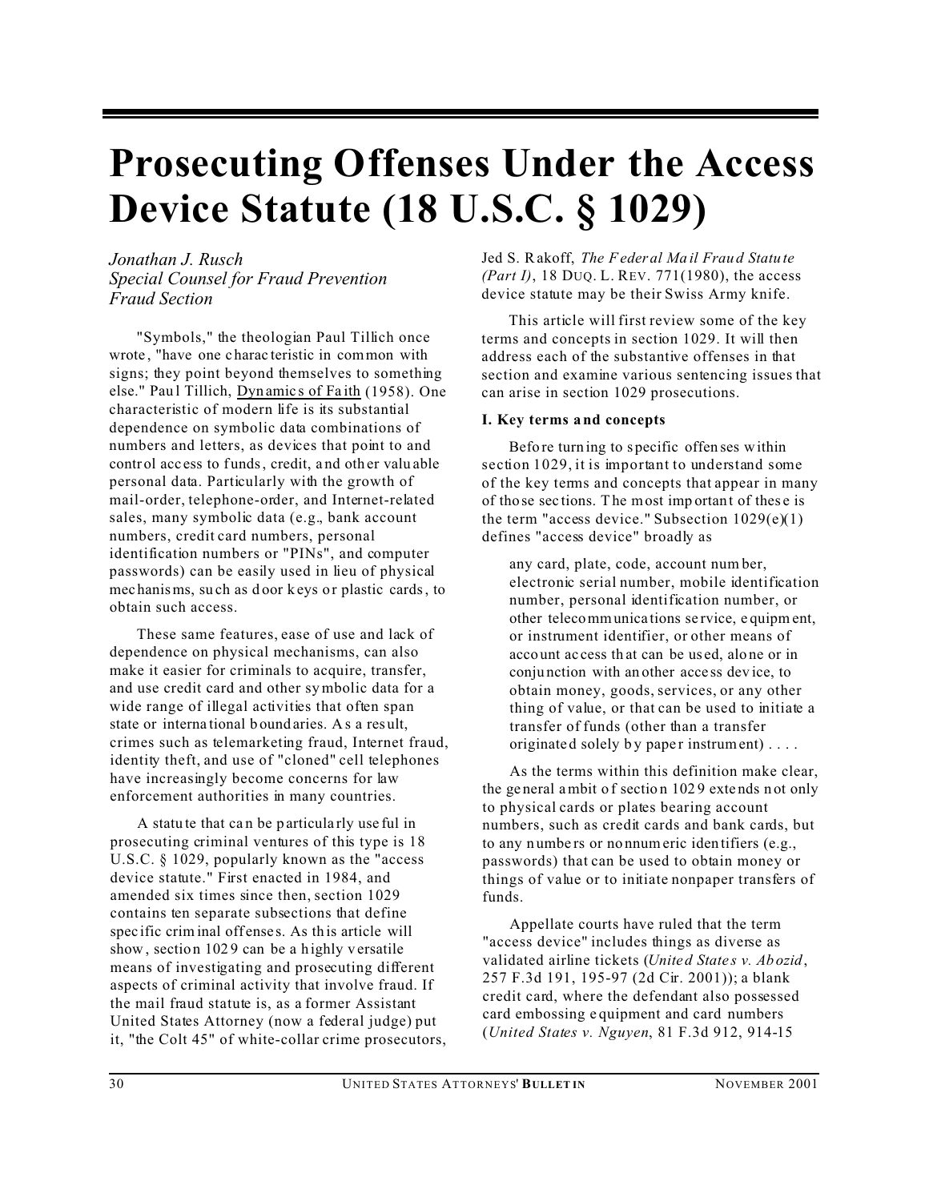# Prosecuting Offenses Under the Access Device Statute (18 U.S.C. § 1029)

*Jonathan J. Rusch*
*Special Counsel for Fraud Prevention*
*Fraud Section*

"Symbols," the theologian Paul Tillich once wrote, "have one characteristic in common with signs; they point beyond themselves to something else." Paul Tillich, Dynamics of Faith (1958). One characteristic of modern life is its substantial dependence on symbolic data combinations of numbers and letters, as devices that point to and control access to funds, credit, and other valuable personal data. Particularly with the growth of mail-order, telephone-order, and Internet-related sales, many symbolic data (e.g., bank account numbers, credit card numbers, personal identification numbers or "PINs", and computer passwords) can be easily used in lieu of physical mechanisms, such as door keys or plastic cards, to obtain such access.

These same features, ease of use and lack of dependence on physical mechanisms, can also make it easier for criminals to acquire, transfer, and use credit card and other symbolic data for a wide range of illegal activities that often span state or international boundaries. As a result, crimes such as telemarketing fraud, Internet fraud, identity theft, and use of "cloned" cell telephones have increasingly become concerns for law enforcement authorities in many countries.

A statute that can be particularly useful in prosecuting criminal ventures of this type is 18 U.S.C. § 1029, popularly known as the "access device statute." First enacted in 1984, and amended six times since then, section 1029 contains ten separate subsections that define specific criminal offenses. As this article will show, section 1029 can be a highly versatile means of investigating and prosecuting different aspects of criminal activity that involve fraud. If the mail fraud statute is, as a former Assistant United States Attorney (now a federal judge) put it, "the Colt 45" of white-collar crime prosecutors, Jed S. Rakoff, *The Federal Mail Fraud Statute (Part I)*, 18 DUQ. L. REV. 771(1980), the access device statute may be their Swiss Army knife.

This article will first review some of the key terms and concepts in section 1029. It will then address each of the substantive offenses in that section and examine various sentencing issues that can arise in section 1029 prosecutions.

### I. Key terms and concepts

Before turning to specific offenses within section 1029, it is important to understand some of the key terms and concepts that appear in many of those sections. The most important of these is the term "access device." Subsection 1029(e)(1) defines "access device" broadly as

> any card, plate, code, account number, electronic serial number, mobile identification number, personal identification number, or other telecommunications service, equipment, or instrument identifier, or other means of account access that can be used, alone or in conjunction with another access device, to obtain money, goods, services, or any other thing of value, or that can be used to initiate a transfer of funds (other than a transfer originated solely by paper instrument) . . . .

As the terms within this definition make clear, the general ambit of section 1029 extends not only to physical cards or plates bearing account numbers, such as credit cards and bank cards, but to any numbers or nonnumeric identifiers (e.g., passwords) that can be used to obtain money or things of value or to initiate nonpaper transfers of funds.

Appellate courts have ruled that the term "access device" includes things as diverse as validated airline tickets (*United States v. Abozid*, 257 F.3d 191, 195-97 (2d Cir. 2001)); a blank credit card, where the defendant also possessed card embossing equipment and card numbers (*United States v. Nguyen*, 81 F.3d 912, 914-15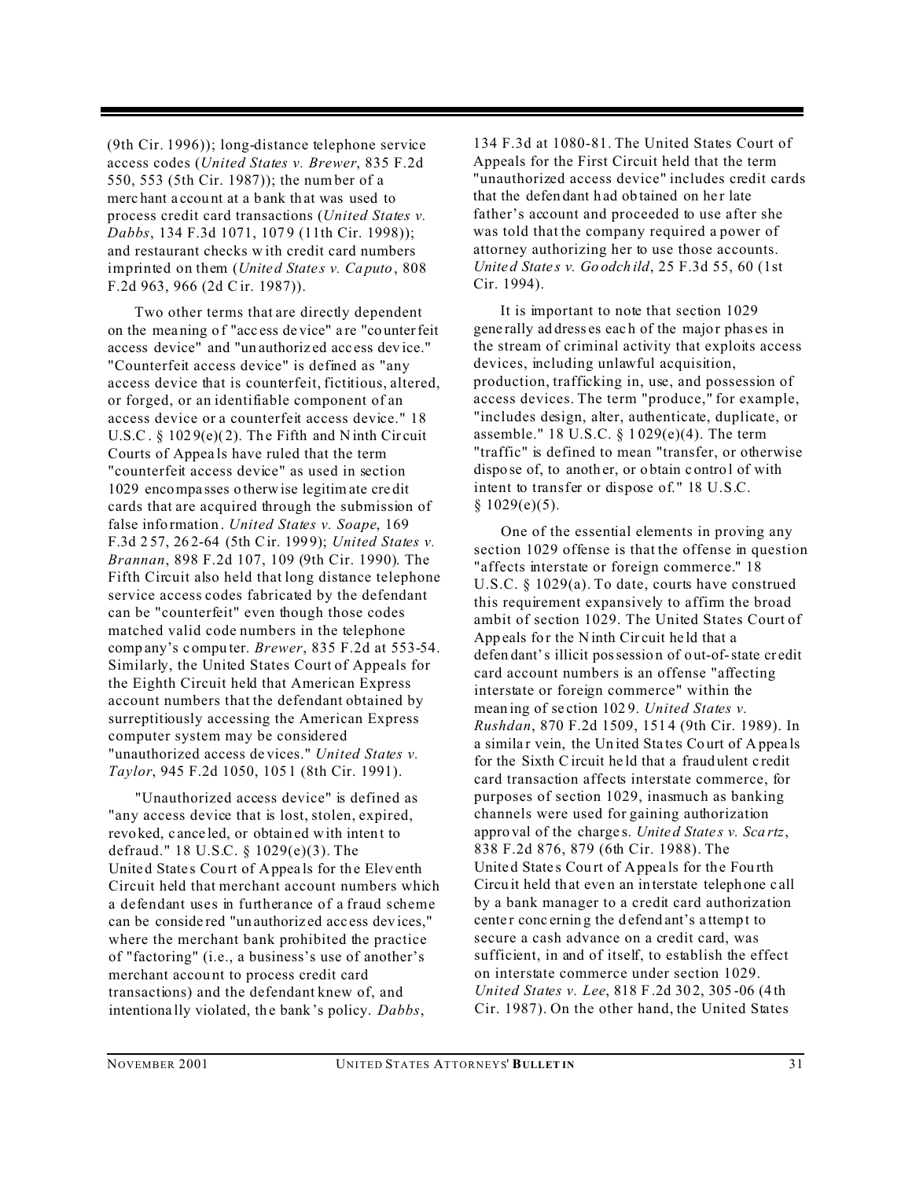(9th Cir. 1996)); long-distance telephone service access codes (*United States v. Brewer*, 835 F.2d 550, 553 (5th Cir. 1987)); the number of a merchant account at a bank that was used to process credit card transactions (*United States v. Dabbs*, 134 F.3d 1071, 1079 (11th Cir. 1998)); and restaurant checks with credit card numbers imprinted on them (*United States v. Caputo*, 808 F.2d 963, 966 (2d Cir. 1987)).

Two other terms that are directly dependent on the meaning of "access device" are "counterfeit access device" and "unauthorized access device." "Counterfeit access device" is defined as "any access device that is counterfeit, fictitious, altered, or forged, or an identifiable component of an access device or a counterfeit access device." 18 U.S.C. § 1029(e)(2). The Fifth and Ninth Circuit Courts of Appeals have ruled that the term "counterfeit access device" as used in section 1029 encompasses otherwise legitimate credit cards that are acquired through the submission of false information. *United States v. Soape*, 169 F.3d 257, 262-64 (5th Cir. 1999); *United States v. Brannan*, 898 F.2d 107, 109 (9th Cir. 1990). The Fifth Circuit also held that long distance telephone service access codes fabricated by the defendant can be "counterfeit" even though those codes matched valid code numbers in the telephone company's computer. *Brewer*, 835 F.2d at 553-54. Similarly, the United States Court of Appeals for the Eighth Circuit held that American Express account numbers that the defendant obtained by surreptitiously accessing the American Express computer system may be considered "unauthorized access devices." *United States v. Taylor*, 945 F.2d 1050, 1051 (8th Cir. 1991).

"Unauthorized access device" is defined as "any access device that is lost, stolen, expired, revoked, canceled, or obtained with intent to defraud." 18 U.S.C. § 1029(e)(3). The United States Court of Appeals for the Eleventh Circuit held that merchant account numbers which a defendant uses in furtherance of a fraud scheme can be considered "unauthorized access devices," where the merchant bank prohibited the practice of "factoring" (i.e., a business's use of another's merchant account to process credit card transactions) and the defendant knew of, and intentionally violated, the bank's policy. *Dabbs*, 134 F.3d at 1080-81. The United States Court of Appeals for the First Circuit held that the term "unauthorized access device" includes credit cards that the defendant had obtained on her late father's account and proceeded to use after she was told that the company required a power of attorney authorizing her to use those accounts. *United States v. Goodchild*, 25 F.3d 55, 60 (1st Cir. 1994).

It is important to note that section 1029 generally addresses each of the major phases in the stream of criminal activity that exploits access devices, including unlawful acquisition, production, trafficking in, use, and possession of access devices. The term "produce," for example, "includes design, alter, authenticate, duplicate, or assemble." 18 U.S.C. § 1029(e)(4). The term "traffic" is defined to mean "transfer, or otherwise dispose of, to another, or obtain control of with intent to transfer or dispose of." 18 U.S.C. § 1029(e)(5).

One of the essential elements in proving any section 1029 offense is that the offense in question "affects interstate or foreign commerce." 18 U.S.C. § 1029(a). To date, courts have construed this requirement expansively to affirm the broad ambit of section 1029. The United States Court of Appeals for the Ninth Circuit held that a defendant's illicit possession of out-of-state credit card account numbers is an offense "affecting interstate or foreign commerce" within the meaning of section 1029. *United States v. Rushdan*, 870 F.2d 1509, 1514 (9th Cir. 1989). In a similar vein, the United States Court of Appeals for the Sixth Circuit held that a fraudulent credit card transaction affects interstate commerce, for purposes of section 1029, inasmuch as banking channels were used for gaining authorization approval of the charges. *United States v. Scartz*, 838 F.2d 876, 879 (6th Cir. 1988). The United States Court of Appeals for the Fourth Circuit held that even an interstate telephone call by a bank manager to a credit card authorization center concerning the defendant's attempt to secure a cash advance on a credit card, was sufficient, in and of itself, to establish the effect on interstate commerce under section 1029. *United States v. Lee*, 818 F.2d 302, 305-06 (4th Cir. 1987). On the other hand, the United States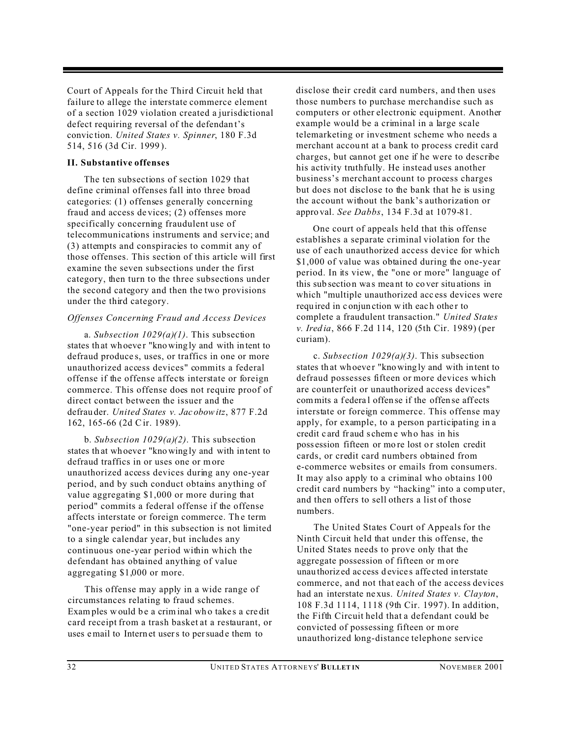Court of Appeals for the Third Circuit held that failure to allege the interstate commerce element of a section 1029 violation created a jurisdictional defect requiring reversal of the defendant's conviction. *United States v. Spinner*, 180 F.3d 514, 516 (3d Cir. 1999).

**II. Substantive offenses**

The ten subsections of section 1029 that define criminal offenses fall into three broad categories: (1) offenses generally concerning fraud and access devices; (2) offenses more specifically concerning fraudulent use of telecommunications instruments and service; and (3) attempts and conspiracies to commit any of those offenses. This section of this article will first examine the seven subsections under the first category, then turn to the three subsections under the second category and then the two provisions under the third category.

*Offenses Concerning Fraud and Access Devices*

a. *Subsection 1029(a)(1)*. This subsection states that whoever "knowingly and with intent to defraud produces, uses, or traffics in one or more unauthorized access devices" commits a federal offense if the offense affects interstate or foreign commerce. This offense does not require proof of direct contact between the issuer and the defrauder. *United States v. Jacobowitz*, 877 F.2d 162, 165-66 (2d Cir. 1989).

b. *Subsection 1029(a)(2)*. This subsection states that whoever "knowingly and with intent to defraud traffics in or uses one or more unauthorized access devices during any one-year period, and by such conduct obtains anything of value aggregating $1,000 or more during that period" commits a federal offense if the offense affects interstate or foreign commerce. The term "one-year period" in this subsection is not limited to a single calendar year, but includes any continuous one-year period within which the defendant has obtained anything of value aggregating $1,000 or more.

This offense may apply in a wide range of circumstances relating to fraud schemes. Examples would be a criminal who takes a credit card receipt from a trash basket at a restaurant, or uses email to Internet users to persuade them to disclose their credit card numbers, and then uses those numbers to purchase merchandise such as computers or other electronic equipment. Another example would be a criminal in a large scale telemarketing or investment scheme who needs a merchant account at a bank to process credit card charges, but cannot get one if he were to describe his activity truthfully. He instead uses another business's merchant account to process charges but does not disclose to the bank that he is using the account without the bank's authorization or approval. *See Dabbs*, 134 F.3d at 1079-81.

One court of appeals held that this offense establishes a separate criminal violation for the use of each unauthorized access device for which $1,000 of value was obtained during the one-year period. In its view, the "one or more" language of this subsection was meant to cover situations in which "multiple unauthorized access devices were required in conjunction with each other to complete a fraudulent transaction." *United States v. Iredia*, 866 F.2d 114, 120 (5th Cir. 1989) (per curiam).

c. *Subsection 1029(a)(3)*. This subsection states that whoever "knowingly and with intent to defraud possesses fifteen or more devices which are counterfeit or unauthorized access devices" commits a federal offense if the offense affects interstate or foreign commerce. This offense may apply, for example, to a person participating in a credit card fraud scheme who has in his possession fifteen or more lost or stolen credit cards, or credit card numbers obtained from e-commerce websites or emails from consumers. It may also apply to a criminal who obtains 100 credit card numbers by "hacking" into a computer, and then offers to sell others a list of those numbers.

The United States Court of Appeals for the Ninth Circuit held that under this offense, the United States needs to prove only that the aggregate possession of fifteen or more unauthorized access devices affected interstate commerce, and not that each of the access devices had an interstate nexus. *United States v. Clayton*, 108 F.3d 1114, 1118 (9th Cir. 1997). In addition, the Fifth Circuit held that a defendant could be convicted of possessing fifteen or more unauthorized long-distance telephone service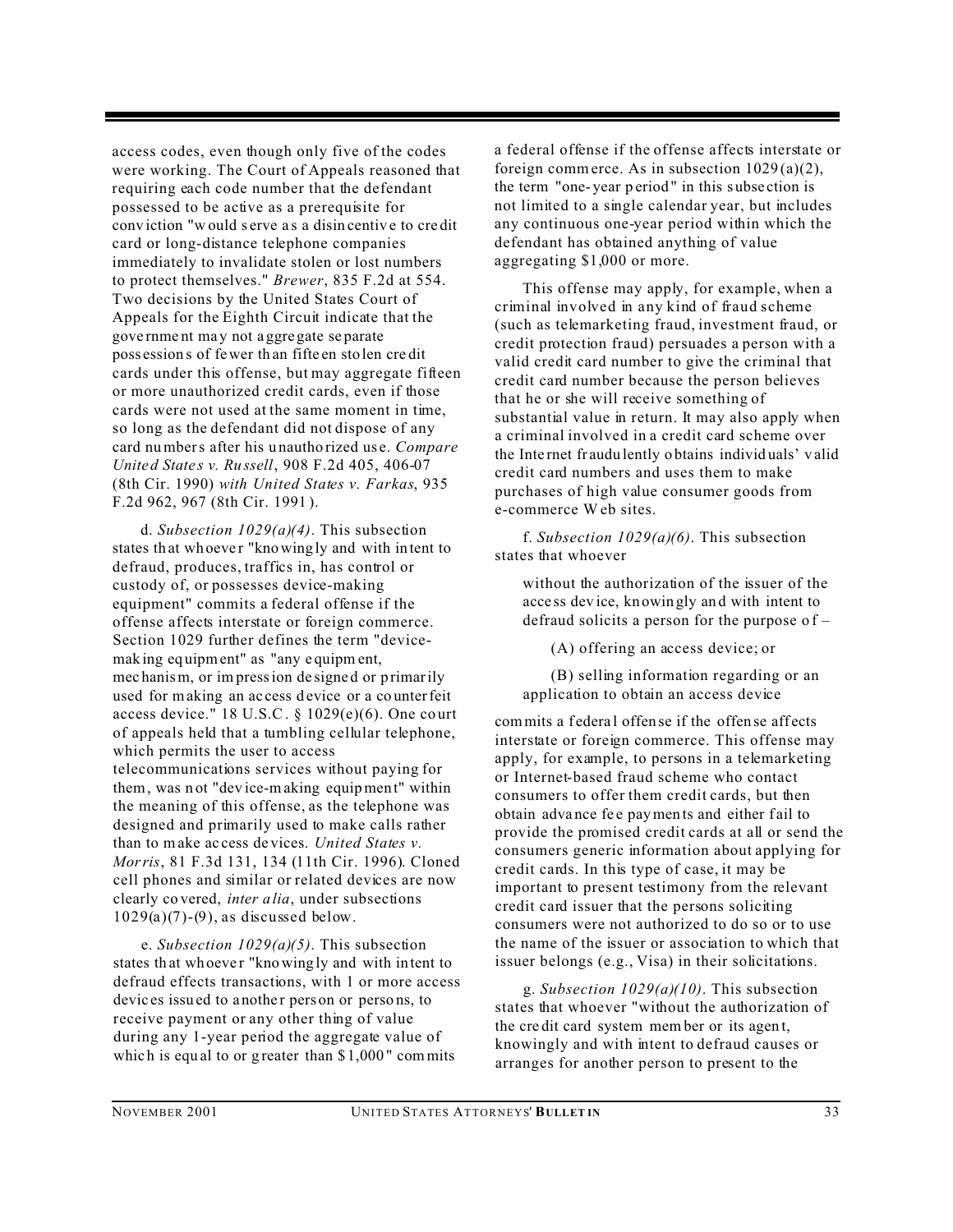access codes, even though only five of the codes were working. The Court of Appeals reasoned that requiring each code number that the defendant possessed to be active as a prerequisite for conviction "would serve as a disincentive to credit card or long-distance telephone companies immediately to invalidate stolen or lost numbers to protect themselves." *Brewer*, 835 F.2d at 554. Two decisions by the United States Court of Appeals for the Eighth Circuit indicate that the government may not aggregate separate possessions of fewer than fifteen stolen credit cards under this offense, but may aggregate fifteen or more unauthorized credit cards, even if those cards were not used at the same moment in time, so long as the defendant did not dispose of any card numbers after his unauthorized use. *Compare United States v. Russell*, 908 F.2d 405, 406-07 (8th Cir. 1990) *with United States v. Farkas*, 935 F.2d 962, 967 (8th Cir. 1991).

d. *Subsection 1029(a)(4)*. This subsection states that whoever "knowingly and with intent to defraud, produces, traffics in, has control or custody of, or possesses device-making equipment" commits a federal offense if the offense affects interstate or foreign commerce. Section 1029 further defines the term "device-making equipment" as "any equipment, mechanism, or impression designed or primarily used for making an access device or a counterfeit access device." 18 U.S.C. § 1029(e)(6). One court of appeals held that a tumbling cellular telephone, which permits the user to access telecommunications services without paying for them, was not "device-making equipment" within the meaning of this offense, as the telephone was designed and primarily used to make calls rather than to make access devices. *United States v. Morris*, 81 F.3d 131, 134 (11th Cir. 1996). Cloned cell phones and similar or related devices are now clearly covered, *inter alia*, under subsections 1029(a)(7)-(9), as discussed below.

e. *Subsection 1029(a)(5)*. This subsection states that whoever "knowingly and with intent to defraud effects transactions, with 1 or more access devices issued to another person or persons, to receive payment or any other thing of value during any 1-year period the aggregate value of which is equal to or greater than $1,000" commits a federal offense if the offense affects interstate or foreign commerce. As in subsection 1029(a)(2), the term "one-year period" in this subsection is not limited to a single calendar year, but includes any continuous one-year period within which the defendant has obtained anything of value aggregating $1,000 or more.

This offense may apply, for example, when a criminal involved in any kind of fraud scheme (such as telemarketing fraud, investment fraud, or credit protection fraud) persuades a person with a valid credit card number to give the criminal that credit card number because the person believes that he or she will receive something of substantial value in return. It may also apply when a criminal involved in a credit card scheme over the Internet fraudulently obtains individuals' valid credit card numbers and uses them to make purchases of high value consumer goods from e-commerce Web sites.

f. *Subsection 1029(a)(6)*. This subsection states that whoever

> without the authorization of the issuer of the access device, knowingly and with intent to defraud solicits a person for the purpose of –
>
> (A) offering an access device; or
>
> (B) selling information regarding or an application to obtain an access device

commits a federal offense if the offense affects interstate or foreign commerce. This offense may apply, for example, to persons in a telemarketing or Internet-based fraud scheme who contact consumers to offer them credit cards, but then obtain advance fee payments and either fail to provide the promised credit cards at all or send the consumers generic information about applying for credit cards. In this type of case, it may be important to present testimony from the relevant credit card issuer that the persons soliciting consumers were not authorized to do so or to use the name of the issuer or association to which that issuer belongs (e.g., Visa) in their solicitations.

g. *Subsection 1029(a)(10)*. This subsection states that whoever "without the authorization of the credit card system member or its agent, knowingly and with intent to defraud causes or arranges for another person to present to the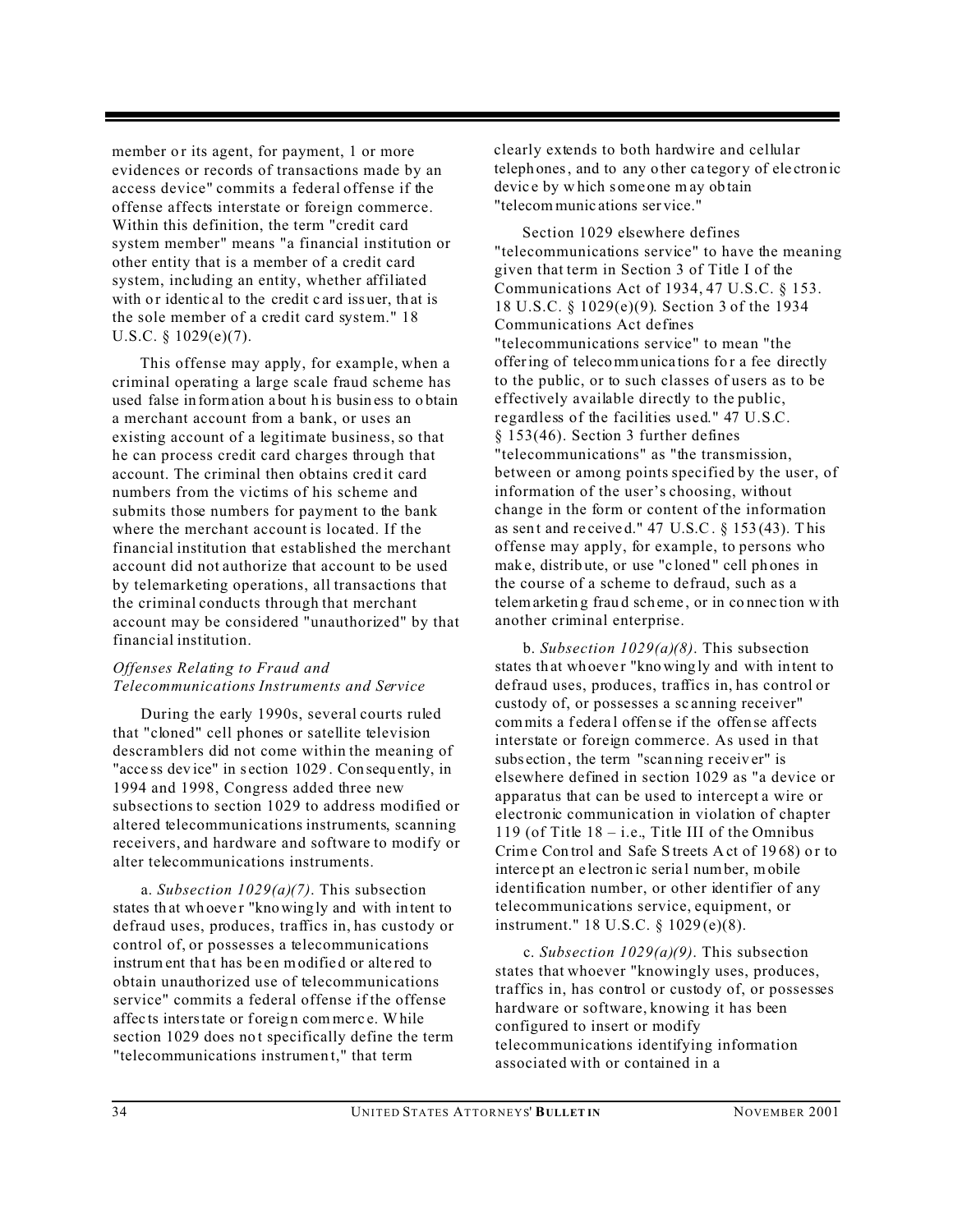member or its agent, for payment, 1 or more evidences or records of transactions made by an access device" commits a federal offense if the offense affects interstate or foreign commerce. Within this definition, the term "credit card system member" means "a financial institution or other entity that is a member of a credit card system, including an entity, whether affiliated with or identical to the credit card issuer, that is the sole member of a credit card system." 18 U.S.C. § 1029(e)(7).

This offense may apply, for example, when a criminal operating a large scale fraud scheme has used false information about his business to obtain a merchant account from a bank, or uses an existing account of a legitimate business, so that he can process credit card charges through that account. The criminal then obtains credit card numbers from the victims of his scheme and submits those numbers for payment to the bank where the merchant account is located. If the financial institution that established the merchant account did not authorize that account to be used by telemarketing operations, all transactions that the criminal conducts through that merchant account may be considered "unauthorized" by that financial institution.

*Offenses Relating to Fraud and Telecommunications Instruments and Service*

During the early 1990s, several courts ruled that "cloned" cell phones or satellite television descramblers did not come within the meaning of "access device" in section 1029. Consequently, in 1994 and 1998, Congress added three new subsections to section 1029 to address modified or altered telecommunications instruments, scanning receivers, and hardware and software to modify or alter telecommunications instruments.

a. *Subsection 1029(a)(7)*. This subsection states that whoever "knowingly and with intent to defraud uses, produces, traffics in, has custody or control of, or possesses a telecommunications instrument that has been modified or altered to obtain unauthorized use of telecommunications service" commits a federal offense if the offense affects interstate or foreign commerce. While section 1029 does not specifically define the term "telecommunications instrument," that term clearly extends to both hardwire and cellular telephones, and to any other category of electronic device by which someone may obtain "telecommunications service."

Section 1029 elsewhere defines "telecommunications service" to have the meaning given that term in Section 3 of Title I of the Communications Act of 1934, 47 U.S.C. § 153. 18 U.S.C. § 1029(e)(9). Section 3 of the 1934 Communications Act defines "telecommunications service" to mean "the offering of telecommunications for a fee directly to the public, or to such classes of users as to be effectively available directly to the public, regardless of the facilities used." 47 U.S.C. § 153(46). Section 3 further defines "telecommunications" as "the transmission, between or among points specified by the user, of information of the user's choosing, without change in the form or content of the information as sent and received." 47 U.S.C. § 153(43). This offense may apply, for example, to persons who make, distribute, or use "cloned" cell phones in the course of a scheme to defraud, such as a telemarketing fraud scheme, or in connection with another criminal enterprise.

b. *Subsection 1029(a)(8)*. This subsection states that whoever "knowingly and with intent to defraud uses, produces, traffics in, has control or custody of, or possesses a scanning receiver" commits a federal offense if the offense affects interstate or foreign commerce. As used in that subsection, the term "scanning receiver" is elsewhere defined in section 1029 as "a device or apparatus that can be used to intercept a wire or electronic communication in violation of chapter 119 (of Title 18 – i.e., Title III of the Omnibus Crime Control and Safe Streets Act of 1968) or to intercept an electronic serial number, mobile identification number, or other identifier of any telecommunications service, equipment, or instrument." 18 U.S.C. § 1029(e)(8).

c. *Subsection 1029(a)(9)*. This subsection states that whoever "knowingly uses, produces, traffics in, has control or custody of, or possesses hardware or software, knowing it has been configured to insert or modify telecommunications identifying information associated with or contained in a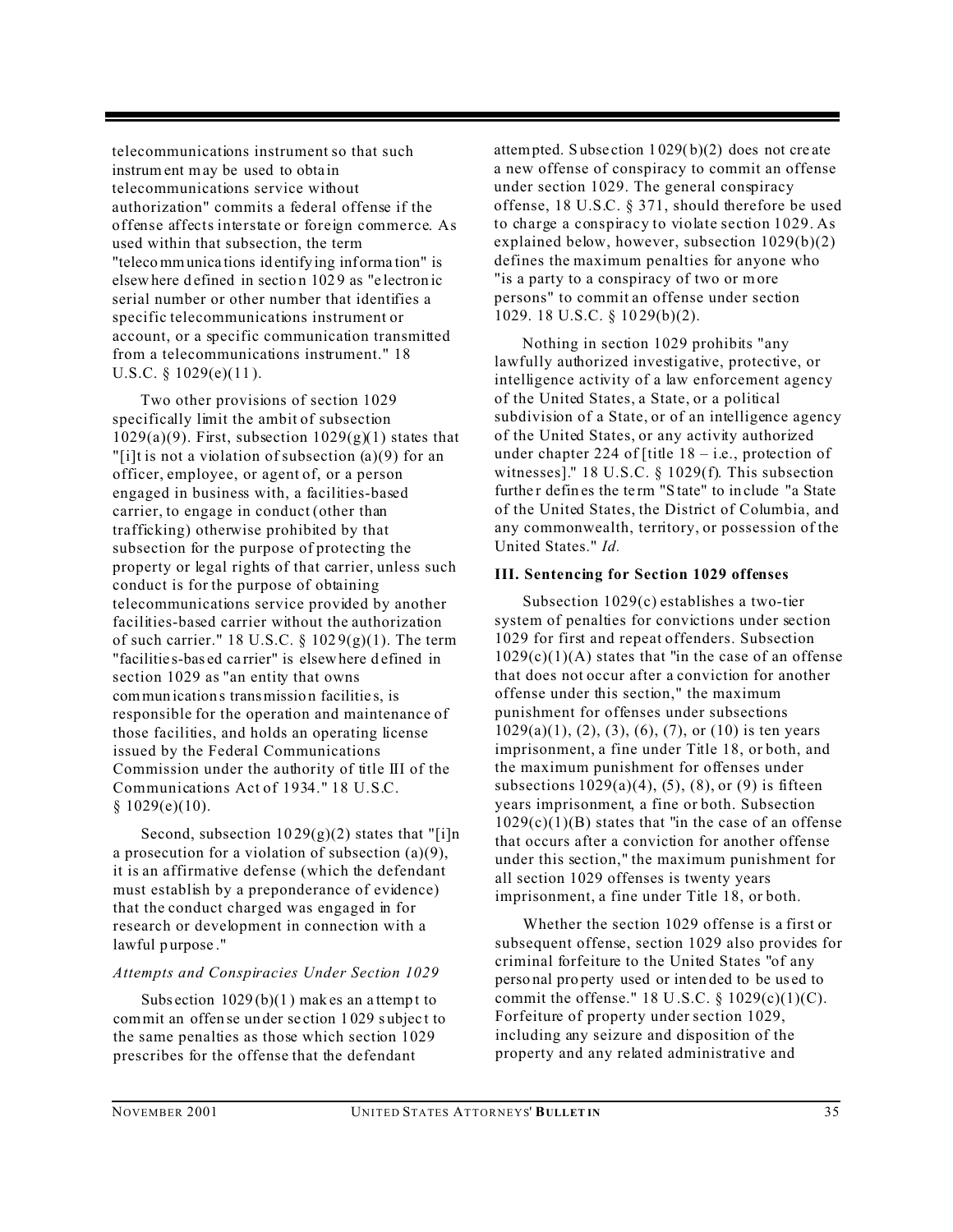telecommunications instrument so that such instrument may be used to obtain telecommunications service without authorization" commits a federal offense if the offense affects interstate or foreign commerce. As used within that subsection, the term "telecommunications identifying information" is elsewhere defined in section 1029 as "electronic serial number or other number that identifies a specific telecommunications instrument or account, or a specific communication transmitted from a telecommunications instrument." 18 U.S.C. § 1029(e)(11).

Two other provisions of section 1029 specifically limit the ambit of subsection 1029(a)(9). First, subsection 1029(g)(1) states that "[i]t is not a violation of subsection (a)(9) for an officer, employee, or agent of, or a person engaged in business with, a facilities-based carrier, to engage in conduct (other than trafficking) otherwise prohibited by that subsection for the purpose of protecting the property or legal rights of that carrier, unless such conduct is for the purpose of obtaining telecommunications service provided by another facilities-based carrier without the authorization of such carrier." 18 U.S.C. § 1029(g)(1). The term "facilities-based carrier" is elsewhere defined in section 1029 as "an entity that owns communications transmission facilities, is responsible for the operation and maintenance of those facilities, and holds an operating license issued by the Federal Communications Commission under the authority of title III of the Communications Act of 1934." 18 U.S.C. § 1029(e)(10).

Second, subsection 1029(g)(2) states that "[i]n a prosecution for a violation of subsection (a)(9), it is an affirmative defense (which the defendant must establish by a preponderance of evidence) that the conduct charged was engaged in for research or development in connection with a lawful purpose."

*Attempts and Conspiracies Under Section 1029*

Subsection 1029(b)(1) makes an attempt to commit an offense under section 1029 subject to the same penalties as those which section 1029 prescribes for the offense that the defendant attempted. Subsection 1029(b)(2) does not create a new offense of conspiracy to commit an offense under section 1029. The general conspiracy offense, 18 U.S.C. § 371, should therefore be used to charge a conspiracy to violate section 1029. As explained below, however, subsection 1029(b)(2) defines the maximum penalties for anyone who "is a party to a conspiracy of two or more persons" to commit an offense under section 1029. 18 U.S.C. § 1029(b)(2).

Nothing in section 1029 prohibits "any lawfully authorized investigative, protective, or intelligence activity of a law enforcement agency of the United States, a State, or a political subdivision of a State, or of an intelligence agency of the United States, or any activity authorized under chapter 224 of [title 18 – i.e., protection of witnesses]." 18 U.S.C. § 1029(f). This subsection further defines the term "State" to include "a State of the United States, the District of Columbia, and any commonwealth, territory, or possession of the United States." *Id.*

### III. Sentencing for Section 1029 offenses

Subsection 1029(c) establishes a two-tier system of penalties for convictions under section 1029 for first and repeat offenders. Subsection 1029(c)(1)(A) states that "in the case of an offense that does not occur after a conviction for another offense under this section," the maximum punishment for offenses under subsections 1029(a)(1), (2), (3), (6), (7), or (10) is ten years imprisonment, a fine under Title 18, or both, and the maximum punishment for offenses under subsections 1029(a)(4), (5), (8), or (9) is fifteen years imprisonment, a fine or both. Subsection 1029(c)(1)(B) states that "in the case of an offense that occurs after a conviction for another offense under this section," the maximum punishment for all section 1029 offenses is twenty years imprisonment, a fine under Title 18, or both.

Whether the section 1029 offense is a first or subsequent offense, section 1029 also provides for criminal forfeiture to the United States "of any personal property used or intended to be used to commit the offense." 18 U.S.C. § 1029(c)(1)(C). Forfeiture of property under section 1029, including any seizure and disposition of the property and any related administrative and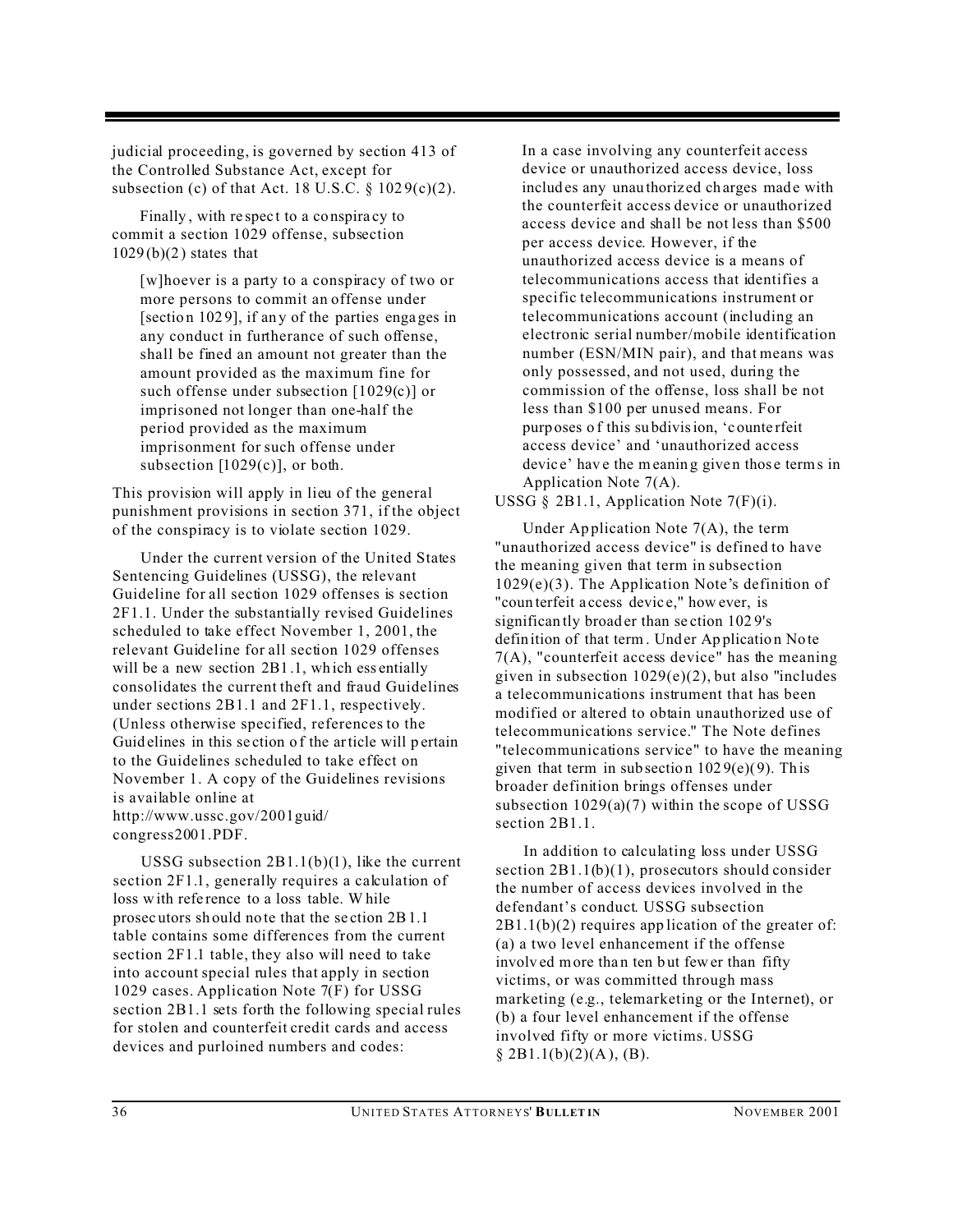judicial proceeding, is governed by section 413 of the Controlled Substance Act, except for subsection (c) of that Act. 18 U.S.C. § 1029(c)(2).

Finally, with respect to a conspiracy to commit a section 1029 offense, subsection 1029(b)(2) states that

> [w]hoever is a party to a conspiracy of two or more persons to commit an offense under [section 1029], if any of the parties engages in any conduct in furtherance of such offense, shall be fined an amount not greater than the amount provided as the maximum fine for such offense under subsection [1029(c)] or imprisoned not longer than one-half the period provided as the maximum imprisonment for such offense under subsection [1029(c)], or both.

This provision will apply in lieu of the general punishment provisions in section 371, if the object of the conspiracy is to violate section 1029.

Under the current version of the United States Sentencing Guidelines (USSG), the relevant Guideline for all section 1029 offenses is section 2F1.1. Under the substantially revised Guidelines scheduled to take effect November 1, 2001, the relevant Guideline for all section 1029 offenses will be a new section 2B1.1, which essentially consolidates the current theft and fraud Guidelines under sections 2B1.1 and 2F1.1, respectively. (Unless otherwise specified, references to the Guidelines in this section of the article will pertain to the Guidelines scheduled to take effect on November 1. A copy of the Guidelines revisions is available online at http://www.ussc.gov/2001guid/congress2001.PDF.

USSG subsection 2B1.1(b)(1), like the current section 2F1.1, generally requires a calculation of loss with reference to a loss table. While prosecutors should note that the section 2B1.1 table contains some differences from the current section 2F1.1 table, they also will need to take into account special rules that apply in section 1029 cases. Application Note 7(F) for USSG section 2B1.1 sets forth the following special rules for stolen and counterfeit credit cards and access devices and purloined numbers and codes:

> In a case involving any counterfeit access device or unauthorized access device, loss includes any unauthorized charges made with the counterfeit access device or unauthorized access device and shall be not less than $500 per access device. However, if the unauthorized access device is a means of telecommunications access that identifies a specific telecommunications instrument or telecommunications account (including an electronic serial number/mobile identification number (ESN/MIN pair), and that means was only possessed, and not used, during the commission of the offense, loss shall be not less than $100 per unused means. For purposes of this subdivision, 'counterfeit access device' and 'unauthorized access device' have the meaning given those terms in Application Note 7(A).

USSG § 2B1.1, Application Note 7(F)(i).

Under Application Note 7(A), the term "unauthorized access device" is defined to have the meaning given that term in subsection 1029(e)(3). The Application Note's definition of "counterfeit access device," however, is significantly broader than section 1029's definition of that term. Under Application Note 7(A), "counterfeit access device" has the meaning given in subsection 1029(e)(2), but also "includes a telecommunications instrument that has been modified or altered to obtain unauthorized use of telecommunications service." The Note defines "telecommunications service" to have the meaning given that term in subsection 1029(e)(9). This broader definition brings offenses under subsection 1029(a)(7) within the scope of USSG section 2B1.1.

In addition to calculating loss under USSG section 2B1.1(b)(1), prosecutors should consider the number of access devices involved in the defendant's conduct. USSG subsection 2B1.1(b)(2) requires application of the greater of: (a) a two level enhancement if the offense involved more than ten but fewer than fifty victims, or was committed through mass marketing (e.g., telemarketing or the Internet), or (b) a four level enhancement if the offense involved fifty or more victims. USSG § 2B1.1(b)(2)(A), (B).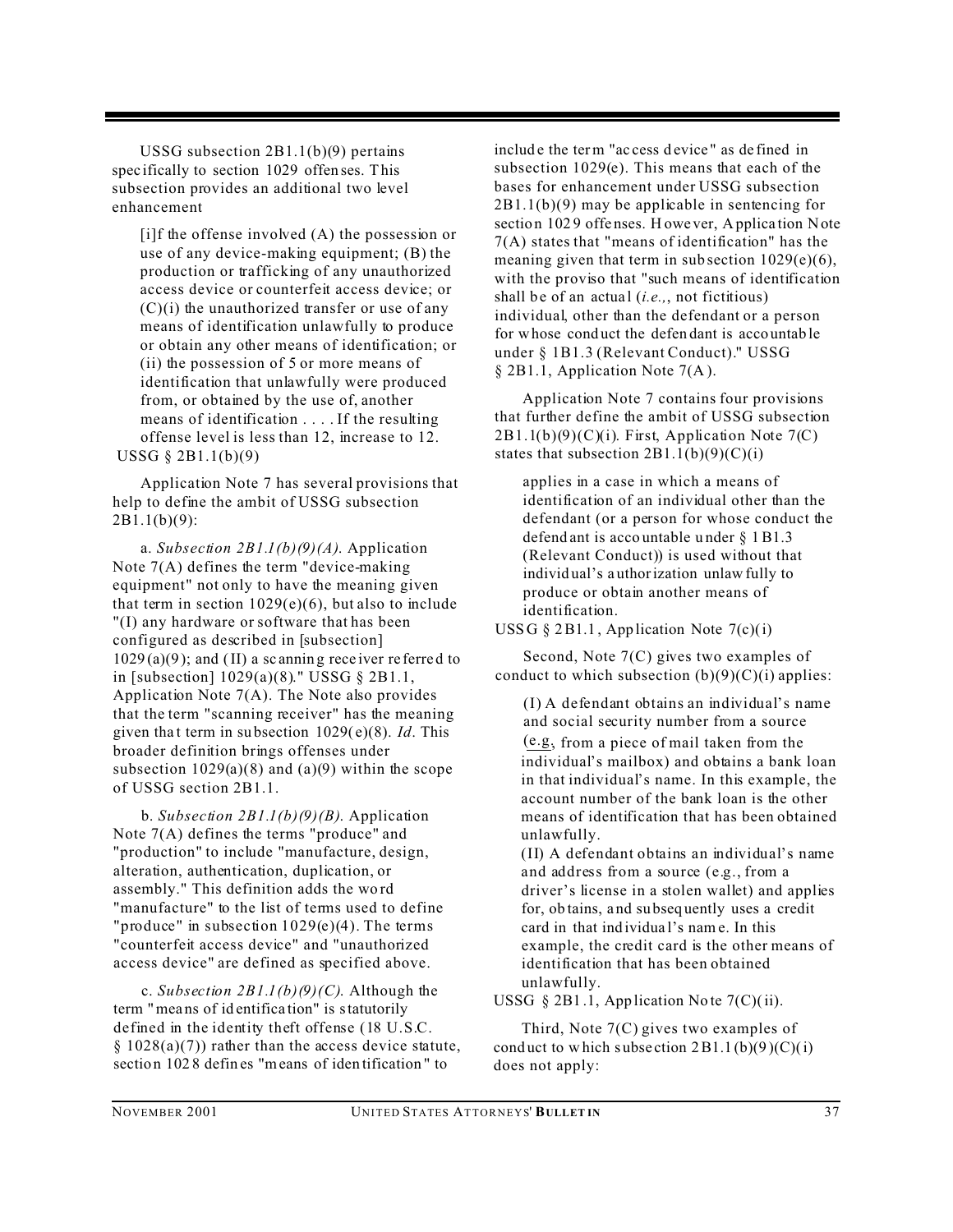USSG subsection 2B1.1(b)(9) pertains specifically to section 1029 offenses. This subsection provides an additional two level enhancement

> [i]f the offense involved (A) the possession or use of any device-making equipment; (B) the production or trafficking of any unauthorized access device or counterfeit access device; or (C)(i) the unauthorized transfer or use of any means of identification unlawfully to produce or obtain any other means of identification; or (ii) the possession of 5 or more means of identification that unlawfully were produced from, or obtained by the use of, another means of identification . . . . If the resulting offense level is less than 12, increase to 12.

USSG § 2B1.1(b)(9)

Application Note 7 has several provisions that help to define the ambit of USSG subsection 2B1.1(b)(9):

a. *Subsection 2B1.1(b)(9)(A).* Application Note 7(A) defines the term "device-making equipment" not only to have the meaning given that term in section 1029(e)(6), but also to include "(I) any hardware or software that has been configured as described in [subsection] 1029(a)(9); and (II) a scanning receiver referred to in [subsection] 1029(a)(8)." USSG § 2B1.1, Application Note 7(A). The Note also provides that the term "scanning receiver" has the meaning given that term in subsection 1029(e)(8). *Id*. This broader definition brings offenses under subsection 1029(a)(8) and (a)(9) within the scope of USSG section 2B1.1.

b. *Subsection 2B1.1(b)(9)(B).* Application Note 7(A) defines the terms "produce" and "production" to include "manufacture, design, alteration, authentication, duplication, or assembly." This definition adds the word "manufacture" to the list of terms used to define "produce" in subsection 1029(e)(4). The terms "counterfeit access device" and "unauthorized access device" are defined as specified above.

c. *Subsection 2B1.1(b)(9)(C).* Although the term "means of identification" is statutorily defined in the identity theft offense (18 U.S.C. § 1028(a)(7)) rather than the access device statute, section 1028 defines "means of identification" to include the term "access device" as defined in subsection 1029(e). This means that each of the bases for enhancement under USSG subsection 2B1.1(b)(9) may be applicable in sentencing for section 1029 offenses. However, Application Note 7(A) states that "means of identification" has the meaning given that term in subsection 1029(e)(6), with the proviso that "such means of identification shall be of an actual (*i.e.,*, not fictitious) individual, other than the defendant or a person for whose conduct the defendant is accountable under § 1B1.3 (Relevant Conduct)." USSG § 2B1.1, Application Note 7(A).

Application Note 7 contains four provisions that further define the ambit of USSG subsection 2B1.1(b)(9)(C)(i). First, Application Note 7(C) states that subsection 2B1.1(b)(9)(C)(i)

> applies in a case in which a means of identification of an individual other than the defendant (or a person for whose conduct the defendant is accountable under § 1B1.3 (Relevant Conduct)) is used without that individual's authorization unlawfully to produce or obtain another means of identification.

USSG § 2B1.1, Application Note 7(c)(i)

Second, Note 7(C) gives two examples of conduct to which subsection (b)(9)(C)(i) applies:

> (I) A defendant obtains an individual's name and social security number from a source (e.g., from a piece of mail taken from the individual's mailbox) and obtains a bank loan in that individual's name. In this example, the account number of the bank loan is the other means of identification that has been obtained unlawfully.
>
> (II) A defendant obtains an individual's name and address from a source (e.g., from a driver's license in a stolen wallet) and applies for, obtains, and subsequently uses a credit card in that individual's name. In this example, the credit card is the other means of identification that has been obtained unlawfully.

USSG § 2B1.1, Application Note 7(C)(ii).

Third, Note 7(C) gives two examples of conduct to which subsection 2B1.1(b)(9)(C)(i) does not apply: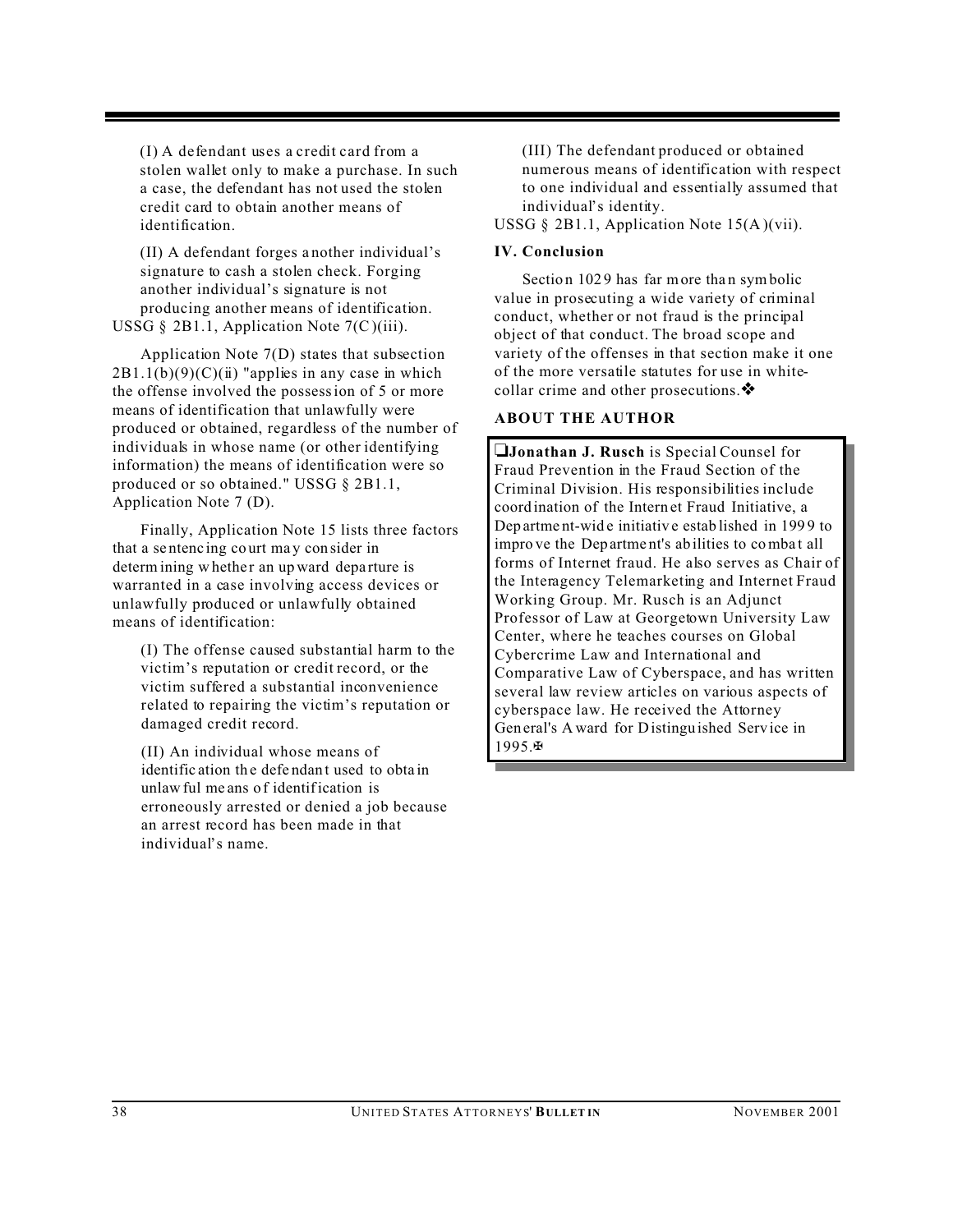> (I) A defendant uses a credit card from a stolen wallet only to make a purchase. In such a case, the defendant has not used the stolen credit card to obtain another means of identification.
>
> (II) A defendant forges another individual's signature to cash a stolen check. Forging another individual's signature is not producing another means of identification.

USSG § 2B1.1, Application Note 7(C)(iii).

Application Note 7(D) states that subsection 2B1.1(b)(9)(C)(ii) "applies in any case in which the offense involved the possession of 5 or more means of identification that unlawfully were produced or obtained, regardless of the number of individuals in whose name (or other identifying information) the means of identification were so produced or so obtained." USSG § 2B1.1, Application Note 7 (D).

Finally, Application Note 15 lists three factors that a sentencing court may consider in determining whether an upward departure is warranted in a case involving access devices or unlawfully produced or unlawfully obtained means of identification:

> (I) The offense caused substantial harm to the victim's reputation or credit record, or the victim suffered a substantial inconvenience related to repairing the victim's reputation or damaged credit record.
>
> (II) An individual whose means of identification the defendant used to obtain unlawful means of identification is erroneously arrested or denied a job because an arrest record has been made in that individual's name.
>
> (III) The defendant produced or obtained numerous means of identification with respect to one individual and essentially assumed that individual's identity.

USSG § 2B1.1, Application Note 15(A)(vii).

**IV. Conclusion**

Section 1029 has far more than symbolic value in prosecuting a wide variety of criminal conduct, whether or not fraud is the principal object of that conduct. The broad scope and variety of the offenses in that section make it one of the more versatile statutes for use in white-collar crime and other prosecutions.❖

**ABOUT THE AUTHOR**

❑**Jonathan J. Rusch** is Special Counsel for Fraud Prevention in the Fraud Section of the Criminal Division. His responsibilities include coordination of the Internet Fraud Initiative, a Department-wide initiative established in 1999 to improve the Department's abilities to combat all forms of Internet fraud. He also serves as Chair of the Interagency Telemarketing and Internet Fraud Working Group. Mr. Rusch is an Adjunct Professor of Law at Georgetown University Law Center, where he teaches courses on Global Cybercrime Law and International and Comparative Law of Cyberspace, and has written several law review articles on various aspects of cyberspace law. He received the Attorney General's Award for Distinguished Service in 1995.✠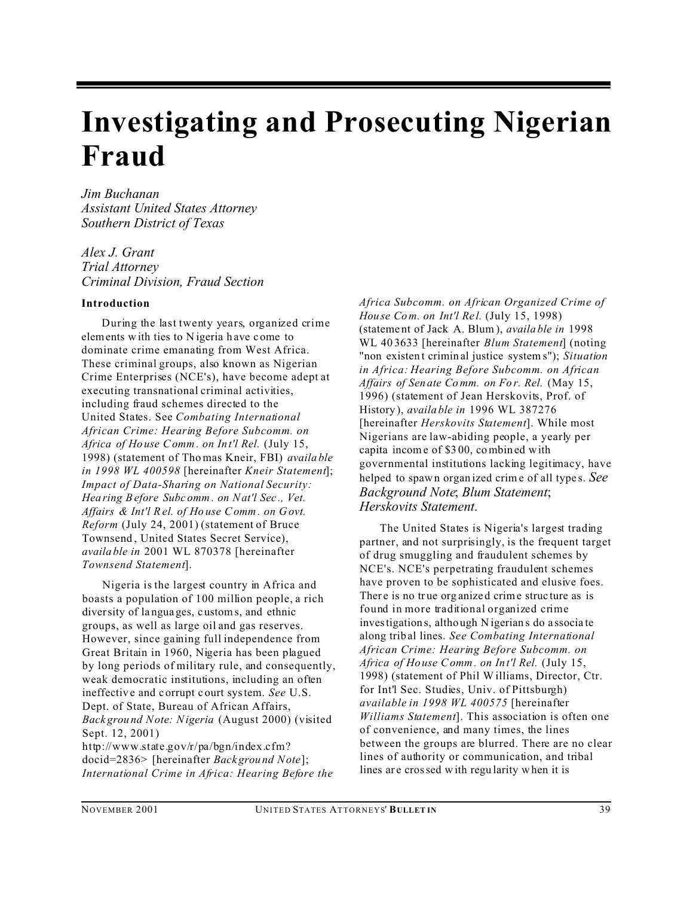# Investigating and Prosecuting Nigerian Fraud

*Jim Buchanan*
*Assistant United States Attorney*
*Southern District of Texas*

*Alex J. Grant*
*Trial Attorney*
*Criminal Division, Fraud Section*

**Introduction**

During the last twenty years, organized crime elements with ties to Nigeria have come to dominate crime emanating from West Africa. These criminal groups, also known as Nigerian Crime Enterprises (NCE's), have become adept at executing transnational criminal activities, including fraud schemes directed to the United States. See *Combating International African Crime: Hearing Before Subcomm. on Africa of House Comm. on Int'l Rel.* (July 15, 1998) (statement of Thomas Kneir, FBI) *available in 1998 WL 400598* [hereinafter *Kneir Statement*]; *Impact of Data-Sharing on National Security: Hearing Before Subcomm. on Nat'l Sec., Vet. Affairs & Int'l Rel. of House Comm. on Govt. Reform* (July 24, 2001) (statement of Bruce Townsend, United States Secret Service), *available in* 2001 WL 870378 [hereinafter *Townsend Statement*].

Nigeria is the largest country in Africa and boasts a population of 100 million people, a rich diversity of languages, customs, and ethnic groups, as well as large oil and gas reserves. However, since gaining full independence from Great Britain in 1960, Nigeria has been plagued by long periods of military rule, and consequently, weak democratic institutions, including an often ineffective and corrupt court system. *See* U.S. Dept. of State, Bureau of African Affairs, *Background Note: Nigeria* (August 2000) (visited Sept. 12, 2001) http://www.state.gov/r/pa/bgn/index.cfm?docid=2836> [hereinafter *Background Note*]; *International Crime in Africa: Hearing Before the Africa Subcomm. on African Organized Crime of House Com. on Int'l Rel.* (July 15, 1998) (statement of Jack A. Blum), *available in* 1998 WL 403633 [hereinafter *Blum Statement*] (noting "non existent criminal justice systems"); *Situation in Africa: Hearing Before Subcomm. on African Affairs of Senate Comm. on For. Rel.* (May 15, 1996) (statement of Jean Herskovits, Prof. of History), *available in* 1996 WL 387276 [hereinafter *Herskovits Statement*]. While most Nigerians are law-abiding people, a yearly per capita income of $300, combined with governmental institutions lacking legitimacy, have helped to spawn organized crime of all types. *See Background Note*; *Blum Statement*; *Herskovits Statement*.

The United States is Nigeria's largest trading partner, and not surprisingly, is the frequent target of drug smuggling and fraudulent schemes by NCE's. NCE's perpetrating fraudulent schemes have proven to be sophisticated and elusive foes. There is no true organized crime structure as is found in more traditional organized crime investigations, although Nigerians do associate along tribal lines. *See Combating International African Crime: Hearing Before Subcomm. on Africa of House Comm. on Int'l Rel.* (July 15, 1998) (statement of Phil Williams, Director, Ctr. for Int'l Sec. Studies, Univ. of Pittsburgh) *available in 1998 WL 400575* [hereinafter *Williams Statement*]. This association is often one of convenience, and many times, the lines between the groups are blurred. There are no clear lines of authority or communication, and tribal lines are crossed with regularity when it is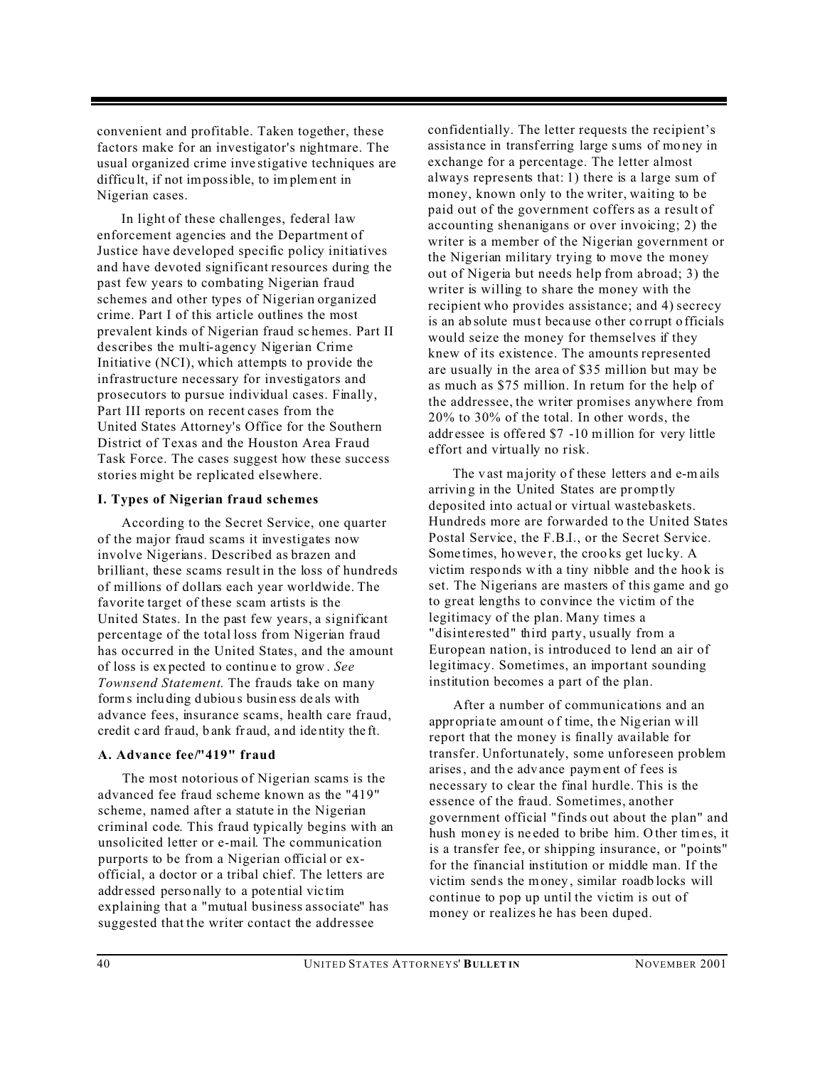convenient and profitable. Taken together, these factors make for an investigator's nightmare. The usual organized crime investigative techniques are difficult, if not impossible, to implement in Nigerian cases.

In light of these challenges, federal law enforcement agencies and the Department of Justice have developed specific policy initiatives and have devoted significant resources during the past few years to combating Nigerian fraud schemes and other types of Nigerian organized crime. Part I of this article outlines the most prevalent kinds of Nigerian fraud schemes. Part II describes the multi-agency Nigerian Crime Initiative (NCI), which attempts to provide the infrastructure necessary for investigators and prosecutors to pursue individual cases. Finally, Part III reports on recent cases from the United States Attorney's Office for the Southern District of Texas and the Houston Area Fraud Task Force. The cases suggest how these success stories might be replicated elsewhere.

### I. Types of Nigerian fraud schemes

According to the Secret Service, one quarter of the major fraud scams it investigates now involve Nigerians. Described as brazen and brilliant, these scams result in the loss of hundreds of millions of dollars each year worldwide. The favorite target of these scam artists is the United States. In the past few years, a significant percentage of the total loss from Nigerian fraud has occurred in the United States, and the amount of loss is expected to continue to grow. *See Townsend Statement.* The frauds take on many forms including dubious business deals with advance fees, insurance scams, health care fraud, credit card fraud, bank fraud, and identity theft.

#### A. Advance fee/"419" fraud

The most notorious of Nigerian scams is the advanced fee fraud scheme known as the "419" scheme, named after a statute in the Nigerian criminal code. This fraud typically begins with an unsolicited letter or e-mail. The communication purports to be from a Nigerian official or ex-official, a doctor or a tribal chief. The letters are addressed personally to a potential victim explaining that a "mutual business associate" has suggested that the writer contact the addressee confidentially. The letter requests the recipient's assistance in transferring large sums of money in exchange for a percentage. The letter almost always represents that: 1) there is a large sum of money, known only to the writer, waiting to be paid out of the government coffers as a result of accounting shenanigans or over invoicing; 2) the writer is a member of the Nigerian government or the Nigerian military trying to move the money out of Nigeria but needs help from abroad; 3) the writer is willing to share the money with the recipient who provides assistance; and 4) secrecy is an absolute must because other corrupt officials would seize the money for themselves if they knew of its existence. The amounts represented are usually in the area of $35 million but may be as much as $75 million. In return for the help of the addressee, the writer promises anywhere from 20% to 30% of the total. In other words, the addressee is offered $7 -10 million for very little effort and virtually no risk.

The vast majority of these letters and e-mails arriving in the United States are promptly deposited into actual or virtual wastebaskets. Hundreds more are forwarded to the United States Postal Service, the F.B.I., or the Secret Service. Sometimes, however, the crooks get lucky. A victim responds with a tiny nibble and the hook is set. The Nigerians are masters of this game and go to great lengths to convince the victim of the legitimacy of the plan. Many times a "disinterested" third party, usually from a European nation, is introduced to lend an air of legitimacy. Sometimes, an important sounding institution becomes a part of the plan.

After a number of communications and an appropriate amount of time, the Nigerian will report that the money is finally available for transfer. Unfortunately, some unforeseen problem arises, and the advance payment of fees is necessary to clear the final hurdle. This is the essence of the fraud. Sometimes, another government official "finds out about the plan" and hush money is needed to bribe him. Other times, it is a transfer fee, or shipping insurance, or "points" for the financial institution or middle man. If the victim sends the money, similar roadblocks will continue to pop up until the victim is out of money or realizes he has been duped.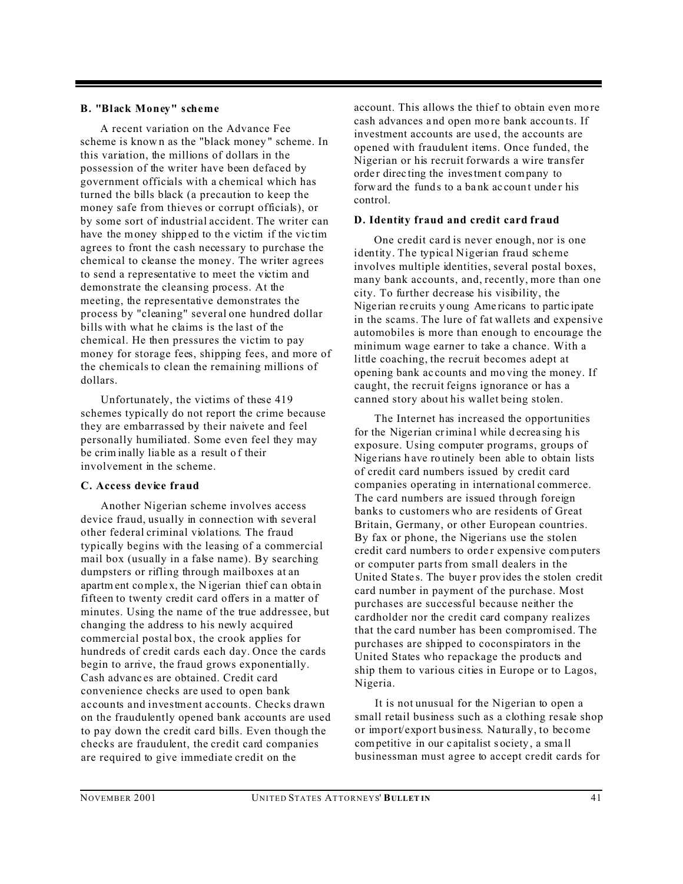### B. "Black Money" scheme

A recent variation on the Advance Fee scheme is known as the "black money" scheme. In this variation, the millions of dollars in the possession of the writer have been defaced by government officials with a chemical which has turned the bills black (a precaution to keep the money safe from thieves or corrupt officials), or by some sort of industrial accident. The writer can have the money shipped to the victim if the victim agrees to front the cash necessary to purchase the chemical to cleanse the money. The writer agrees to send a representative to meet the victim and demonstrate the cleansing process. At the meeting, the representative demonstrates the process by "cleaning" several one hundred dollar bills with what he claims is the last of the chemical. He then pressures the victim to pay money for storage fees, shipping fees, and more of the chemicals to clean the remaining millions of dollars.

Unfortunately, the victims of these 419 schemes typically do not report the crime because they are embarrassed by their naivete and feel personally humiliated. Some even feel they may be criminally liable as a result of their involvement in the scheme.

### C. Access device fraud

Another Nigerian scheme involves access device fraud, usually in connection with several other federal criminal violations. The fraud typically begins with the leasing of a commercial mail box (usually in a false name). By searching dumpsters or rifling through mailboxes at an apartment complex, the Nigerian thief can obtain fifteen to twenty credit card offers in a matter of minutes. Using the name of the true addressee, but changing the address to his newly acquired commercial postal box, the crook applies for hundreds of credit cards each day. Once the cards begin to arrive, the fraud grows exponentially. Cash advances are obtained. Credit card convenience checks are used to open bank accounts and investment accounts. Checks drawn on the fraudulently opened bank accounts are used to pay down the credit card bills. Even though the checks are fraudulent, the credit card companies are required to give immediate credit on the account. This allows the thief to obtain even more cash advances and open more bank accounts. If investment accounts are used, the accounts are opened with fraudulent items. Once funded, the Nigerian or his recruit forwards a wire transfer order directing the investment company to forward the funds to a bank account under his control.

### D. Identity fraud and credit card fraud

One credit card is never enough, nor is one identity. The typical Nigerian fraud scheme involves multiple identities, several postal boxes, many bank accounts, and, recently, more than one city. To further decrease his visibility, the Nigerian recruits young Americans to participate in the scams. The lure of fat wallets and expensive automobiles is more than enough to encourage the minimum wage earner to take a chance. With a little coaching, the recruit becomes adept at opening bank accounts and moving the money. If caught, the recruit feigns ignorance or has a canned story about his wallet being stolen.

The Internet has increased the opportunities for the Nigerian criminal while decreasing his exposure. Using computer programs, groups of Nigerians have routinely been able to obtain lists of credit card numbers issued by credit card companies operating in international commerce. The card numbers are issued through foreign banks to customers who are residents of Great Britain, Germany, or other European countries. By fax or phone, the Nigerians use the stolen credit card numbers to order expensive computers or computer parts from small dealers in the United States. The buyer provides the stolen credit card number in payment of the purchase. Most purchases are successful because neither the cardholder nor the credit card company realizes that the card number has been compromised. The purchases are shipped to coconspirators in the United States who repackage the products and ship them to various cities in Europe or to Lagos, Nigeria.

It is not unusual for the Nigerian to open a small retail business such as a clothing resale shop or import/export business. Naturally, to become competitive in our capitalist society, a small businessman must agree to accept credit cards for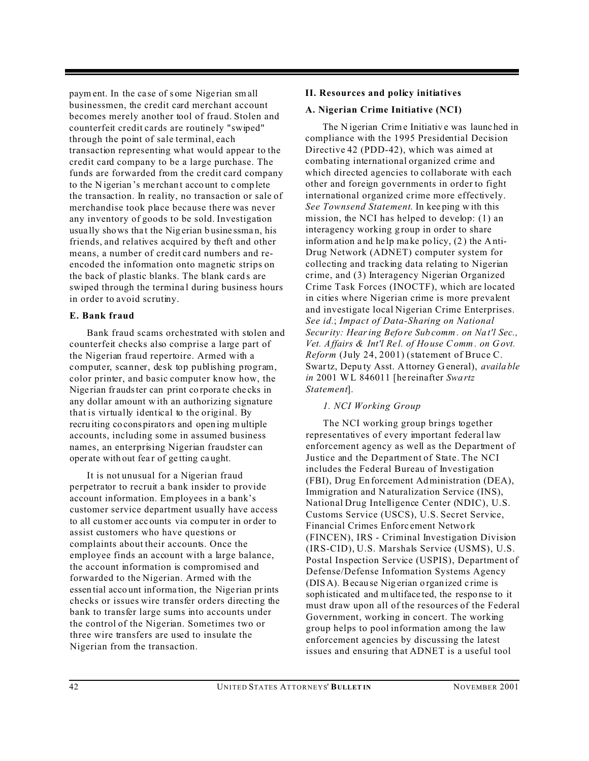payment. In the case of some Nigerian small businessmen, the credit card merchant account becomes merely another tool of fraud. Stolen and counterfeit credit cards are routinely "swiped" through the point of sale terminal, each transaction representing what would appear to the credit card company to be a large purchase. The funds are forwarded from the credit card company to the Nigerian's merchant account to complete the transaction. In reality, no transaction or sale of merchandise took place because there was never any inventory of goods to be sold. Investigation usually shows that the Nigerian businessman, his friends, and relatives acquired by theft and other means, a number of credit card numbers and re-encoded the information onto magnetic strips on the back of plastic blanks. The blank cards are swiped through the terminal during business hours in order to avoid scrutiny.

### E. Bank fraud

Bank fraud scams orchestrated with stolen and counterfeit checks also comprise a large part of the Nigerian fraud repertoire. Armed with a computer, scanner, desk top publishing program, color printer, and basic computer know how, the Nigerian fraudster can print corporate checks in any dollar amount with an authorizing signature that is virtually identical to the original. By recruiting coconspirators and opening multiple accounts, including some in assumed business names, an enterprising Nigerian fraudster can operate without fear of getting caught.

It is not unusual for a Nigerian fraud perpetrator to recruit a bank insider to provide account information. Employees in a bank's customer service department usually have access to all customer accounts via computer in order to assist customers who have questions or complaints about their accounts. Once the employee finds an account with a large balance, the account information is compromised and forwarded to the Nigerian. Armed with the essential account information, the Nigerian prints checks or issues wire transfer orders directing the bank to transfer large sums into accounts under the control of the Nigerian. Sometimes two or three wire transfers are used to insulate the Nigerian from the transaction.

## II. Resources and policy initiatives

### A. Nigerian Crime Initiative (NCI)

The Nigerian Crime Initiative was launched in compliance with the 1995 Presidential Decision Directive 42 (PDD-42), which was aimed at combating international organized crime and which directed agencies to collaborate with each other and foreign governments in order to fight international organized crime more effectively. *See Townsend Statement*. In keeping with this mission, the NCI has helped to develop: (1) an interagency working group in order to share information and help make policy, (2) the Anti-Drug Network (ADNET) computer system for collecting and tracking data relating to Nigerian crime, and (3) Interagency Nigerian Organized Crime Task Forces (INOCTF), which are located in cities where Nigerian crime is more prevalent and investigate local Nigerian Crime Enterprises. *See id.*; *Impact of Data-Sharing on National Security: Hearing Before Subcomm. on Nat'l Sec., Vet. Affairs & Int'l Rel. of House Comm. on Govt. Reform* (July 24, 2001) (statement of Bruce C. Swartz, Deputy Asst. Attorney General), *available in* 2001 WL 846011 [hereinafter *Swartz Statement*].

#### *1. NCI Working Group*

The NCI working group brings together representatives of every important federal law enforcement agency as well as the Department of Justice and the Department of State. The NCI includes the Federal Bureau of Investigation (FBI), Drug Enforcement Administration (DEA), Immigration and Naturalization Service (INS), National Drug Intelligence Center (NDIC), U.S. Customs Service (USCS), U.S. Secret Service, Financial Crimes Enforcement Network (FINCEN), IRS - Criminal Investigation Division (IRS-CID), U.S. Marshals Service (USMS), U.S. Postal Inspection Service (USPIS), Department of Defense/Defense Information Systems Agency (DISA). Because Nigerian organized crime is sophisticated and multifaceted, the response to it must draw upon all of the resources of the Federal Government, working in concert. The working group helps to pool information among the law enforcement agencies by discussing the latest issues and ensuring that ADNET is a useful tool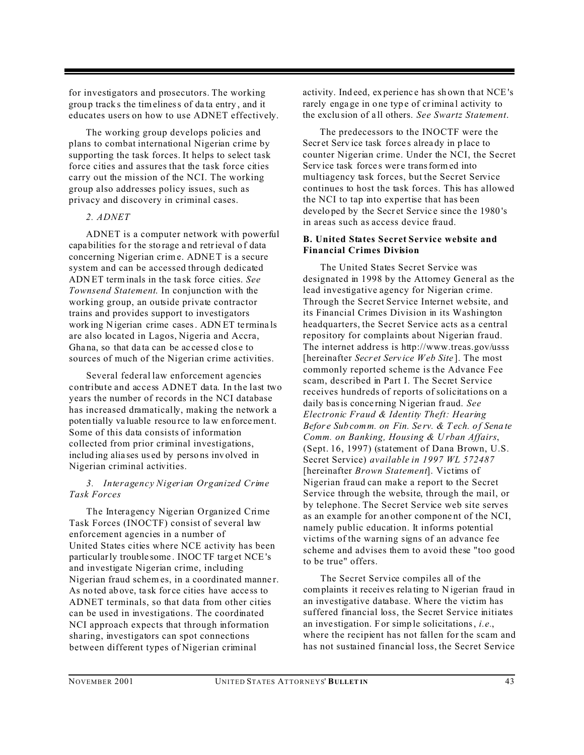for investigators and prosecutors. The working group tracks the timeliness of data entry, and it educates users on how to use ADNET effectively.

The working group develops policies and plans to combat international Nigerian crime by supporting the task forces. It helps to select task force cities and assures that the task force cities carry out the mission of the NCI. The working group also addresses policy issues, such as privacy and discovery in criminal cases.

*2. ADNET*

ADNET is a computer network with powerful capabilities for the storage and retrieval of data concerning Nigerian crime. ADNET is a secure system and can be accessed through dedicated ADNET terminals in the task force cities. *See Townsend Statement.* In conjunction with the working group, an outside private contractor trains and provides support to investigators working Nigerian crime cases. ADNET terminals are also located in Lagos, Nigeria and Accra, Ghana, so that data can be accessed close to sources of much of the Nigerian crime activities.

Several federal law enforcement agencies contribute and access ADNET data. In the last two years the number of records in the NCI database has increased dramatically, making the network a potentially valuable resource to law enforcement. Some of this data consists of information collected from prior criminal investigations, including aliases used by persons involved in Nigerian criminal activities.

*3. Interagency Nigerian Organized Crime Task Forces*

The Interagency Nigerian Organized Crime Task Forces (INOCTF) consist of several law enforcement agencies in a number of United States cities where NCE activity has been particularly troublesome. INOCTF target NCE's and investigate Nigerian crime, including Nigerian fraud schemes, in a coordinated manner. As noted above, task force cities have access to ADNET terminals, so that data from other cities can be used in investigations. The coordinated NCI approach expects that through information sharing, investigators can spot connections between different types of Nigerian criminal activity. Indeed, experience has shown that NCE's rarely engage in one type of criminal activity to the exclusion of all others. *See Swartz Statement.*

The predecessors to the INOCTF were the Secret Service task forces already in place to counter Nigerian crime. Under the NCI, the Secret Service task forces were transformed into multiagency task forces, but the Secret Service continues to host the task forces. This has allowed the NCI to tap into expertise that has been developed by the Secret Service since the 1980's in areas such as access device fraud.

**B. United States Secret Service website and Financial Crimes Division**

The United States Secret Service was designated in 1998 by the Attorney General as the lead investigative agency for Nigerian crime. Through the Secret Service Internet website, and its Financial Crimes Division in its Washington headquarters, the Secret Service acts as a central repository for complaints about Nigerian fraud. The internet address is http://www.treas.gov/usss [hereinafter *Secret Service Web Site*]. The most commonly reported scheme is the Advance Fee scam, described in Part I. The Secret Service receives hundreds of reports of solicitations on a daily basis concerning Nigerian fraud. *See Electronic Fraud & Identity Theft: Hearing Before Subcomm. on Fin. Serv. & Tech. of Senate Comm. on Banking, Housing & Urban Affairs*, (Sept. 16, 1997) (statement of Dana Brown, U.S. Secret Service) *available in 1997 WL 572487* [hereinafter *Brown Statement*]. Victims of Nigerian fraud can make a report to the Secret Service through the website, through the mail, or by telephone. The Secret Service web site serves as an example for another component of the NCI, namely public education. It informs potential victims of the warning signs of an advance fee scheme and advises them to avoid these "too good to be true" offers.

The Secret Service compiles all of the complaints it receives relating to Nigerian fraud in an investigative database. Where the victim has suffered financial loss, the Secret Service initiates an investigation. For simple solicitations, *i.e.*, where the recipient has not fallen for the scam and has not sustained financial loss, the Secret Service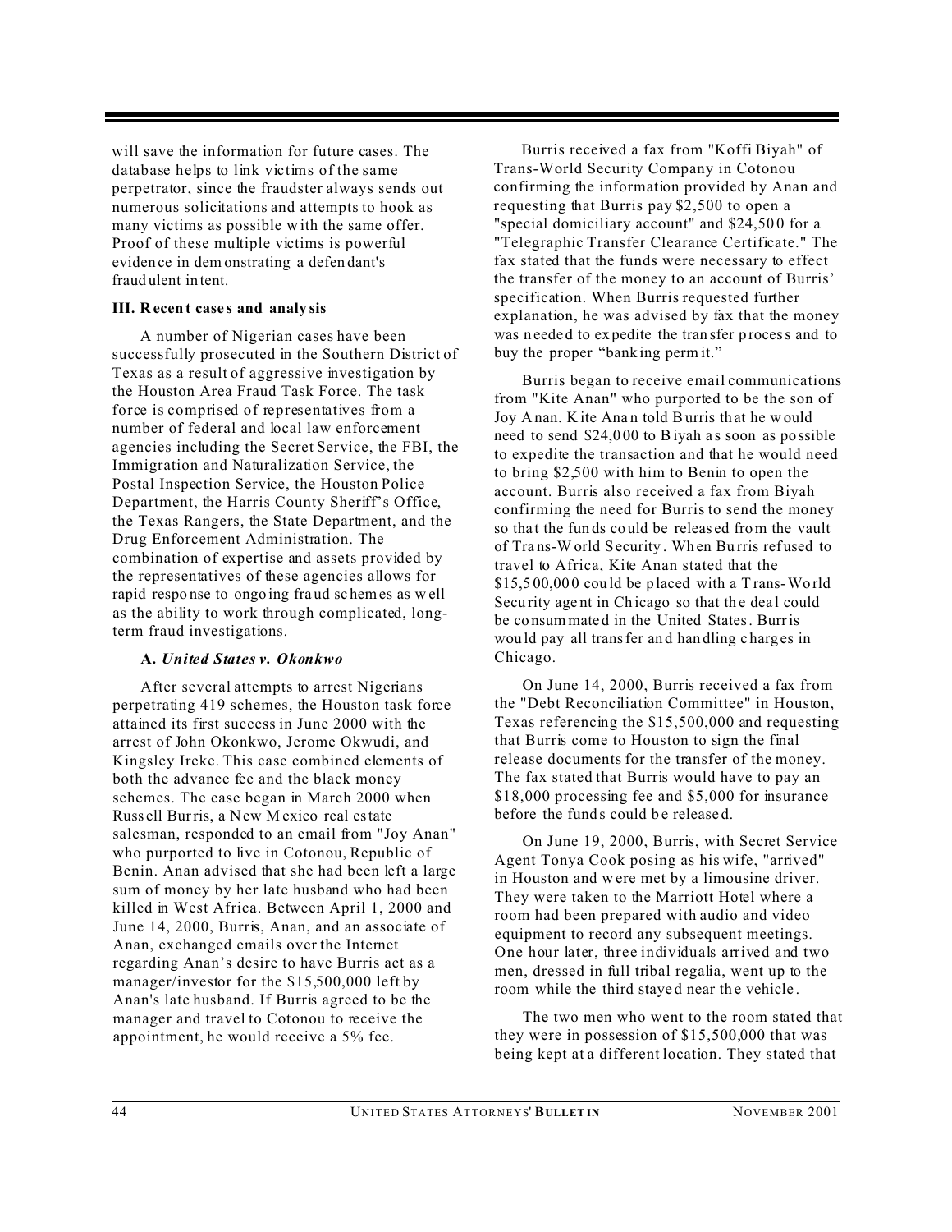will save the information for future cases. The database helps to link victims of the same perpetrator, since the fraudster always sends out numerous solicitations and attempts to hook as many victims as possible with the same offer. Proof of these multiple victims is powerful evidence in demonstrating a defendant's fraudulent intent.

### III. Recent cases and analysis

A number of Nigerian cases have been successfully prosecuted in the Southern District of Texas as a result of aggressive investigation by the Houston Area Fraud Task Force. The task force is comprised of representatives from a number of federal and local law enforcement agencies including the Secret Service, the FBI, the Immigration and Naturalization Service, the Postal Inspection Service, the Houston Police Department, the Harris County Sheriff's Office, the Texas Rangers, the State Department, and the Drug Enforcement Administration. The combination of expertise and assets provided by the representatives of these agencies allows for rapid response to ongoing fraud schemes as well as the ability to work through complicated, long-term fraud investigations.

#### A. *United States v. Okonkwo*

After several attempts to arrest Nigerians perpetrating 419 schemes, the Houston task force attained its first success in June 2000 with the arrest of John Okonkwo, Jerome Okwudi, and Kingsley Ireke. This case combined elements of both the advance fee and the black money schemes. The case began in March 2000 when Russell Burris, a New Mexico real estate salesman, responded to an email from "Joy Anan" who purported to live in Cotonou, Republic of Benin. Anan advised that she had been left a large sum of money by her late husband who had been killed in West Africa. Between April 1, 2000 and June 14, 2000, Burris, Anan, and an associate of Anan, exchanged emails over the Internet regarding Anan's desire to have Burris act as a manager/investor for the $15,500,000 left by Anan's late husband. If Burris agreed to be the manager and travel to Cotonou to receive the appointment, he would receive a 5% fee.

Burris received a fax from "Koffi Biyah" of Trans-World Security Company in Cotonou confirming the information provided by Anan and requesting that Burris pay $2,500 to open a "special domiciliary account" and $24,500 for a "Telegraphic Transfer Clearance Certificate." The fax stated that the funds were necessary to effect the transfer of the money to an account of Burris' specification. When Burris requested further explanation, he was advised by fax that the money was needed to expedite the transfer process and to buy the proper "banking permit."

Burris began to receive email communications from "Kite Anan" who purported to be the son of Joy Anan. Kite Anan told Burris that he would need to send $24,000 to Biyah as soon as possible to expedite the transaction and that he would need to bring $2,500 with him to Benin to open the account. Burris also received a fax from Biyah confirming the need for Burris to send the money so that the funds could be released from the vault of Trans-World Security. When Burris refused to travel to Africa, Kite Anan stated that the $15,500,000 could be placed with a Trans-World Security agent in Chicago so that the deal could be consummated in the United States. Burris would pay all transfer and handling charges in Chicago.

On June 14, 2000, Burris received a fax from the "Debt Reconciliation Committee" in Houston, Texas referencing the $15,500,000 and requesting that Burris come to Houston to sign the final release documents for the transfer of the money. The fax stated that Burris would have to pay an $18,000 processing fee and $5,000 for insurance before the funds could be released.

On June 19, 2000, Burris, with Secret Service Agent Tonya Cook posing as his wife, "arrived" in Houston and were met by a limousine driver. They were taken to the Marriott Hotel where a room had been prepared with audio and video equipment to record any subsequent meetings. One hour later, three individuals arrived and two men, dressed in full tribal regalia, went up to the room while the third stayed near the vehicle.

The two men who went to the room stated that they were in possession of $15,500,000 that was being kept at a different location. They stated that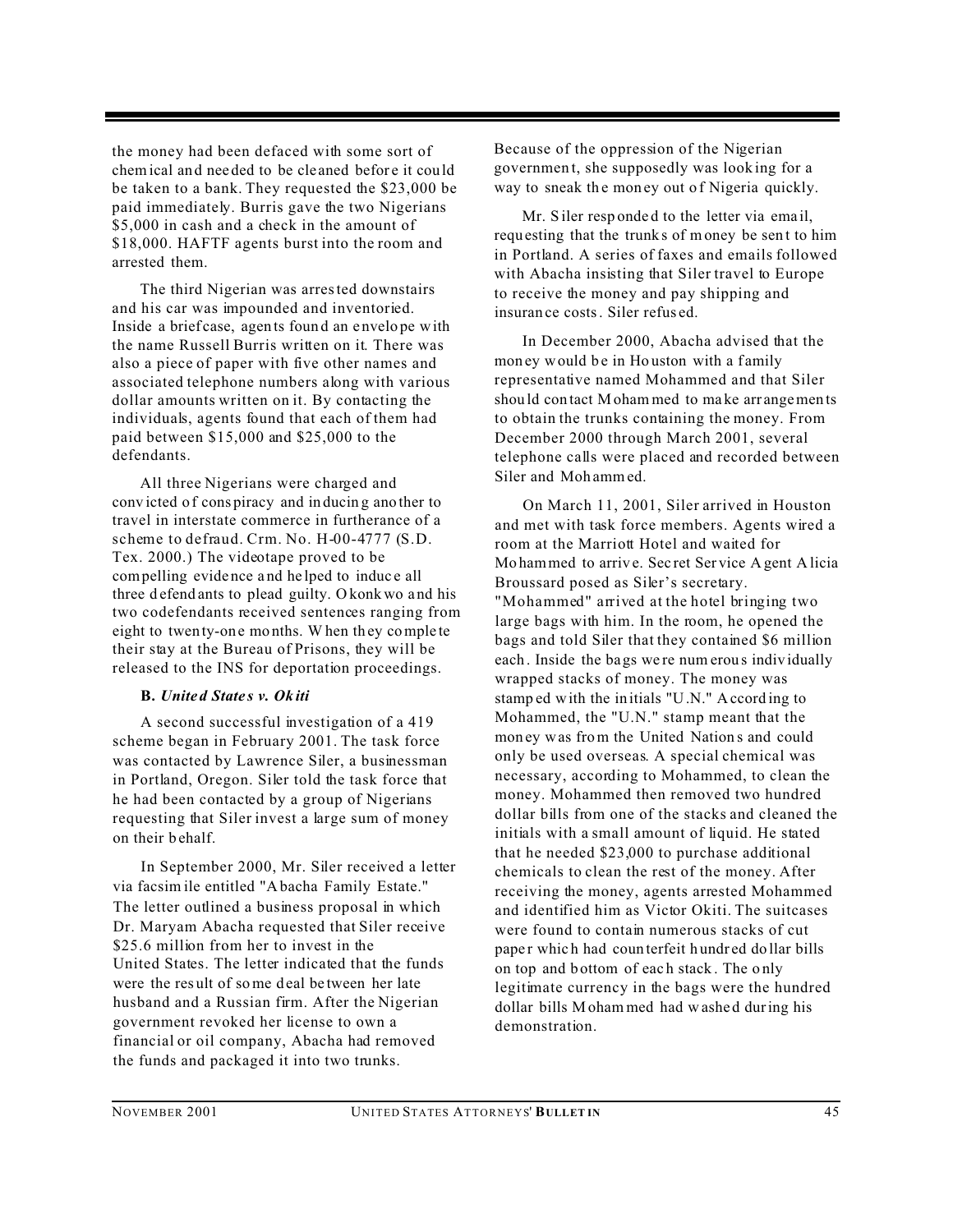the money had been defaced with some sort of chemical and needed to be cleaned before it could be taken to a bank. They requested the $23,000 be paid immediately. Burris gave the two Nigerians $5,000 in cash and a check in the amount of $18,000. HAFTF agents burst into the room and arrested them.

The third Nigerian was arrested downstairs and his car was impounded and inventoried. Inside a briefcase, agents found an envelope with the name Russell Burris written on it. There was also a piece of paper with five other names and associated telephone numbers along with various dollar amounts written on it. By contacting the individuals, agents found that each of them had paid between $15,000 and $25,000 to the defendants.

All three Nigerians were charged and convicted of conspiracy and inducing another to travel in interstate commerce in furtherance of a scheme to defraud. Crm. No. H-00-4777 (S.D. Tex. 2000.) The videotape proved to be compelling evidence and helped to induce all three defendants to plead guilty. Okonkwo and his two codefendants received sentences ranging from eight to twenty-one months. When they complete their stay at the Bureau of Prisons, they will be released to the INS for deportation proceedings.

**B.** ***United States v. Okiti***

A second successful investigation of a 419 scheme began in February 2001. The task force was contacted by Lawrence Siler, a businessman in Portland, Oregon. Siler told the task force that he had been contacted by a group of Nigerians requesting that Siler invest a large sum of money on their behalf.

In September 2000, Mr. Siler received a letter via facsimile entitled "Abacha Family Estate." The letter outlined a business proposal in which Dr. Maryam Abacha requested that Siler receive $25.6 million from her to invest in the United States. The letter indicated that the funds were the result of some deal between her late husband and a Russian firm. After the Nigerian government revoked her license to own a financial or oil company, Abacha had removed the funds and packaged it into two trunks. Because of the oppression of the Nigerian government, she supposedly was looking for a way to sneak the money out of Nigeria quickly.

Mr. Siler responded to the letter via email, requesting that the trunks of money be sent to him in Portland. A series of faxes and emails followed with Abacha insisting that Siler travel to Europe to receive the money and pay shipping and insurance costs. Siler refused.

In December 2000, Abacha advised that the money would be in Houston with a family representative named Mohammed and that Siler should contact Mohammed to make arrangements to obtain the trunks containing the money. From December 2000 through March 2001, several telephone calls were placed and recorded between Siler and Mohammed.

On March 11, 2001, Siler arrived in Houston and met with task force members. Agents wired a room at the Marriott Hotel and waited for Mohammed to arrive. Secret Service Agent Alicia Broussard posed as Siler's secretary. "Mohammed" arrived at the hotel bringing two large bags with him. In the room, he opened the bags and told Siler that they contained $6 million each. Inside the bags were numerous individually wrapped stacks of money. The money was stamped with the initials "U.N." According to Mohammed, the "U.N." stamp meant that the money was from the United Nations and could only be used overseas. A special chemical was necessary, according to Mohammed, to clean the money. Mohammed then removed two hundred dollar bills from one of the stacks and cleaned the initials with a small amount of liquid. He stated that he needed $23,000 to purchase additional chemicals to clean the rest of the money. After receiving the money, agents arrested Mohammed and identified him as Victor Okiti. The suitcases were found to contain numerous stacks of cut paper which had counterfeit hundred dollar bills on top and bottom of each stack. The only legitimate currency in the bags were the hundred dollar bills Mohammed had washed during his demonstration.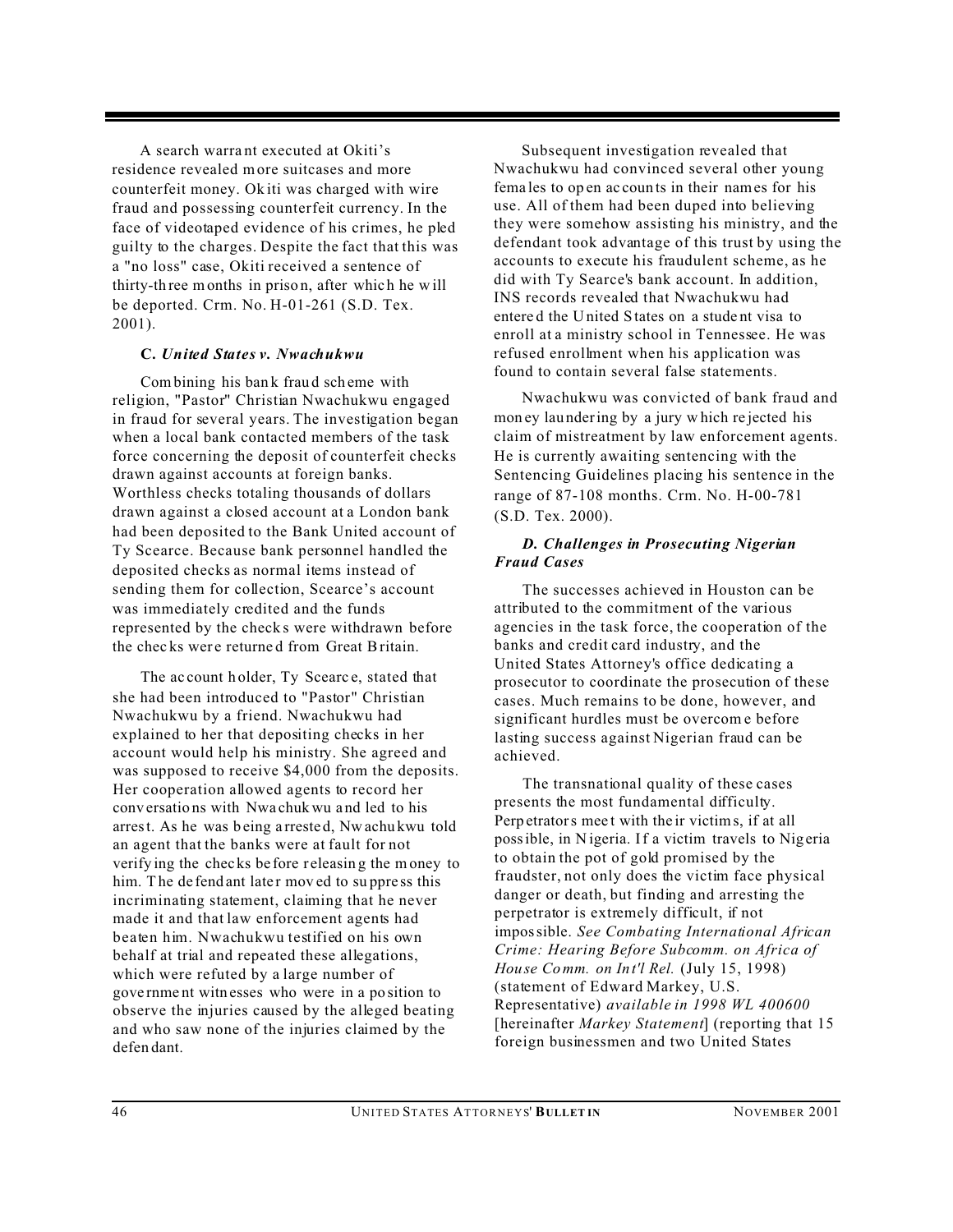A search warrant executed at Okiti's residence revealed more suitcases and more counterfeit money. Okiti was charged with wire fraud and possessing counterfeit currency. In the face of videotaped evidence of his crimes, he pled guilty to the charges. Despite the fact that this was a "no loss" case, Okiti received a sentence of thirty-three months in prison, after which he will be deported. Crm. No. H-01-261 (S.D. Tex. 2001).

#### C. *United States v. Nwachukwu*

Combining his bank fraud scheme with religion, "Pastor" Christian Nwachukwu engaged in fraud for several years. The investigation began when a local bank contacted members of the task force concerning the deposit of counterfeit checks drawn against accounts at foreign banks. Worthless checks totaling thousands of dollars drawn against a closed account at a London bank had been deposited to the Bank United account of Ty Scearce. Because bank personnel handled the deposited checks as normal items instead of sending them for collection, Scearce's account was immediately credited and the funds represented by the checks were withdrawn before the checks were returned from Great Britain.

The account holder, Ty Scearce, stated that she had been introduced to "Pastor" Christian Nwachukwu by a friend. Nwachukwu had explained to her that depositing checks in her account would help his ministry. She agreed and was supposed to receive $4,000 from the deposits. Her cooperation allowed agents to record her conversations with Nwachukwu and led to his arrest. As he was being arrested, Nwachukwu told an agent that the banks were at fault for not verifying the checks before releasing the money to him. The defendant later moved to suppress this incriminating statement, claiming that he never made it and that law enforcement agents had beaten him. Nwachukwu testified on his own behalf at trial and repeated these allegations, which were refuted by a large number of government witnesses who were in a position to observe the injuries caused by the alleged beating and who saw none of the injuries claimed by the defendant.

Subsequent investigation revealed that Nwachukwu had convinced several other young females to open accounts in their names for his use. All of them had been duped into believing they were somehow assisting his ministry, and the defendant took advantage of this trust by using the accounts to execute his fraudulent scheme, as he did with Ty Searce's bank account. In addition, INS records revealed that Nwachukwu had entered the United States on a student visa to enroll at a ministry school in Tennessee. He was refused enrollment when his application was found to contain several false statements.

Nwachukwu was convicted of bank fraud and money laundering by a jury which rejected his claim of mistreatment by law enforcement agents. He is currently awaiting sentencing with the Sentencing Guidelines placing his sentence in the range of 87-108 months. Crm. No. H-00-781 (S.D. Tex. 2000).

#### *D. Challenges in Prosecuting Nigerian Fraud Cases*

The successes achieved in Houston can be attributed to the commitment of the various agencies in the task force, the cooperation of the banks and credit card industry, and the United States Attorney's office dedicating a prosecutor to coordinate the prosecution of these cases. Much remains to be done, however, and significant hurdles must be overcome before lasting success against Nigerian fraud can be achieved.

The transnational quality of these cases presents the most fundamental difficulty. Perpetrators meet with their victims, if at all possible, in Nigeria. If a victim travels to Nigeria to obtain the pot of gold promised by the fraudster, not only does the victim face physical danger or death, but finding and arresting the perpetrator is extremely difficult, if not impossible. *See Combating International African Crime: Hearing Before Subcomm. on Africa of House Comm. on Int'l Rel.* (July 15, 1998) (statement of Edward Markey, U.S. Representative) *available in 1998 WL 400600* [hereinafter *Markey Statement*] (reporting that 15 foreign businessmen and two United States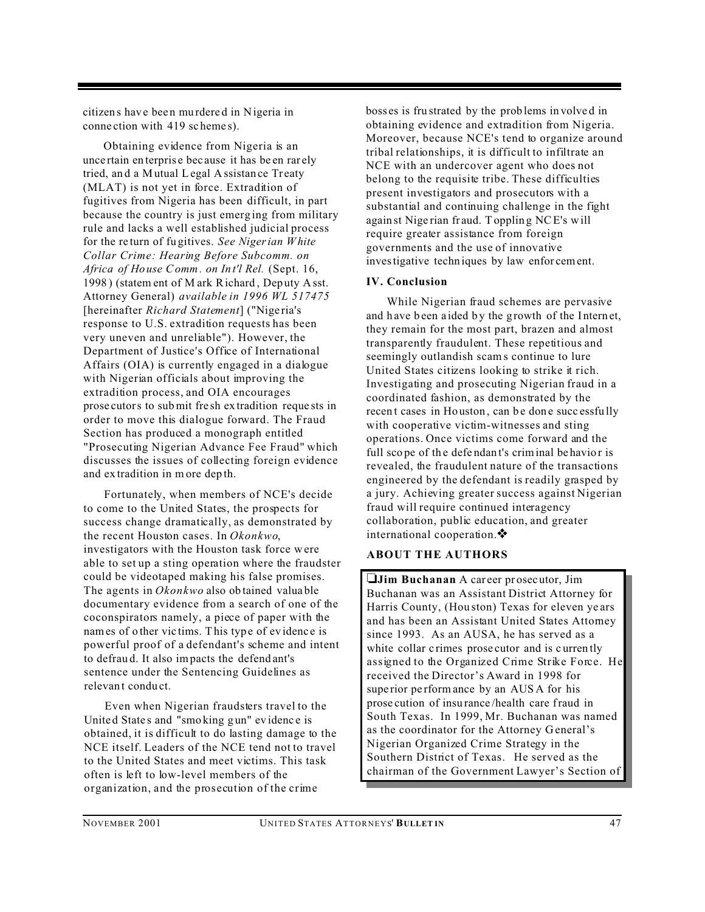citizens have been murdered in Nigeria in connection with 419 schemes).

Obtaining evidence from Nigeria is an uncertain enterprise because it has been rarely tried, and a Mutual Legal Assistance Treaty (MLAT) is not yet in force. Extradition of fugitives from Nigeria has been difficult, in part because the country is just emerging from military rule and lacks a well established judicial process for the return of fugitives. *See Nigerian White Collar Crime: Hearing Before Subcomm. on Africa of House Comm. on Int'l Rel.* (Sept. 16, 1998) (statement of Mark Richard, Deputy Asst. Attorney General) *available in 1996 WL 517475* [hereinafter *Richard Statement*] ("Nigeria's response to U.S. extradition requests has been very uneven and unreliable"). However, the Department of Justice's Office of International Affairs (OIA) is currently engaged in a dialogue with Nigerian officials about improving the extradition process, and OIA encourages prosecutors to submit fresh extradition requests in order to move this dialogue forward. The Fraud Section has produced a monograph entitled "Prosecuting Nigerian Advance Fee Fraud" which discusses the issues of collecting foreign evidence and extradition in more depth.

Fortunately, when members of NCE's decide to come to the United States, the prospects for success change dramatically, as demonstrated by the recent Houston cases. In *Okonkwo*, investigators with the Houston task force were able to set up a sting operation where the fraudster could be videotaped making his false promises. The agents in *Okonkwo* also obtained valuable documentary evidence from a search of one of the coconspirators namely, a piece of paper with the names of other victims. This type of evidence is powerful proof of a defendant's scheme and intent to defraud. It also impacts the defendant's sentence under the Sentencing Guidelines as relevant conduct.

Even when Nigerian fraudsters travel to the United States and "smoking gun" evidence is obtained, it is difficult to do lasting damage to the NCE itself. Leaders of the NCE tend not to travel to the United States and meet victims. This task often is left to low-level members of the organization, and the prosecution of the crime bosses is frustrated by the problems involved in obtaining evidence and extradition from Nigeria. Moreover, because NCE's tend to organize around tribal relationships, it is difficult to infiltrate an NCE with an undercover agent who does not belong to the requisite tribe. These difficulties present investigators and prosecutors with a substantial and continuing challenge in the fight against Nigerian fraud. Toppling NCE's will require greater assistance from foreign governments and the use of innovative investigative techniques by law enforcement.

### IV. Conclusion

While Nigerian fraud schemes are pervasive and have been aided by the growth of the Internet, they remain for the most part, brazen and almost transparently fraudulent. These repetitious and seemingly outlandish scams continue to lure United States citizens looking to strike it rich. Investigating and prosecuting Nigerian fraud in a coordinated fashion, as demonstrated by the recent cases in Houston, can be done successfully with cooperative victim-witnesses and sting operations. Once victims come forward and the full scope of the defendant's criminal behavior is revealed, the fraudulent nature of the transactions engineered by the defendant is readily grasped by a jury. Achieving greater success against Nigerian fraud will require continued interagency collaboration, public education, and greater international cooperation.❖

### ABOUT THE AUTHORS

❑**Jim Buchanan** A career prosecutor, Jim Buchanan was an Assistant District Attorney for Harris County, (Houston) Texas for eleven years and has been an Assistant United States Attorney since 1993. As an AUSA, he has served as a white collar crimes prosecutor and is currently assigned to the Organized Crime Strike Force. He received the Director's Award in 1998 for superior performance by an AUSA for his prosecution of insurance/health care fraud in South Texas. In 1999, Mr. Buchanan was named as the coordinator for the Attorney General's Nigerian Organized Crime Strategy in the Southern District of Texas. He served as the chairman of the Government Lawyer's Section of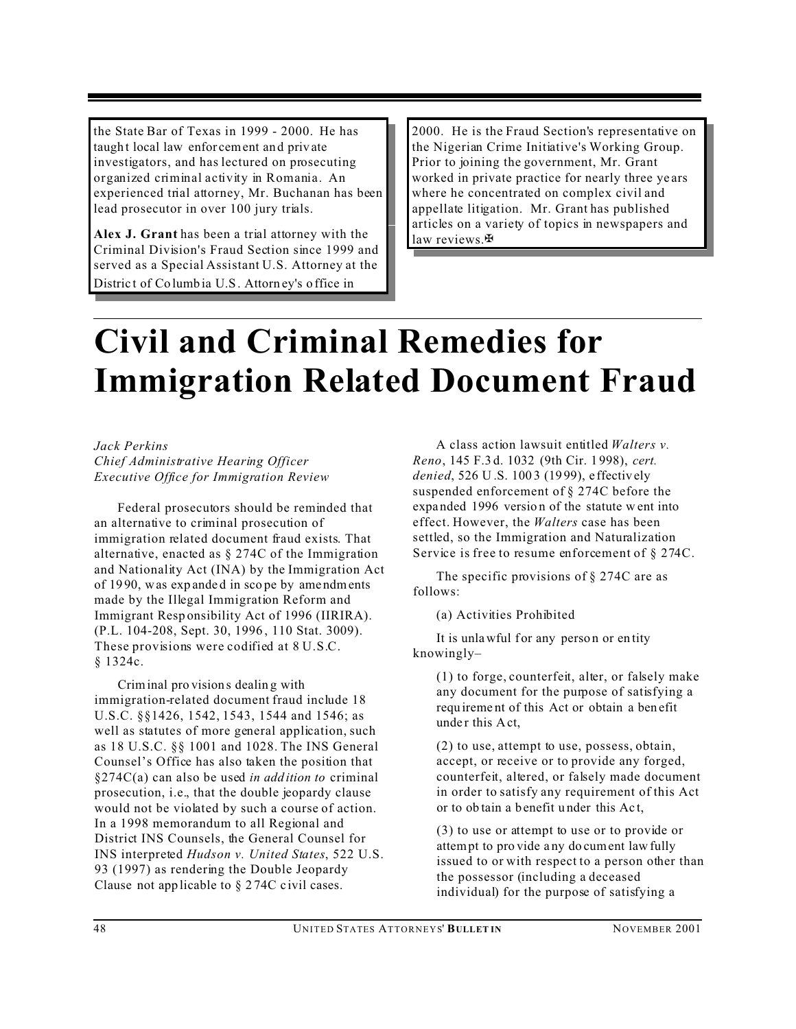the State Bar of Texas in 1999 - 2000. He has taught local law enforcement and private investigators, and has lectured on prosecuting organized criminal activity in Romania. An experienced trial attorney, Mr. Buchanan has been lead prosecutor in over 100 jury trials.

**Alex J. Grant** has been a trial attorney with the Criminal Division's Fraud Section since 1999 and served as a Special Assistant U.S. Attorney at the District of Columbia U.S. Attorney's office in 2000. He is the Fraud Section's representative on the Nigerian Crime Initiative's Working Group. Prior to joining the government, Mr. Grant worked in private practice for nearly three years where he concentrated on complex civil and appellate litigation. Mr. Grant has published articles on a variety of topics in newspapers and law reviews.✠

# Civil and Criminal Remedies for Immigration Related Document Fraud

*Jack Perkins*
*Chief Administrative Hearing Officer*
*Executive Office for Immigration Review*

Federal prosecutors should be reminded that an alternative to criminal prosecution of immigration related document fraud exists. That alternative, enacted as § 274C of the Immigration and Nationality Act (INA) by the Immigration Act of 1990, was expanded in scope by amendments made by the Illegal Immigration Reform and Immigrant Responsibility Act of 1996 (IIRIRA). (P.L. 104-208, Sept. 30, 1996, 110 Stat. 3009). These provisions were codified at 8 U.S.C. § 1324c.

Criminal provisions dealing with immigration-related document fraud include 18 U.S.C. §§1426, 1542, 1543, 1544 and 1546; as well as statutes of more general application, such as 18 U.S.C. §§ 1001 and 1028. The INS General Counsel's Office has also taken the position that §274C(a) can also be used *in addition to* criminal prosecution, i.e., that the double jeopardy clause would not be violated by such a course of action. In a 1998 memorandum to all Regional and District INS Counsels, the General Counsel for INS interpreted *Hudson v. United States*, 522 U.S. 93 (1997) as rendering the Double Jeopardy Clause not applicable to § 274C civil cases.

A class action lawsuit entitled *Walters v. Reno*, 145 F.3d. 1032 (9th Cir. 1998), *cert. denied*, 526 U.S. 1003 (1999), effectively suspended enforcement of § 274C before the expanded 1996 version of the statute went into effect. However, the *Walters* case has been settled, so the Immigration and Naturalization Service is free to resume enforcement of § 274C.

The specific provisions of § 274C are as follows:

(a) Activities Prohibited

It is unlawful for any person or entity knowingly–

(1) to forge, counterfeit, alter, or falsely make any document for the purpose of satisfying a requirement of this Act or obtain a benefit under this Act,

(2) to use, attempt to use, possess, obtain, accept, or receive or to provide any forged, counterfeit, altered, or falsely made document in order to satisfy any requirement of this Act or to obtain a benefit under this Act,

(3) to use or attempt to use or to provide or attempt to provide any document lawfully issued to or with respect to a person other than the possessor (including a deceased individual) for the purpose of satisfying a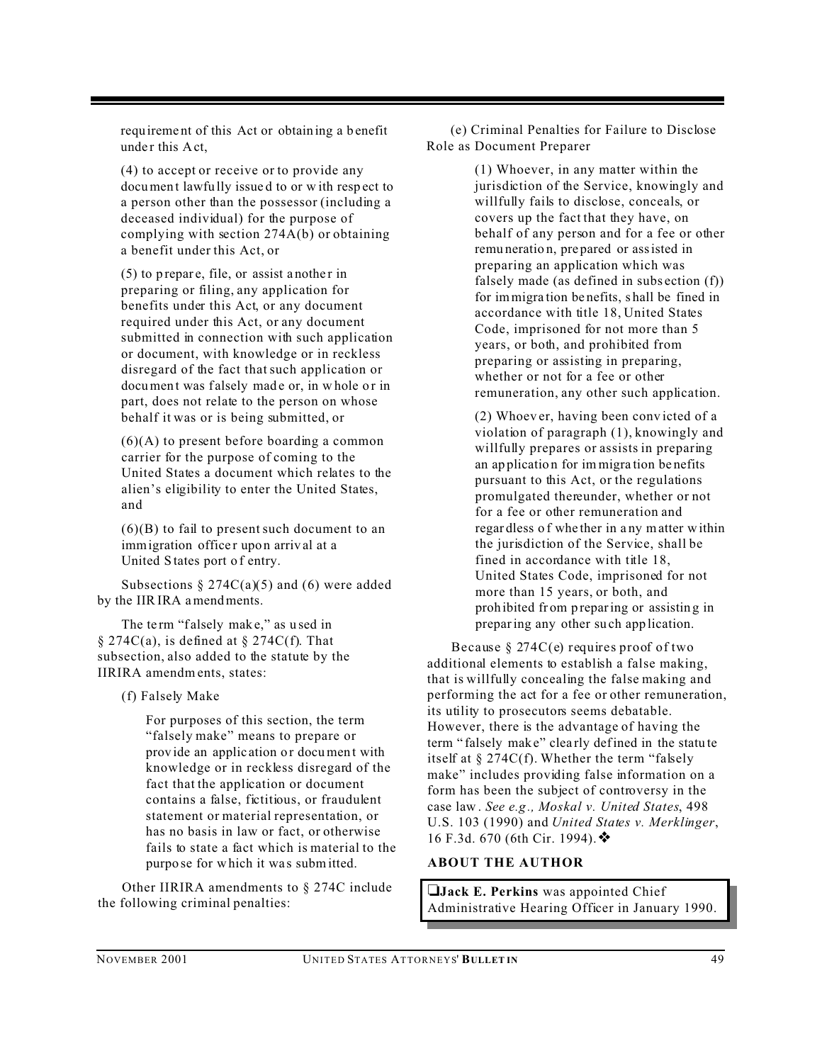requirement of this Act or obtaining a benefit under this Act,

(4) to accept or receive or to provide any document lawfully issued to or with respect to a person other than the possessor (including a deceased individual) for the purpose of complying with section 274A(b) or obtaining a benefit under this Act, or

(5) to prepare, file, or assist another in preparing or filing, any application for benefits under this Act, or any document required under this Act, or any document submitted in connection with such application or document, with knowledge or in reckless disregard of the fact that such application or document was falsely made or, in whole or in part, does not relate to the person on whose behalf it was or is being submitted, or

(6)(A) to present before boarding a common carrier for the purpose of coming to the United States a document which relates to the alien's eligibility to enter the United States, and

(6)(B) to fail to present such document to an immigration officer upon arrival at a United States port of entry.

Subsections § 274C(a)(5) and (6) were added by the IIRIRA amendments.

The term "falsely make," as used in § 274C(a), is defined at § 274C(f). That subsection, also added to the statute by the IIRIRA amendments, states:

(f) Falsely Make

> For purposes of this section, the term "falsely make" means to prepare or provide an application or document with knowledge or in reckless disregard of the fact that the application or document contains a false, fictitious, or fraudulent statement or material representation, or has no basis in law or fact, or otherwise fails to state a fact which is material to the purpose for which it was submitted.

Other IIRIRA amendments to § 274C include the following criminal penalties:

(e) Criminal Penalties for Failure to Disclose Role as Document Preparer

> (1) Whoever, in any matter within the jurisdiction of the Service, knowingly and willfully fails to disclose, conceals, or covers up the fact that they have, on behalf of any person and for a fee or other remuneration, prepared or assisted in preparing an application which was falsely made (as defined in subsection (f)) for immigration benefits, shall be fined in accordance with title 18, United States Code, imprisoned for not more than 5 years, or both, and prohibited from preparing or assisting in preparing, whether or not for a fee or other remuneration, any other such application.
>
> (2) Whoever, having been convicted of a violation of paragraph (1), knowingly and willfully prepares or assists in preparing an application for immigration benefits pursuant to this Act, or the regulations promulgated thereunder, whether or not for a fee or other remuneration and regardless of whether in any matter within the jurisdiction of the Service, shall be fined in accordance with title 18, United States Code, imprisoned for not more than 15 years, or both, and prohibited from preparing or assisting in preparing any other such application.

Because § 274C(e) requires proof of two additional elements to establish a false making, that is willfully concealing the false making and performing the act for a fee or other remuneration, its utility to prosecutors seems debatable. However, there is the advantage of having the term "falsely make" clearly defined in the statute itself at § 274C(f). Whether the term "falsely make" includes providing false information on a form has been the subject of controversy in the case law. *See e.g., Moskal v. United States*, 498 U.S. 103 (1990) and *United States v. Merklinger*, 16 F.3d. 670 (6th Cir. 1994).❖

**ABOUT THE AUTHOR**

❑**Jack E. Perkins** was appointed Chief Administrative Hearing Officer in January 1990.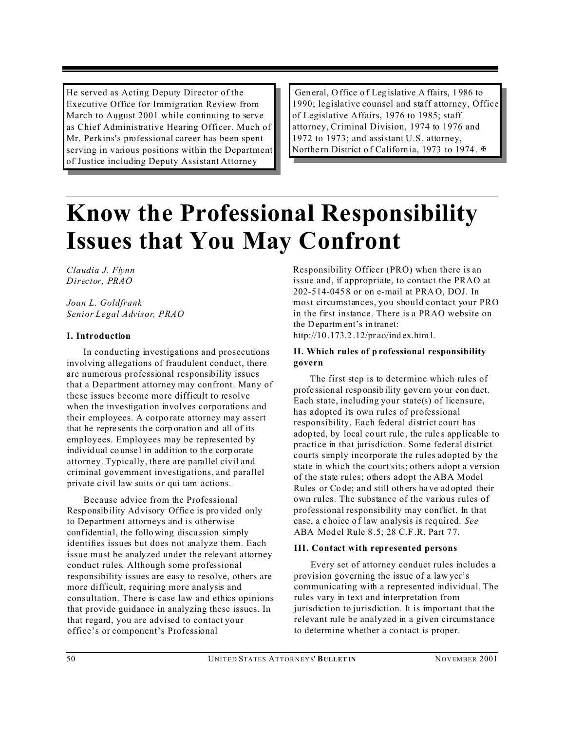He served as Acting Deputy Director of the Executive Office for Immigration Review from March to August 2001 while continuing to serve as Chief Administrative Hearing Officer. Much of Mr. Perkins's professional career has been spent serving in various positions within the Department of Justice including Deputy Assistant Attorney General, Office of Legislative Affairs, 1986 to 1990; legislative counsel and staff attorney, Office of Legislative Affairs, 1976 to 1985; staff attorney, Criminal Division, 1974 to 1976 and 1972 to 1973; and assistant U.S. attorney, Northern District of California, 1973 to 1974. ✠

# Know the Professional Responsibility Issues that You May Confront

*Claudia J. Flynn*
*Director, PRAO*

*Joan L. Goldfrank*
*Senior Legal Advisor, PRAO*

#### I. Introduction

In conducting investigations and prosecutions involving allegations of fraudulent conduct, there are numerous professional responsibility issues that a Department attorney may confront. Many of these issues become more difficult to resolve when the investigation involves corporations and their employees. A corporate attorney may assert that he represents the corporation and all of its employees. Employees may be represented by individual counsel in addition to the corporate attorney. Typically, there are parallel civil and criminal government investigations, and parallel private civil law suits or qui tam actions.

Because advice from the Professional Responsibility Advisory Office is provided only to Department attorneys and is otherwise confidential, the following discussion simply identifies issues but does not analyze them. Each issue must be analyzed under the relevant attorney conduct rules. Although some professional responsibility issues are easy to resolve, others are more difficult, requiring more analysis and consultation. There is case law and ethics opinions that provide guidance in analyzing these issues. In that regard, you are advised to contact your office's or component's Professional Responsibility Officer (PRO) when there is an issue and, if appropriate, to contact the PRAO at 202-514-0458 or on e-mail at PRAO, DOJ. In most circumstances, you should contact your PRO in the first instance. There is a PRAO website on the Department's intranet: http://10.173.2.12/prao/index.html.

#### II. Which rules of professional responsibility govern

The first step is to determine which rules of professional responsibility govern your conduct. Each state, including your state(s) of licensure, has adopted its own rules of professional responsibility. Each federal district court has adopted, by local court rule, the rules applicable to practice in that jurisdiction. Some federal district courts simply incorporate the rules adopted by the state in which the court sits; others adopt a version of the state rules; others adopt the ABA Model Rules or Code; and still others have adopted their own rules. The substance of the various rules of professional responsibility may conflict. In that case, a choice of law analysis is required. *See* ABA Model Rule 8.5; 28 C.F.R. Part 77.

#### III. Contact with represented persons

Every set of attorney conduct rules includes a provision governing the issue of a lawyer's communicating with a represented individual. The rules vary in text and interpretation from jurisdiction to jurisdiction. It is important that the relevant rule be analyzed in a given circumstance to determine whether a contact is proper.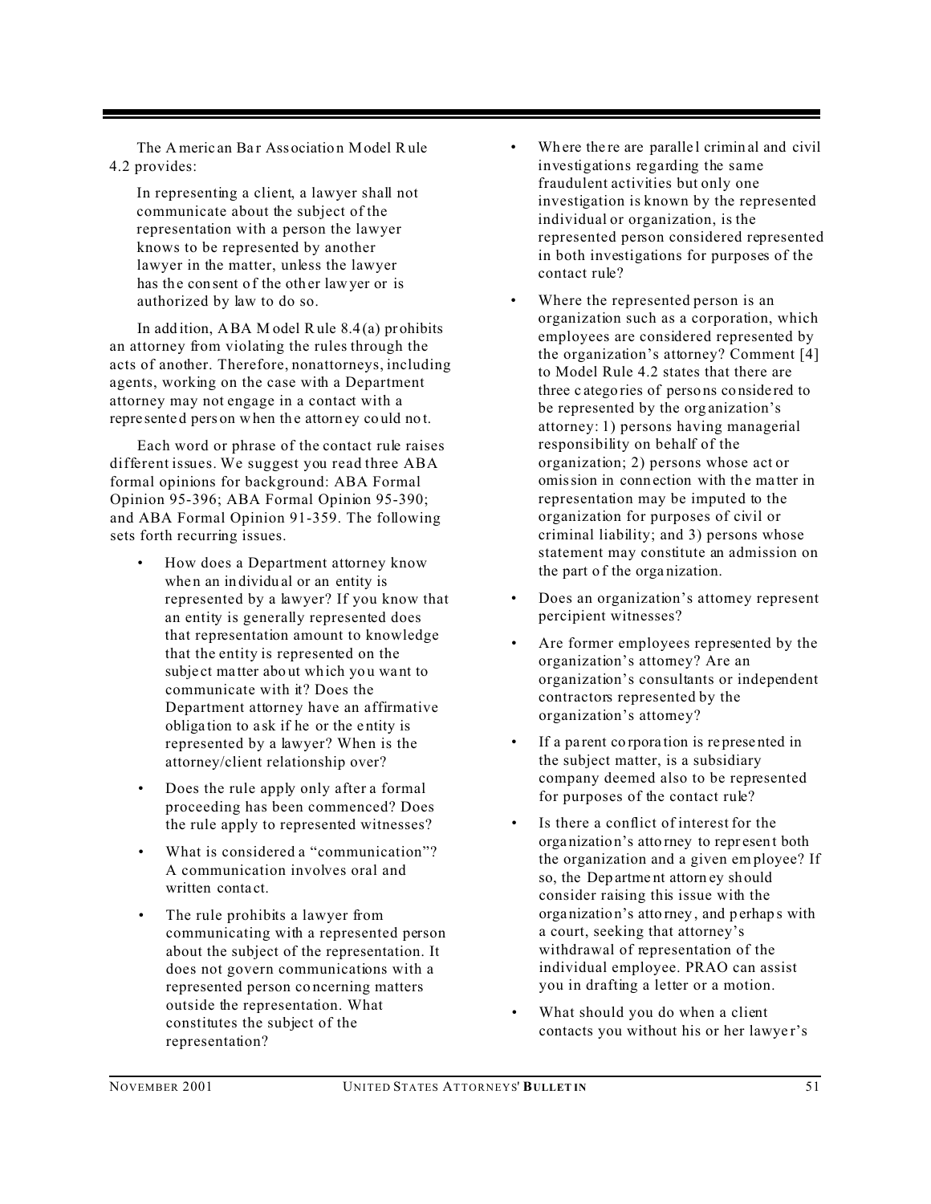The American Bar Association Model Rule 4.2 provides:

> In representing a client, a lawyer shall not communicate about the subject of the representation with a person the lawyer knows to be represented by another lawyer in the matter, unless the lawyer has the consent of the other lawyer or is authorized by law to do so.

In addition, ABA Model Rule 8.4(a) prohibits an attorney from violating the rules through the acts of another. Therefore, nonattorneys, including agents, working on the case with a Department attorney may not engage in a contact with a represented person when the attorney could not.

Each word or phrase of the contact rule raises different issues. We suggest you read three ABA formal opinions for background: ABA Formal Opinion 95-396; ABA Formal Opinion 95-390; and ABA Formal Opinion 91-359. The following sets forth recurring issues.

- How does a Department attorney know when an individual or an entity is represented by a lawyer? If you know that an entity is generally represented does that representation amount to knowledge that the entity is represented on the subject matter about which you want to communicate with it? Does the Department attorney have an affirmative obligation to ask if he or the entity is represented by a lawyer? When is the attorney/client relationship over?
- Does the rule apply only after a formal proceeding has been commenced? Does the rule apply to represented witnesses?
- What is considered a "communication"? A communication involves oral and written contact.
- The rule prohibits a lawyer from communicating with a represented person about the subject of the representation. It does not govern communications with a represented person concerning matters outside the representation. What constitutes the subject of the representation?
- Where there are parallel criminal and civil investigations regarding the same fraudulent activities but only one investigation is known by the represented individual or organization, is the represented person considered represented in both investigations for purposes of the contact rule?
- Where the represented person is an organization such as a corporation, which employees are considered represented by the organization's attorney? Comment [4] to Model Rule 4.2 states that there are three categories of persons considered to be represented by the organization's attorney: 1) persons having managerial responsibility on behalf of the organization; 2) persons whose act or omission in connection with the matter in representation may be imputed to the organization for purposes of civil or criminal liability; and 3) persons whose statement may constitute an admission on the part of the organization.
- Does an organization's attorney represent percipient witnesses?
- Are former employees represented by the organization's attorney? Are an organization's consultants or independent contractors represented by the organization's attorney?
- If a parent corporation is represented in the subject matter, is a subsidiary company deemed also to be represented for purposes of the contact rule?
- Is there a conflict of interest for the organization's attorney to represent both the organization and a given employee? If so, the Department attorney should consider raising this issue with the organization's attorney, and perhaps with a court, seeking that attorney's withdrawal of representation of the individual employee. PRAO can assist you in drafting a letter or a motion.
- What should you do when a client contacts you without his or her lawyer's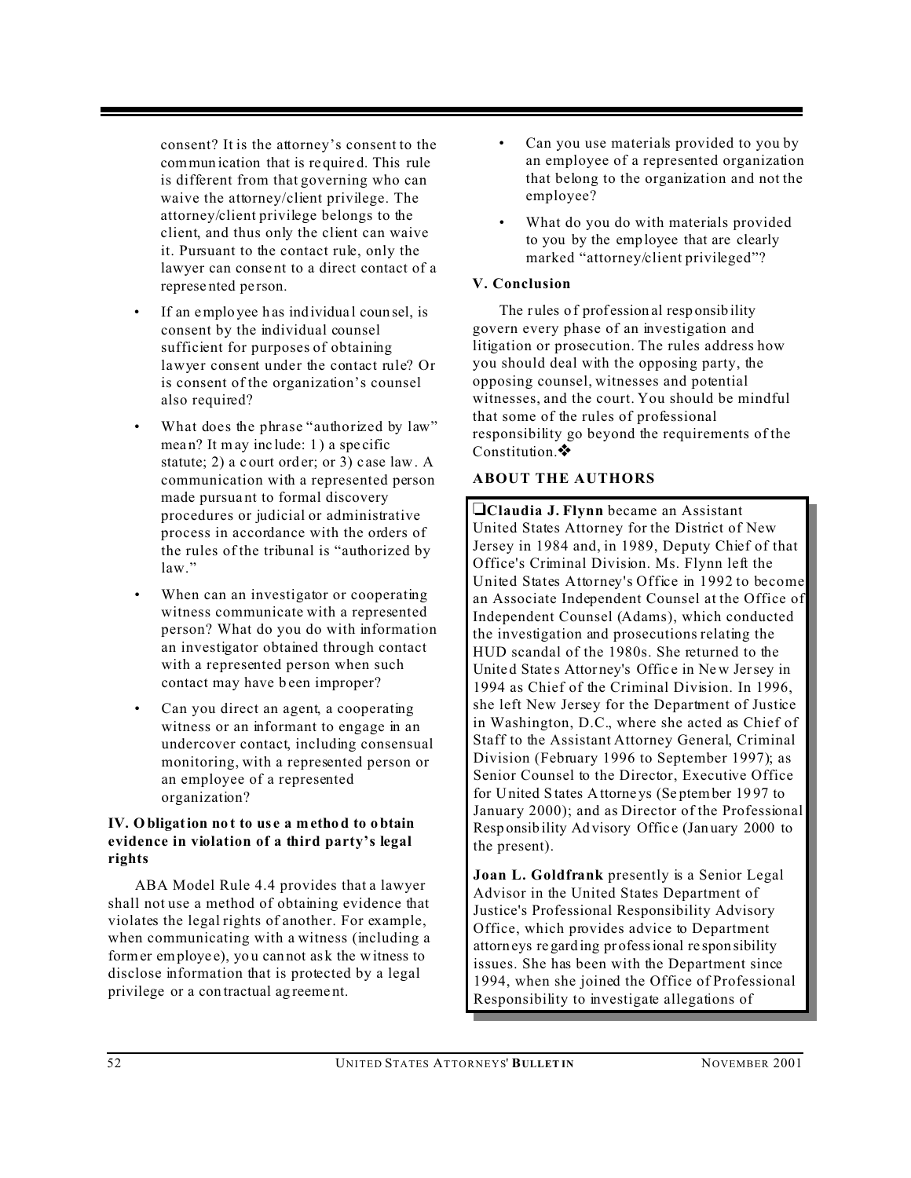consent? It is the attorney's consent to the communication that is required. This rule is different from that governing who can waive the attorney/client privilege. The attorney/client privilege belongs to the client, and thus only the client can waive it. Pursuant to the contact rule, only the lawyer can consent to a direct contact of a represented person.

- If an employee has individual counsel, is consent by the individual counsel sufficient for purposes of obtaining lawyer consent under the contact rule? Or is consent of the organization's counsel also required?
- What does the phrase "authorized by law" mean? It may include: 1) a specific statute; 2) a court order; or 3) case law. A communication with a represented person made pursuant to formal discovery procedures or judicial or administrative process in accordance with the orders of the rules of the tribunal is "authorized by law."
- When can an investigator or cooperating witness communicate with a represented person? What do you do with information an investigator obtained through contact with a represented person when such contact may have been improper?
- Can you direct an agent, a cooperating witness or an informant to engage in an undercover contact, including consensual monitoring, with a represented person or an employee of a represented organization?

### IV. Obligation not to use a method to obtain evidence in violation of a third party's legal rights

ABA Model Rule 4.4 provides that a lawyer shall not use a method of obtaining evidence that violates the legal rights of another. For example, when communicating with a witness (including a former employee), you cannot ask the witness to disclose information that is protected by a legal privilege or a contractual agreement.

- Can you use materials provided to you by an employee of a represented organization that belong to the organization and not the employee?
- What do you do with materials provided to you by the employee that are clearly marked "attorney/client privileged"?

### V. Conclusion

The rules of professional responsibility govern every phase of an investigation and litigation or prosecution. The rules address how you should deal with the opposing party, the opposing counsel, witnesses and potential witnesses, and the court. You should be mindful that some of the rules of professional responsibility go beyond the requirements of the Constitution.❖

### ABOUT THE AUTHORS

❑**Claudia J. Flynn** became an Assistant United States Attorney for the District of New Jersey in 1984 and, in 1989, Deputy Chief of that Office's Criminal Division. Ms. Flynn left the United States Attorney's Office in 1992 to become an Associate Independent Counsel at the Office of Independent Counsel (Adams), which conducted the investigation and prosecutions relating the HUD scandal of the 1980s. She returned to the United States Attorney's Office in New Jersey in 1994 as Chief of the Criminal Division. In 1996, she left New Jersey for the Department of Justice in Washington, D.C., where she acted as Chief of Staff to the Assistant Attorney General, Criminal Division (February 1996 to September 1997); as Senior Counsel to the Director, Executive Office for United States Attorneys (September 1997 to January 2000); and as Director of the Professional Responsibility Advisory Office (January 2000 to the present).

**Joan L. Goldfrank** presently is a Senior Legal Advisor in the United States Department of Justice's Professional Responsibility Advisory Office, which provides advice to Department attorneys regarding professional responsibility issues. She has been with the Department since 1994, when she joined the Office of Professional Responsibility to investigate allegations of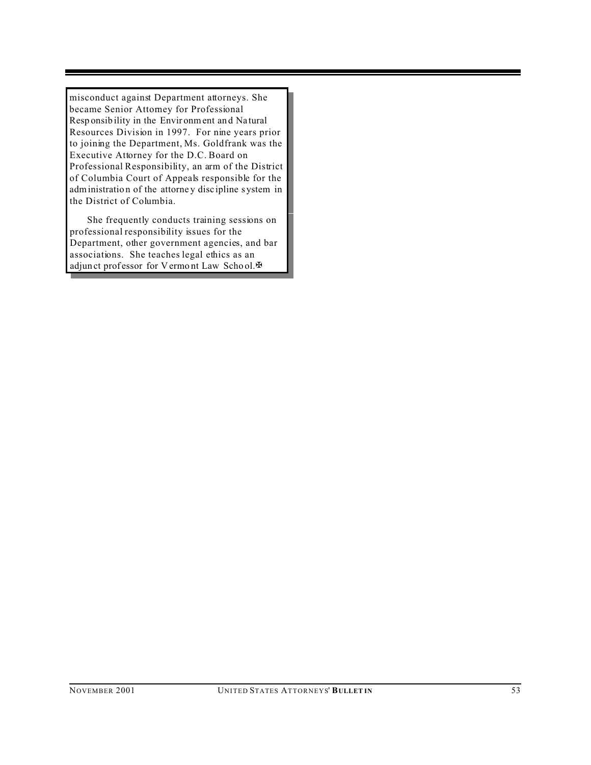misconduct against Department attorneys. She became Senior Attorney for Professional Responsibility in the Environment and Natural Resources Division in 1997. For nine years prior to joining the Department, Ms. Goldfrank was the Executive Attorney for the D.C. Board on Professional Responsibility, an arm of the District of Columbia Court of Appeals responsible for the administration of the attorney discipline system in the District of Columbia.

She frequently conducts training sessions on professional responsibility issues for the Department, other government agencies, and bar associations. She teaches legal ethics as an adjunct professor for Vermont Law School.✠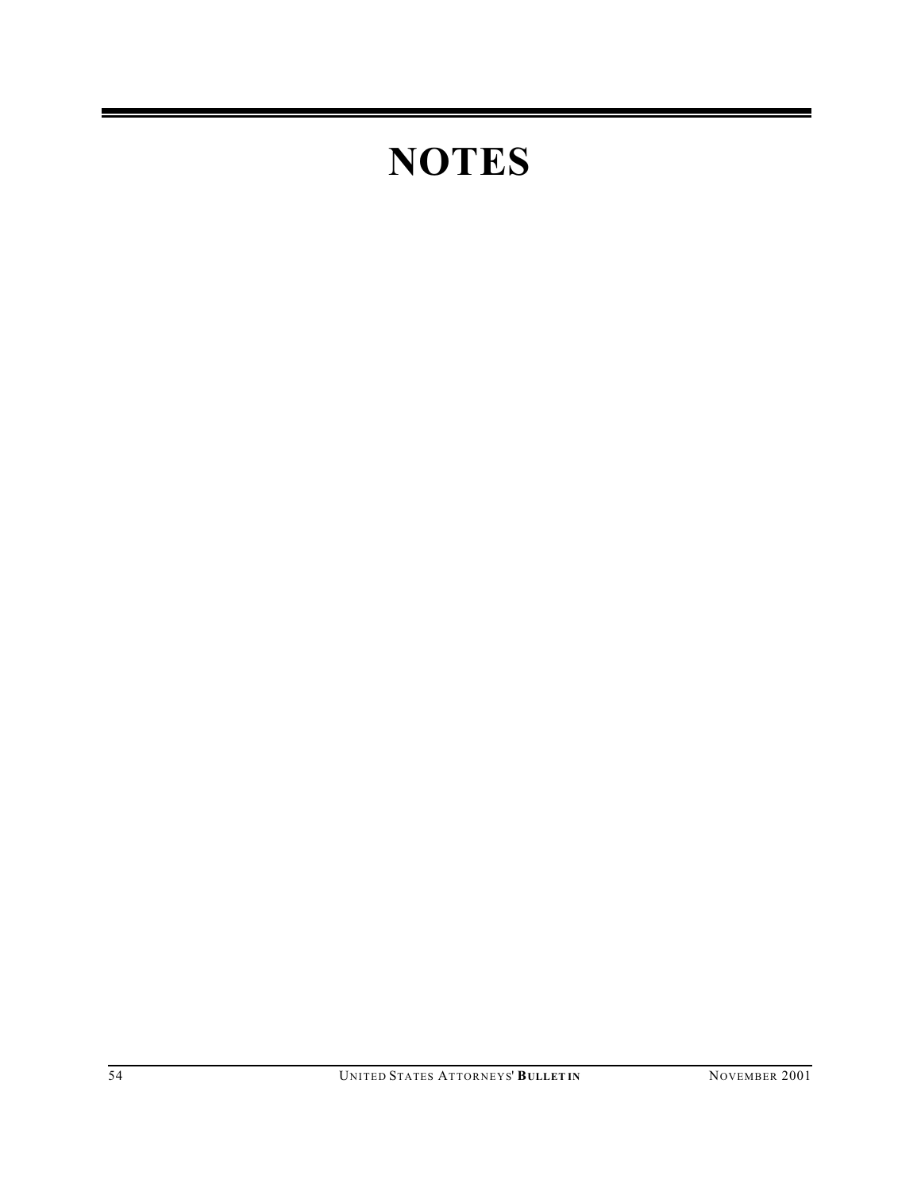# NOTES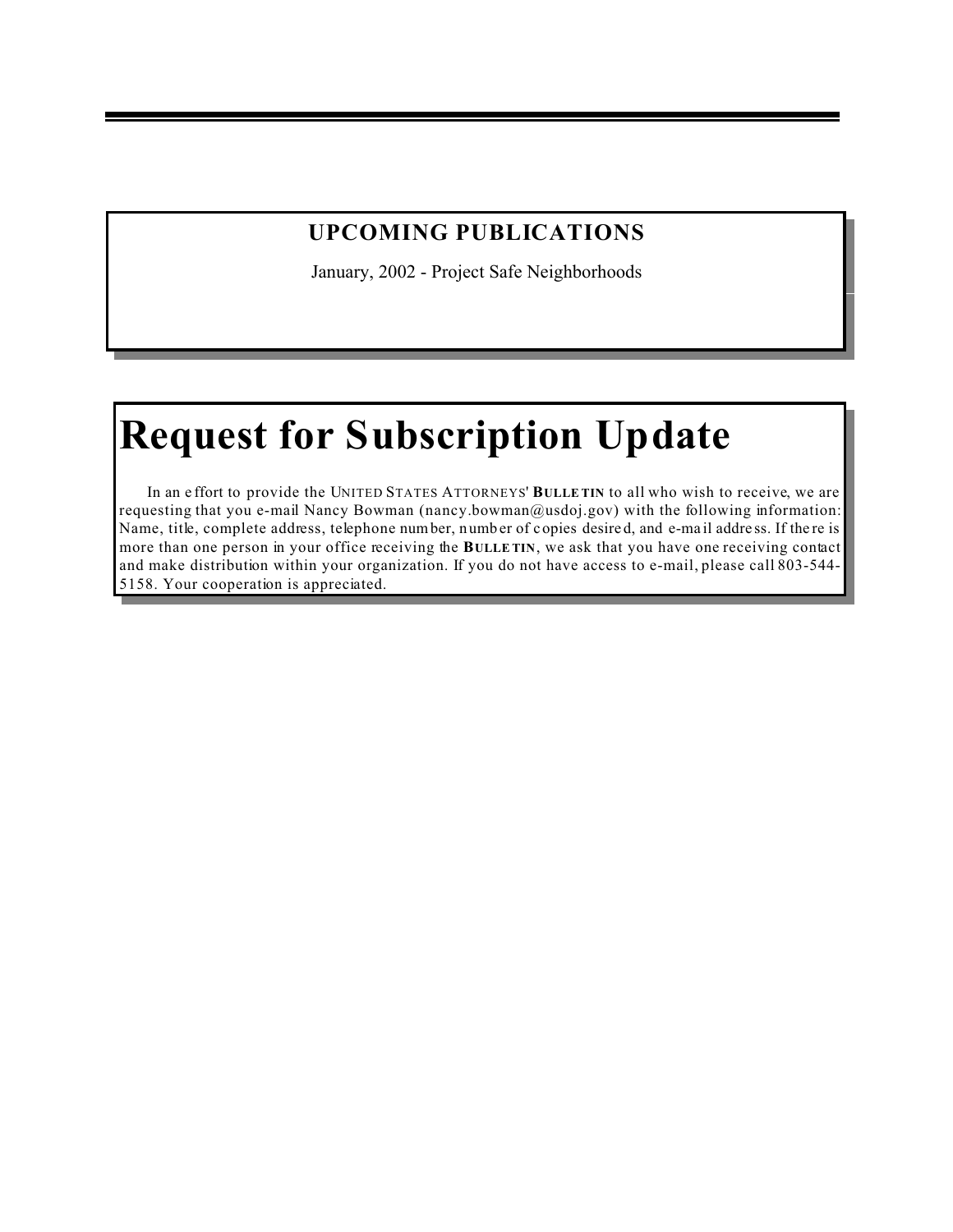## UPCOMING PUBLICATIONS

January, 2002 - Project Safe Neighborhoods

# Request for Subscription Update

In an effort to provide the UNITED STATES ATTORNEYS' **BULLETIN** to all who wish to receive, we are requesting that you e-mail Nancy Bowman (nancy.bowman@usdoj.gov) with the following information: Name, title, complete address, telephone number, number of copies desired, and e-mail address. If there is more than one person in your office receiving the **BULLETIN**, we ask that you have one receiving contact and make distribution within your organization. If you do not have access to e-mail, please call 803-544-5158. Your cooperation is appreciated.